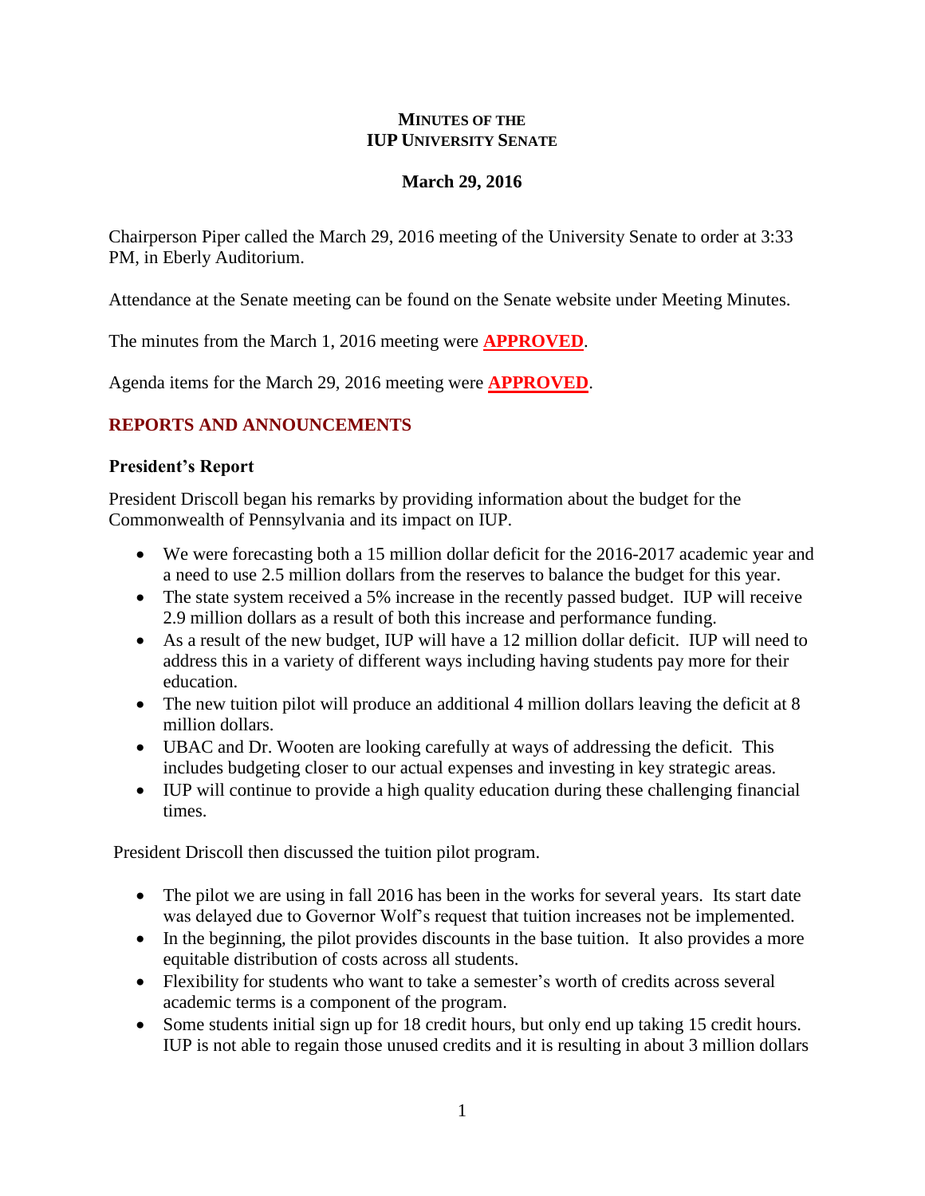# MINUTES OF THE IUP UNIVERSITY SENATE

**March 29, 2016**

Chairperson Piper called the March 29, 2016 meeting of the University Senate to order at 3:33 PM, in Eberly Auditorium.

Attendance at the Senate meeting can be found on the Senate website under Meeting Minutes.

The minutes from the March 1, 2016 meeting were **APPROVED**.

Agenda items for the March 29, 2016 meeting were **APPROVED**.

## REPORTS AND ANNOUNCEMENTS

### President's Report

President Driscoll began his remarks by providing information about the budget for the Commonwealth of Pennsylvania and its impact on IUP.

- We were forecasting both a 15 million dollar deficit for the 2016-2017 academic year and a need to use 2.5 million dollars from the reserves to balance the budget for this year.
- The state system received a 5% increase in the recently passed budget. IUP will receive 2.9 million dollars as a result of both this increase and performance funding.
- As a result of the new budget, IUP will have a 12 million dollar deficit. IUP will need to address this in a variety of different ways including having students pay more for their education.
- The new tuition pilot will produce an additional 4 million dollars leaving the deficit at 8 million dollars.
- UBAC and Dr. Wooten are looking carefully at ways of addressing the deficit. This includes budgeting closer to our actual expenses and investing in key strategic areas.
- IUP will continue to provide a high quality education during these challenging financial times.

President Driscoll then discussed the tuition pilot program.

- The pilot we are using in fall 2016 has been in the works for several years. Its start date was delayed due to Governor Wolf's request that tuition increases not be implemented.
- In the beginning, the pilot provides discounts in the base tuition. It also provides a more equitable distribution of costs across all students.
- Flexibility for students who want to take a semester's worth of credits across several academic terms is a component of the program.
- Some students initial sign up for 18 credit hours, but only end up taking 15 credit hours. IUP is not able to regain those unused credits and it is resulting in about 3 million dollars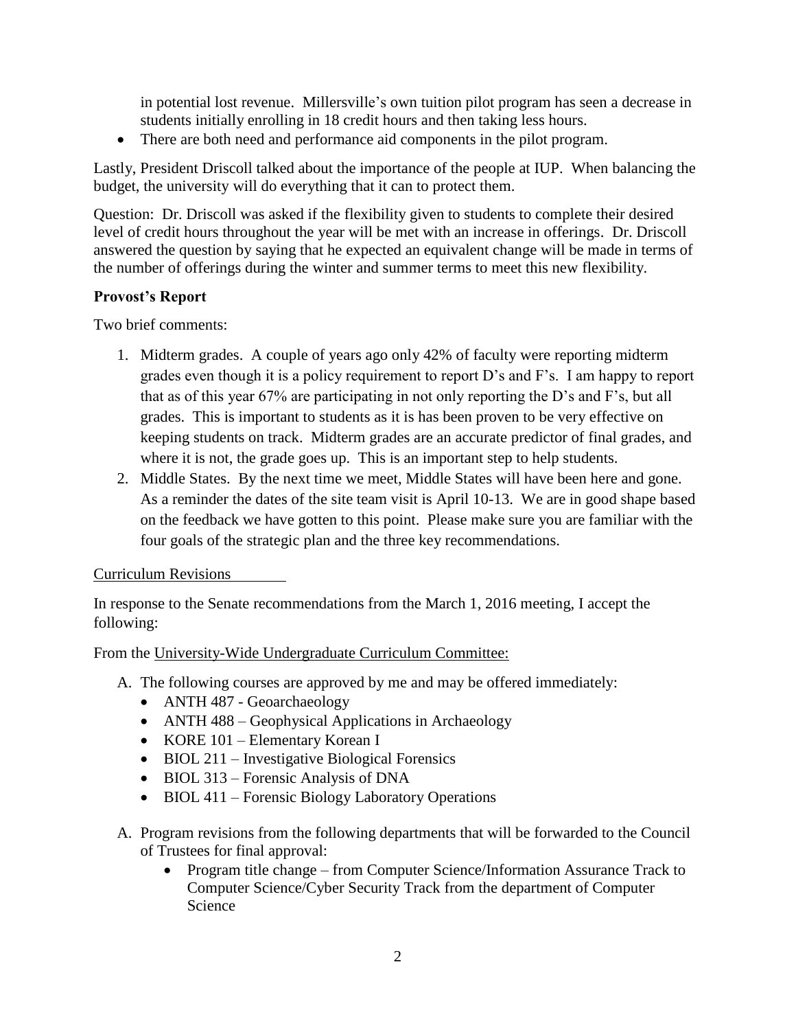in potential lost revenue. Millersville's own tuition pilot program has seen a decrease in students initially enrolling in 18 credit hours and then taking less hours.

- There are both need and performance aid components in the pilot program.

Lastly, President Driscoll talked about the importance of the people at IUP. When balancing the budget, the university will do everything that it can to protect them.

Question: Dr. Driscoll was asked if the flexibility given to students to complete their desired level of credit hours throughout the year will be met with an increase in offerings. Dr. Driscoll answered the question by saying that he expected an equivalent change will be made in terms of the number of offerings during the winter and summer terms to meet this new flexibility.

**Provost's Report**

Two brief comments:

1. Midterm grades. A couple of years ago only 42% of faculty were reporting midterm grades even though it is a policy requirement to report D's and F's. I am happy to report that as of this year 67% are participating in not only reporting the D's and F's, but all grades. This is important to students as it is has been proven to be very effective on keeping students on track. Midterm grades are an accurate predictor of final grades, and where it is not, the grade goes up. This is an important step to help students.
2. Middle States. By the next time we meet, Middle States will have been here and gone. As a reminder the dates of the site team visit is April 10-13. We are in good shape based on the feedback we have gotten to this point. Please make sure you are familiar with the four goals of the strategic plan and the three key recommendations.

<u>Curriculum Revisions</u>

In response to the Senate recommendations from the March 1, 2016 meeting, I accept the following:

From the <u>University-Wide Undergraduate Curriculum Committee:</u>

A. The following courses are approved by me and may be offered immediately:
   - ANTH 487 - Geoarchaeology
   - ANTH 488 – Geophysical Applications in Archaeology
   - KORE 101 – Elementary Korean I
   - BIOL 211 – Investigative Biological Forensics
   - BIOL 313 – Forensic Analysis of DNA
   - BIOL 411 – Forensic Biology Laboratory Operations

A. Program revisions from the following departments that will be forwarded to the Council of Trustees for final approval:
   - Program title change – from Computer Science/Information Assurance Track to Computer Science/Cyber Security Track from the department of Computer Science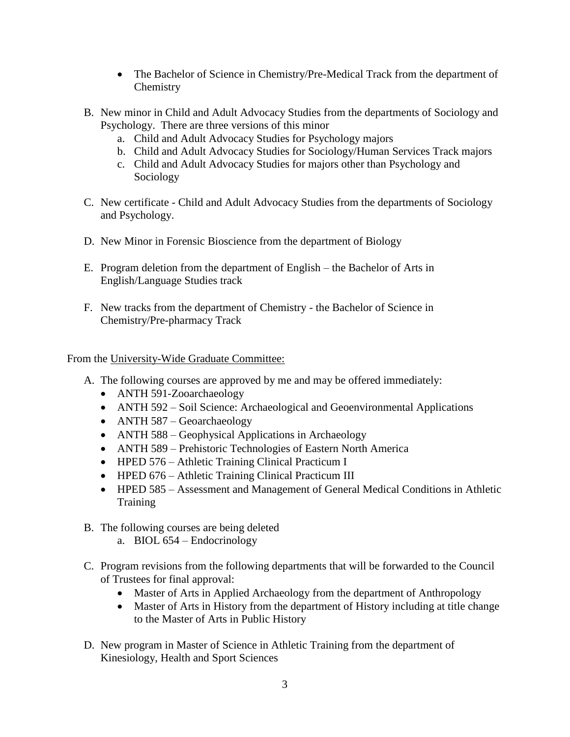- The Bachelor of Science in Chemistry/Pre-Medical Track from the department of Chemistry

B. New minor in Child and Adult Advocacy Studies from the departments of Sociology and Psychology. There are three versions of this minor
   a. Child and Adult Advocacy Studies for Psychology majors
   b. Child and Adult Advocacy Studies for Sociology/Human Services Track majors
   c. Child and Adult Advocacy Studies for majors other than Psychology and Sociology

C. New certificate - Child and Adult Advocacy Studies from the departments of Sociology and Psychology.

D. New Minor in Forensic Bioscience from the department of Biology

E. Program deletion from the department of English – the Bachelor of Arts in English/Language Studies track

F. New tracks from the department of Chemistry - the Bachelor of Science in Chemistry/Pre-pharmacy Track

From the University-Wide Graduate Committee:

A. The following courses are approved by me and may be offered immediately:
   - ANTH 591-Zooarchaeology
   - ANTH 592 – Soil Science: Archaeological and Geoenvironmental Applications
   - ANTH 587 – Geoarchaeology
   - ANTH 588 – Geophysical Applications in Archaeology
   - ANTH 589 – Prehistoric Technologies of Eastern North America
   - HPED 576 – Athletic Training Clinical Practicum I
   - HPED 676 – Athletic Training Clinical Practicum III
   - HPED 585 – Assessment and Management of General Medical Conditions in Athletic Training

B. The following courses are being deleted
   a. BIOL 654 – Endocrinology

C. Program revisions from the following departments that will be forwarded to the Council of Trustees for final approval:
   - Master of Arts in Applied Archaeology from the department of Anthropology
   - Master of Arts in History from the department of History including at title change to the Master of Arts in Public History

D. New program in Master of Science in Athletic Training from the department of Kinesiology, Health and Sport Sciences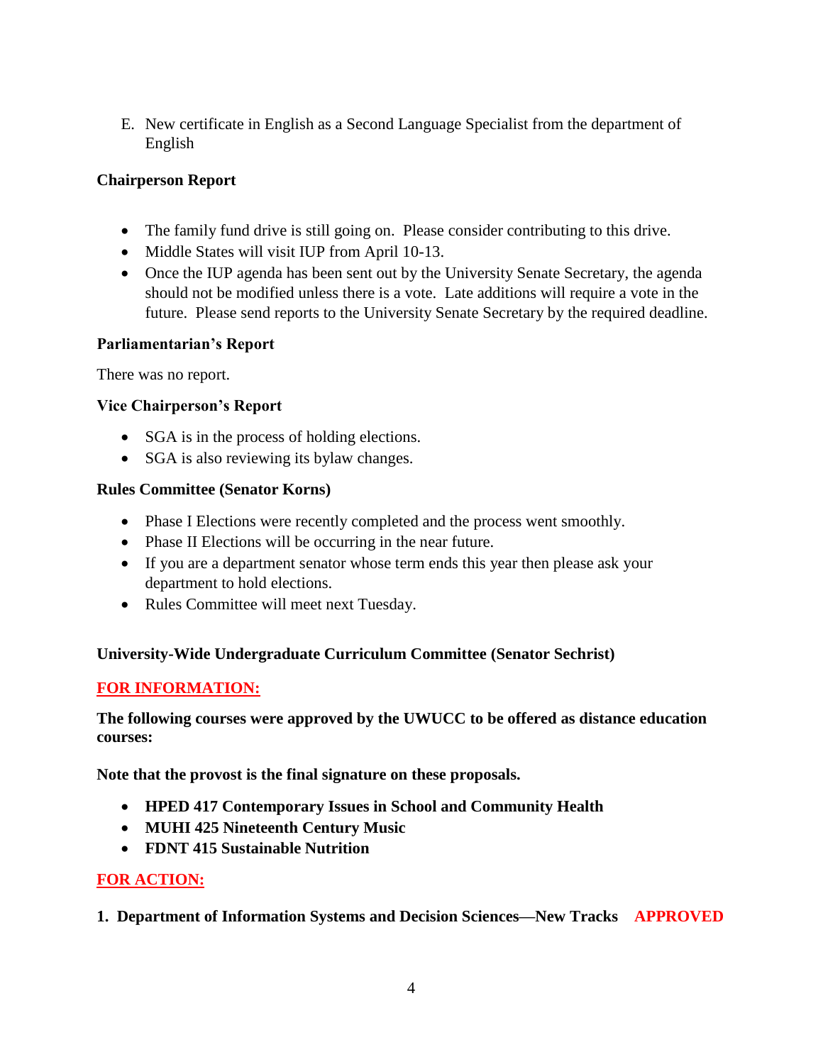E. New certificate in English as a Second Language Specialist from the department of English

**Chairperson Report**

- The family fund drive is still going on. Please consider contributing to this drive.
- Middle States will visit IUP from April 10-13.
- Once the IUP agenda has been sent out by the University Senate Secretary, the agenda should not be modified unless there is a vote. Late additions will require a vote in the future. Please send reports to the University Senate Secretary by the required deadline.

**Parliamentarian's Report**

There was no report.

**Vice Chairperson's Report**

- SGA is in the process of holding elections.
- SGA is also reviewing its bylaw changes.

**Rules Committee (Senator Korns)**

- Phase I Elections were recently completed and the process went smoothly.
- Phase II Elections will be occurring in the near future.
- If you are a department senator whose term ends this year then please ask your department to hold elections.
- Rules Committee will meet next Tuesday.

**University-Wide Undergraduate Curriculum Committee (Senator Sechrist)**

**FOR INFORMATION:**

**The following courses were approved by the UWUCC to be offered as distance education courses:**

**Note that the provost is the final signature on these proposals.**

- **HPED 417 Contemporary Issues in School and Community Health**
- **MUHI 425 Nineteenth Century Music**
- **FDNT 415 Sustainable Nutrition**

**FOR ACTION:**

**1. Department of Information Systems and Decision Sciences—New Tracks APPROVED**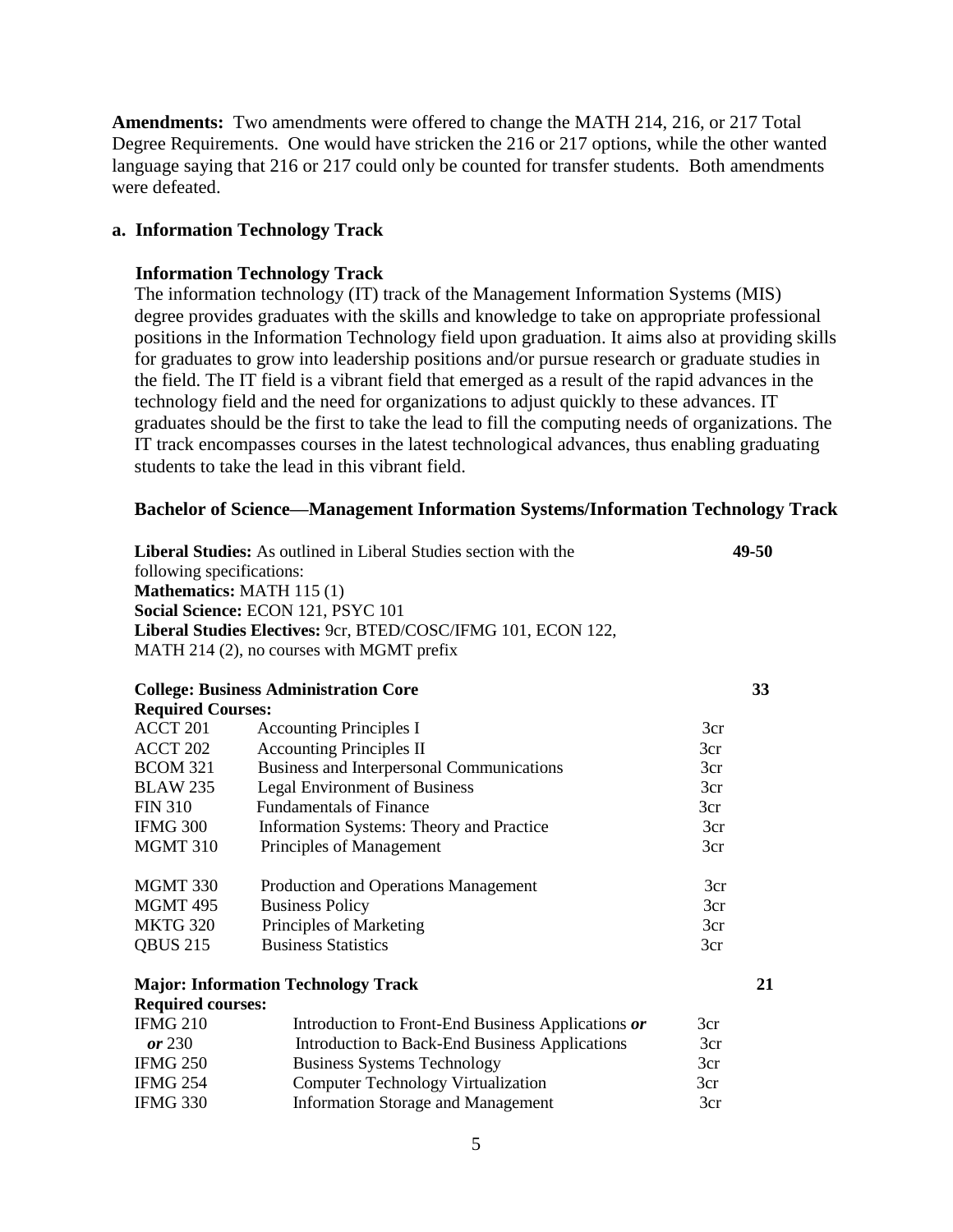**Amendments:** Two amendments were offered to change the MATH 214, 216, or 217 Total Degree Requirements. One would have stricken the 216 or 217 options, while the other wanted language saying that 216 or 217 could only be counted for transfer students. Both amendments were defeated.

**a. Information Technology Track**

**Information Technology Track**

The information technology (IT) track of the Management Information Systems (MIS) degree provides graduates with the skills and knowledge to take on appropriate professional positions in the Information Technology field upon graduation. It aims also at providing skills for graduates to grow into leadership positions and/or pursue research or graduate studies in the field. The IT field is a vibrant field that emerged as a result of the rapid advances in the technology field and the need for organizations to adjust quickly to these advances. IT graduates should be the first to take the lead to fill the computing needs of organizations. The IT track encompasses courses in the latest technological advances, thus enabling graduating students to take the lead in this vibrant field.

**Bachelor of Science—Management Information Systems/Information Technology Track**

**Liberal Studies:** As outlined in Liberal Studies section with the following specifications: **49-50**

**Mathematics:** MATH 115 (1)
**Social Science:** ECON 121, PSYC 101
**Liberal Studies Electives:** 9cr, BTED/COSC/IFMG 101, ECON 122, MATH 214 (2), no courses with MGMT prefix

**College: Business Administration Core** **33**

**Required Courses:**

| | | | |
|---|---|---|---|
| ACCT 201 | Accounting Principles I | 3cr | |
| ACCT 202 | Accounting Principles II | 3cr | |
| BCOM 321 | Business and Interpersonal Communications | 3cr | |
| BLAW 235 | Legal Environment of Business | 3cr | |
| FIN 310 | Fundamentals of Finance | 3cr | |
| IFMG 300 | Information Systems: Theory and Practice | 3cr | |
| MGMT 310 | Principles of Management | 3cr | |
| MGMT 330 | Production and Operations Management | 3cr | |
| MGMT 495 | Business Policy | 3cr | |
| MKTG 320 | Principles of Marketing | 3cr | |
| QBUS 215 | Business Statistics | 3cr | |

**Major: Information Technology Track** **21**

**Required courses:**

| | | | |
|---|---|---|---|
| IFMG 210 | Introduction to Front-End Business Applications ***or*** | 3cr | |
| ***or*** 230 | Introduction to Back-End Business Applications | 3cr | |
| IFMG 250 | Business Systems Technology | 3cr | |
| IFMG 254 | Computer Technology Virtualization | 3cr | |
| IFMG 330 | Information Storage and Management | 3cr | |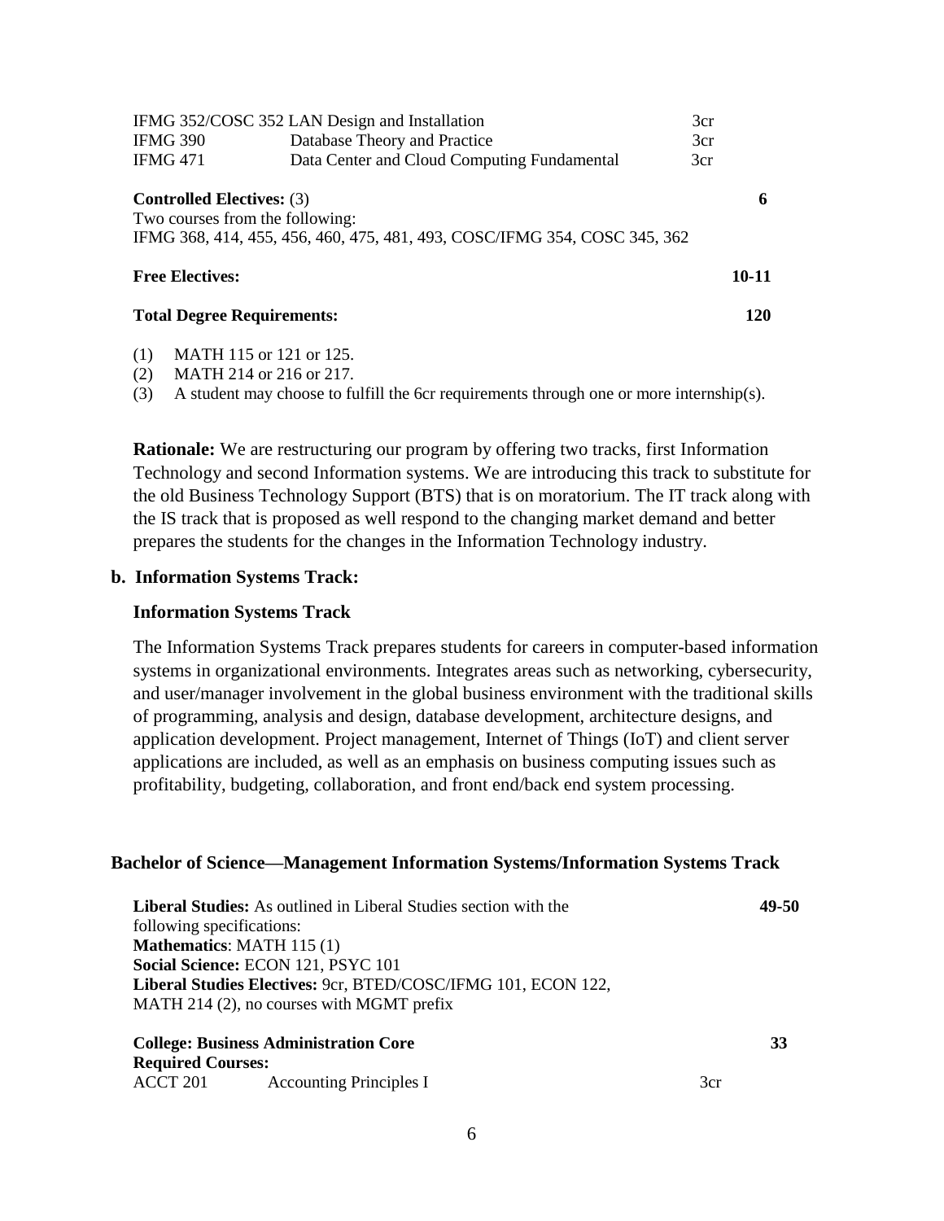| | | |
|---|---|---|
| IFMG 352/COSC 352 | LAN Design and Installation | 3cr |
| IFMG 390 | Database Theory and Practice | 3cr |
| IFMG 471 | Data Center and Cloud Computing Fundamental | 3cr |

**Controlled Electives:** (3) **6**

Two courses from the following:
IFMG 368, 414, 455, 456, 460, 475, 481, 493, COSC/IFMG 354, COSC 345, 362

**Free Electives:** **10-11**

**Total Degree Requirements:** **120**

(1) MATH 115 or 121 or 125.
(2) MATH 214 or 216 or 217.
(3) A student may choose to fulfill the 6cr requirements through one or more internship(s).

**Rationale:** We are restructuring our program by offering two tracks, first Information Technology and second Information systems. We are introducing this track to substitute for the old Business Technology Support (BTS) that is on moratorium. The IT track along with the IS track that is proposed as well respond to the changing market demand and better prepares the students for the changes in the Information Technology industry.

**b. Information Systems Track:**

**Information Systems Track**

The Information Systems Track prepares students for careers in computer-based information systems in organizational environments. Integrates areas such as networking, cybersecurity, and user/manager involvement in the global business environment with the traditional skills of programming, analysis and design, database development, architecture designs, and application development. Project management, Internet of Things (IoT) and client server applications are included, as well as an emphasis on business computing issues such as profitability, budgeting, collaboration, and front end/back end system processing.

**Bachelor of Science—Management Information Systems/Information Systems Track**

**Liberal Studies:** As outlined in Liberal Studies section with the following specifications: **49-50**
**Mathematics**: MATH 115 (1)
**Social Science:** ECON 121, PSYC 101
**Liberal Studies Electives:** 9cr, BTED/COSC/IFMG 101, ECON 122, MATH 214 (2), no courses with MGMT prefix

**College: Business Administration Core** **33**
**Required Courses:**

| | | |
|---|---|---|
| ACCT 201 | Accounting Principles I | 3cr |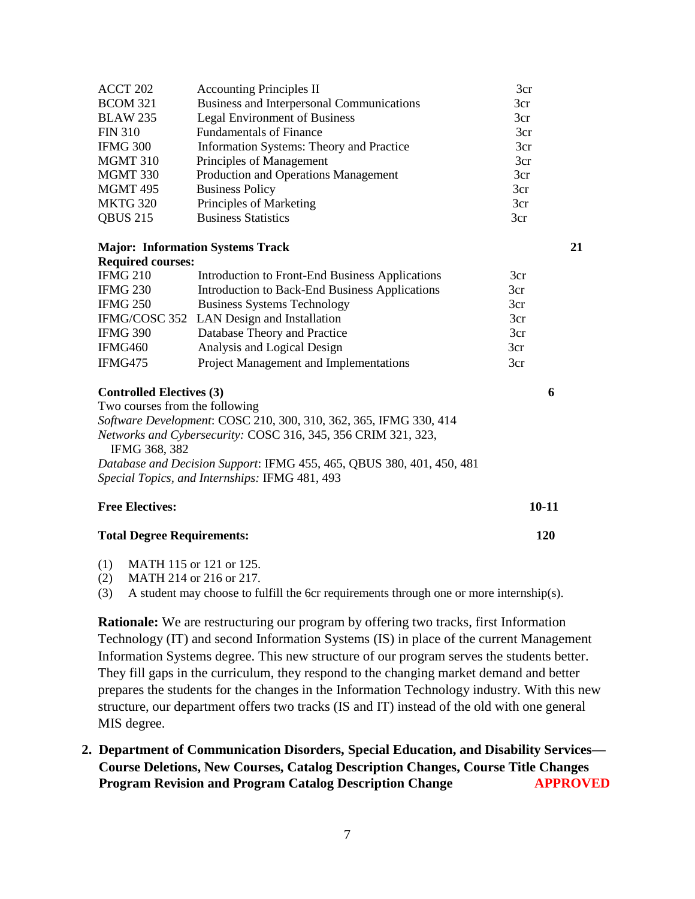| | | |
|---|---|---|
| ACCT 202 | Accounting Principles II | 3cr |
| BCOM 321 | Business and Interpersonal Communications | 3cr |
| BLAW 235 | Legal Environment of Business | 3cr |
| FIN 310 | Fundamentals of Finance | 3cr |
| IFMG 300 | Information Systems: Theory and Practice | 3cr |
| MGMT 310 | Principles of Management | 3cr |
| MGMT 330 | Production and Operations Management | 3cr |
| MGMT 495 | Business Policy | 3cr |
| MKTG 320 | Principles of Marketing | 3cr |
| QBUS 215 | Business Statistics | 3cr |

**Major: Information Systems Track** **21**

**Required courses:**

| | | |
|---|---|---|
| IFMG 210 | Introduction to Front-End Business Applications | 3cr |
| IFMG 230 | Introduction to Back-End Business Applications | 3cr |
| IFMG 250 | Business Systems Technology | 3cr |
| IFMG/COSC 352 | LAN Design and Installation | 3cr |
| IFMG 390 | Database Theory and Practice | 3cr |
| IFMG460 | Analysis and Logical Design | 3cr |
| IFMG475 | Project Management and Implementations | 3cr |

**Controlled Electives (3)** **6**

Two courses from the following

*Software Development*: COSC 210, 300, 310, 362, 365, IFMG 330, 414

*Networks and Cybersecurity:* COSC 316, 345, 356 CRIM 321, 323, IFMG 368, 382

*Database and Decision Support*: IFMG 455, 465, QBUS 380, 401, 450, 481

*Special Topics, and Internships:* IFMG 481, 493

**Free Electives:** **10-11**

**Total Degree Requirements:** **120**

(1) MATH 115 or 121 or 125.
(2) MATH 214 or 216 or 217.
(3) A student may choose to fulfill the 6cr requirements through one or more internship(s).

**Rationale:** We are restructuring our program by offering two tracks, first Information Technology (IT) and second Information Systems (IS) in place of the current Management Information Systems degree. This new structure of our program serves the students better. They fill gaps in the curriculum, they respond to the changing market demand and better prepares the students for the changes in the Information Technology industry. With this new structure, our department offers two tracks (IS and IT) instead of the old with one general MIS degree.

2. **Department of Communication Disorders, Special Education, and Disability Services—Course Deletions, New Courses, Catalog Description Changes, Course Title Changes Program Revision and Program Catalog Description Change** **APPROVED**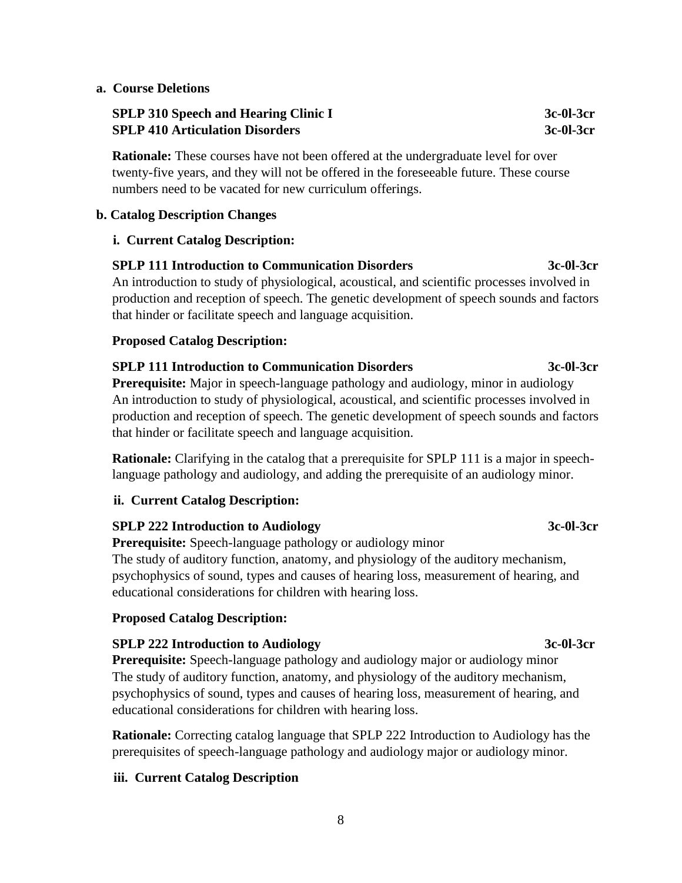**a. Course Deletions**

**SPLP 310 Speech and Hearing Clinic I 3c-0l-3cr**
**SPLP 410 Articulation Disorders 3c-0l-3cr**

**Rationale:** These courses have not been offered at the undergraduate level for over twenty-five years, and they will not be offered in the foreseeable future. These course numbers need to be vacated for new curriculum offerings.

**b. Catalog Description Changes**

**i. Current Catalog Description:**

**SPLP 111 Introduction to Communication Disorders 3c-0l-3cr**
An introduction to study of physiological, acoustical, and scientific processes involved in production and reception of speech. The genetic development of speech sounds and factors that hinder or facilitate speech and language acquisition.

**Proposed Catalog Description:**

**SPLP 111 Introduction to Communication Disorders 3c-0l-3cr**
**Prerequisite:** Major in speech-language pathology and audiology, minor in audiology
An introduction to study of physiological, acoustical, and scientific processes involved in production and reception of speech. The genetic development of speech sounds and factors that hinder or facilitate speech and language acquisition.

**Rationale:** Clarifying in the catalog that a prerequisite for SPLP 111 is a major in speech-language pathology and audiology, and adding the prerequisite of an audiology minor.

**ii. Current Catalog Description:**

**SPLP 222 Introduction to Audiology 3c-0l-3cr**
**Prerequisite:** Speech-language pathology or audiology minor
The study of auditory function, anatomy, and physiology of the auditory mechanism, psychophysics of sound, types and causes of hearing loss, measurement of hearing, and educational considerations for children with hearing loss.

**Proposed Catalog Description:**

**SPLP 222 Introduction to Audiology 3c-0l-3cr**
**Prerequisite:** Speech-language pathology and audiology major or audiology minor
The study of auditory function, anatomy, and physiology of the auditory mechanism, psychophysics of sound, types and causes of hearing loss, measurement of hearing, and educational considerations for children with hearing loss.

**Rationale:** Correcting catalog language that SPLP 222 Introduction to Audiology has the prerequisites of speech-language pathology and audiology major or audiology minor.

**iii. Current Catalog Description**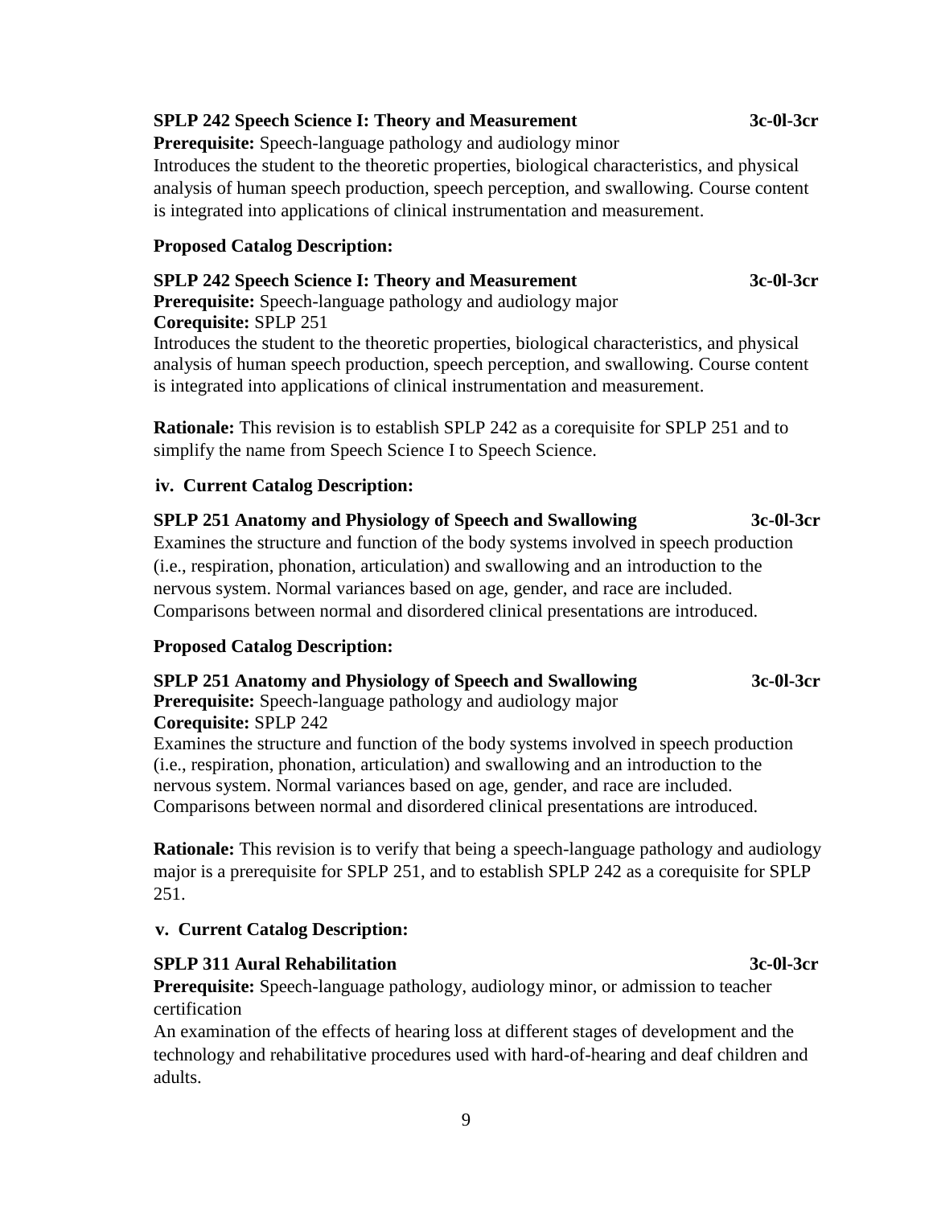**SPLP 242 Speech Science I: Theory and Measurement** **3c-0l-3cr**
**Prerequisite:** Speech-language pathology and audiology minor
Introduces the student to the theoretic properties, biological characteristics, and physical analysis of human speech production, speech perception, and swallowing. Course content is integrated into applications of clinical instrumentation and measurement.

**Proposed Catalog Description:**

**SPLP 242 Speech Science I: Theory and Measurement** **3c-0l-3cr**
**Prerequisite:** Speech-language pathology and audiology major
**Corequisite:** SPLP 251
Introduces the student to the theoretic properties, biological characteristics, and physical analysis of human speech production, speech perception, and swallowing. Course content is integrated into applications of clinical instrumentation and measurement.

**Rationale:** This revision is to establish SPLP 242 as a corequisite for SPLP 251 and to simplify the name from Speech Science I to Speech Science.

**iv. Current Catalog Description:**

**SPLP 251 Anatomy and Physiology of Speech and Swallowing** **3c-0l-3cr**
Examines the structure and function of the body systems involved in speech production (i.e., respiration, phonation, articulation) and swallowing and an introduction to the nervous system. Normal variances based on age, gender, and race are included. Comparisons between normal and disordered clinical presentations are introduced.

**Proposed Catalog Description:**

**SPLP 251 Anatomy and Physiology of Speech and Swallowing** **3c-0l-3cr**
**Prerequisite:** Speech-language pathology and audiology major
**Corequisite:** SPLP 242
Examines the structure and function of the body systems involved in speech production (i.e., respiration, phonation, articulation) and swallowing and an introduction to the nervous system. Normal variances based on age, gender, and race are included. Comparisons between normal and disordered clinical presentations are introduced.

**Rationale:** This revision is to verify that being a speech-language pathology and audiology major is a prerequisite for SPLP 251, and to establish SPLP 242 as a corequisite for SPLP 251.

**v. Current Catalog Description:**

**SPLP 311 Aural Rehabilitation** **3c-0l-3cr**
**Prerequisite:** Speech-language pathology, audiology minor, or admission to teacher certification
An examination of the effects of hearing loss at different stages of development and the technology and rehabilitative procedures used with hard-of-hearing and deaf children and adults.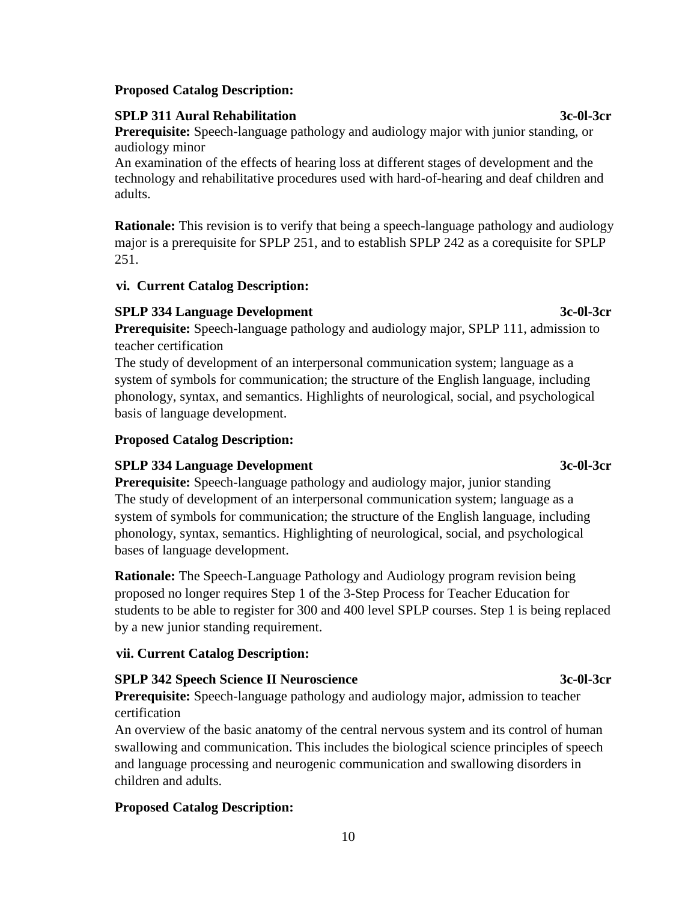**Proposed Catalog Description:**

**SPLP 311 Aural Rehabilitation** **3c-0l-3cr**

**Prerequisite:** Speech-language pathology and audiology major with junior standing, or audiology minor

An examination of the effects of hearing loss at different stages of development and the technology and rehabilitative procedures used with hard-of-hearing and deaf children and adults.

**Rationale:** This revision is to verify that being a speech-language pathology and audiology major is a prerequisite for SPLP 251, and to establish SPLP 242 as a corequisite for SPLP 251.

**vi. Current Catalog Description:**

**SPLP 334 Language Development** **3c-0l-3cr**

**Prerequisite:** Speech-language pathology and audiology major, SPLP 111, admission to teacher certification

The study of development of an interpersonal communication system; language as a system of symbols for communication; the structure of the English language, including phonology, syntax, and semantics. Highlights of neurological, social, and psychological basis of language development.

**Proposed Catalog Description:**

**SPLP 334 Language Development** **3c-0l-3cr**

**Prerequisite:** Speech-language pathology and audiology major, junior standing

The study of development of an interpersonal communication system; language as a system of symbols for communication; the structure of the English language, including phonology, syntax, semantics. Highlighting of neurological, social, and psychological bases of language development.

**Rationale:** The Speech-Language Pathology and Audiology program revision being proposed no longer requires Step 1 of the 3-Step Process for Teacher Education for students to be able to register for 300 and 400 level SPLP courses. Step 1 is being replaced by a new junior standing requirement.

**vii. Current Catalog Description:**

**SPLP 342 Speech Science II Neuroscience** **3c-0l-3cr**

**Prerequisite:** Speech-language pathology and audiology major, admission to teacher certification

An overview of the basic anatomy of the central nervous system and its control of human swallowing and communication. This includes the biological science principles of speech and language processing and neurogenic communication and swallowing disorders in children and adults.

**Proposed Catalog Description:**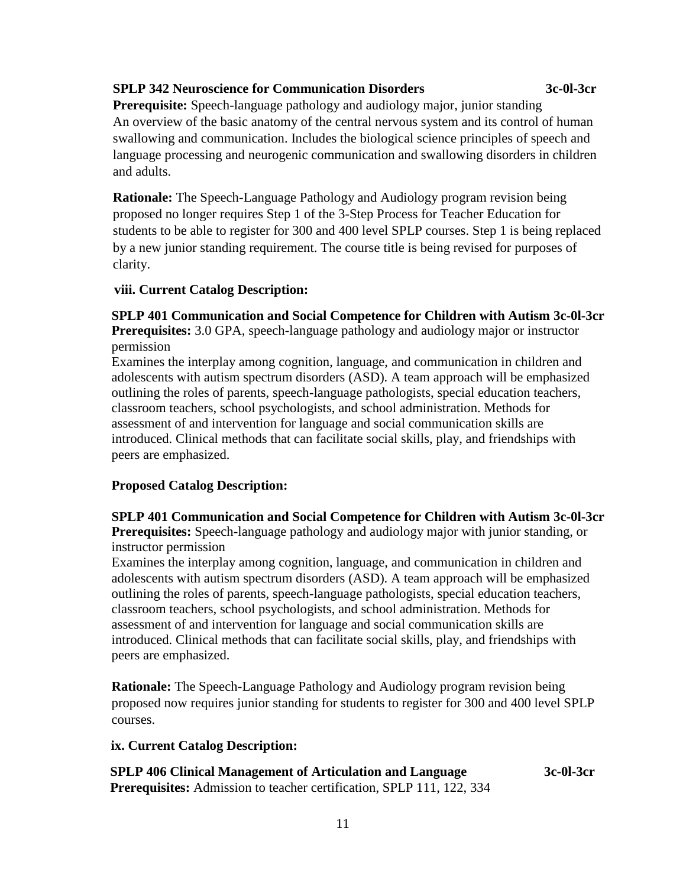**SPLP 342 Neuroscience for Communication Disorders 3c-0l-3cr**
**Prerequisite:** Speech-language pathology and audiology major, junior standing
An overview of the basic anatomy of the central nervous system and its control of human swallowing and communication. Includes the biological science principles of speech and language processing and neurogenic communication and swallowing disorders in children and adults.

**Rationale:** The Speech-Language Pathology and Audiology program revision being proposed no longer requires Step 1 of the 3-Step Process for Teacher Education for students to be able to register for 300 and 400 level SPLP courses. Step 1 is being replaced by a new junior standing requirement. The course title is being revised for purposes of clarity.

**viii. Current Catalog Description:**

**SPLP 401 Communication and Social Competence for Children with Autism 3c-0l-3cr**
**Prerequisites:** 3.0 GPA, speech-language pathology and audiology major or instructor permission
Examines the interplay among cognition, language, and communication in children and adolescents with autism spectrum disorders (ASD). A team approach will be emphasized outlining the roles of parents, speech-language pathologists, special education teachers, classroom teachers, school psychologists, and school administration. Methods for assessment of and intervention for language and social communication skills are introduced. Clinical methods that can facilitate social skills, play, and friendships with peers are emphasized.

**Proposed Catalog Description:**

**SPLP 401 Communication and Social Competence for Children with Autism 3c-0l-3cr**
**Prerequisites:** Speech-language pathology and audiology major with junior standing, or instructor permission
Examines the interplay among cognition, language, and communication in children and adolescents with autism spectrum disorders (ASD). A team approach will be emphasized outlining the roles of parents, speech-language pathologists, special education teachers, classroom teachers, school psychologists, and school administration. Methods for assessment of and intervention for language and social communication skills are introduced. Clinical methods that can facilitate social skills, play, and friendships with peers are emphasized.

**Rationale:** The Speech-Language Pathology and Audiology program revision being proposed now requires junior standing for students to register for 300 and 400 level SPLP courses.

**ix. Current Catalog Description:**

**SPLP 406 Clinical Management of Articulation and Language 3c-0l-3cr**
**Prerequisites:** Admission to teacher certification, SPLP 111, 122, 334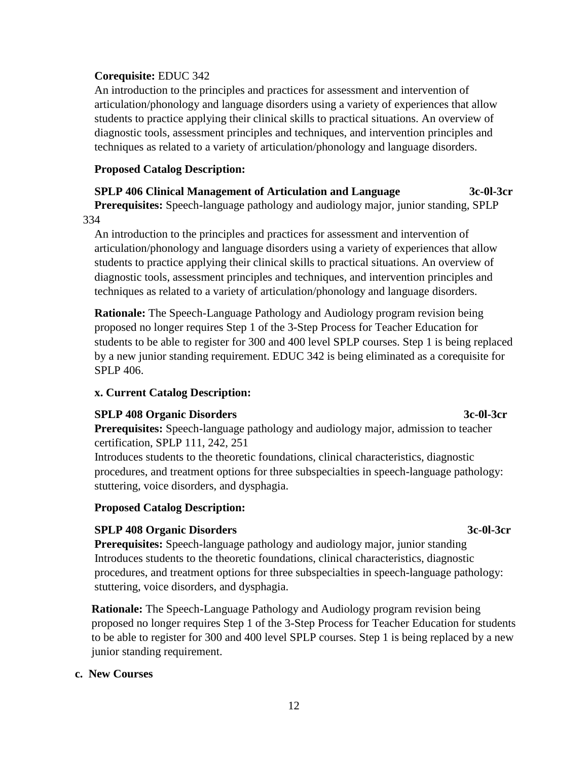**Corequisite:** EDUC 342

An introduction to the principles and practices for assessment and intervention of articulation/phonology and language disorders using a variety of experiences that allow students to practice applying their clinical skills to practical situations. An overview of diagnostic tools, assessment principles and techniques, and intervention principles and techniques as related to a variety of articulation/phonology and language disorders.

**Proposed Catalog Description:**

**SPLP 406 Clinical Management of Articulation and Language 3c-0l-3cr**

**Prerequisites:** Speech-language pathology and audiology major, junior standing, SPLP 334

An introduction to the principles and practices for assessment and intervention of articulation/phonology and language disorders using a variety of experiences that allow students to practice applying their clinical skills to practical situations. An overview of diagnostic tools, assessment principles and techniques, and intervention principles and techniques as related to a variety of articulation/phonology and language disorders.

**Rationale:** The Speech-Language Pathology and Audiology program revision being proposed no longer requires Step 1 of the 3-Step Process for Teacher Education for students to be able to register for 300 and 400 level SPLP courses. Step 1 is being replaced by a new junior standing requirement. EDUC 342 is being eliminated as a corequisite for SPLP 406.

**x. Current Catalog Description:**

**SPLP 408 Organic Disorders 3c-0l-3cr**

**Prerequisites:** Speech-language pathology and audiology major, admission to teacher certification, SPLP 111, 242, 251

Introduces students to the theoretic foundations, clinical characteristics, diagnostic procedures, and treatment options for three subspecialties in speech-language pathology: stuttering, voice disorders, and dysphagia.

**Proposed Catalog Description:**

**SPLP 408 Organic Disorders 3c-0l-3cr**

**Prerequisites:** Speech-language pathology and audiology major, junior standing

Introduces students to the theoretic foundations, clinical characteristics, diagnostic procedures, and treatment options for three subspecialties in speech-language pathology: stuttering, voice disorders, and dysphagia.

**Rationale:** The Speech-Language Pathology and Audiology program revision being proposed no longer requires Step 1 of the 3-Step Process for Teacher Education for students to be able to register for 300 and 400 level SPLP courses. Step 1 is being replaced by a new junior standing requirement.

**c. New Courses**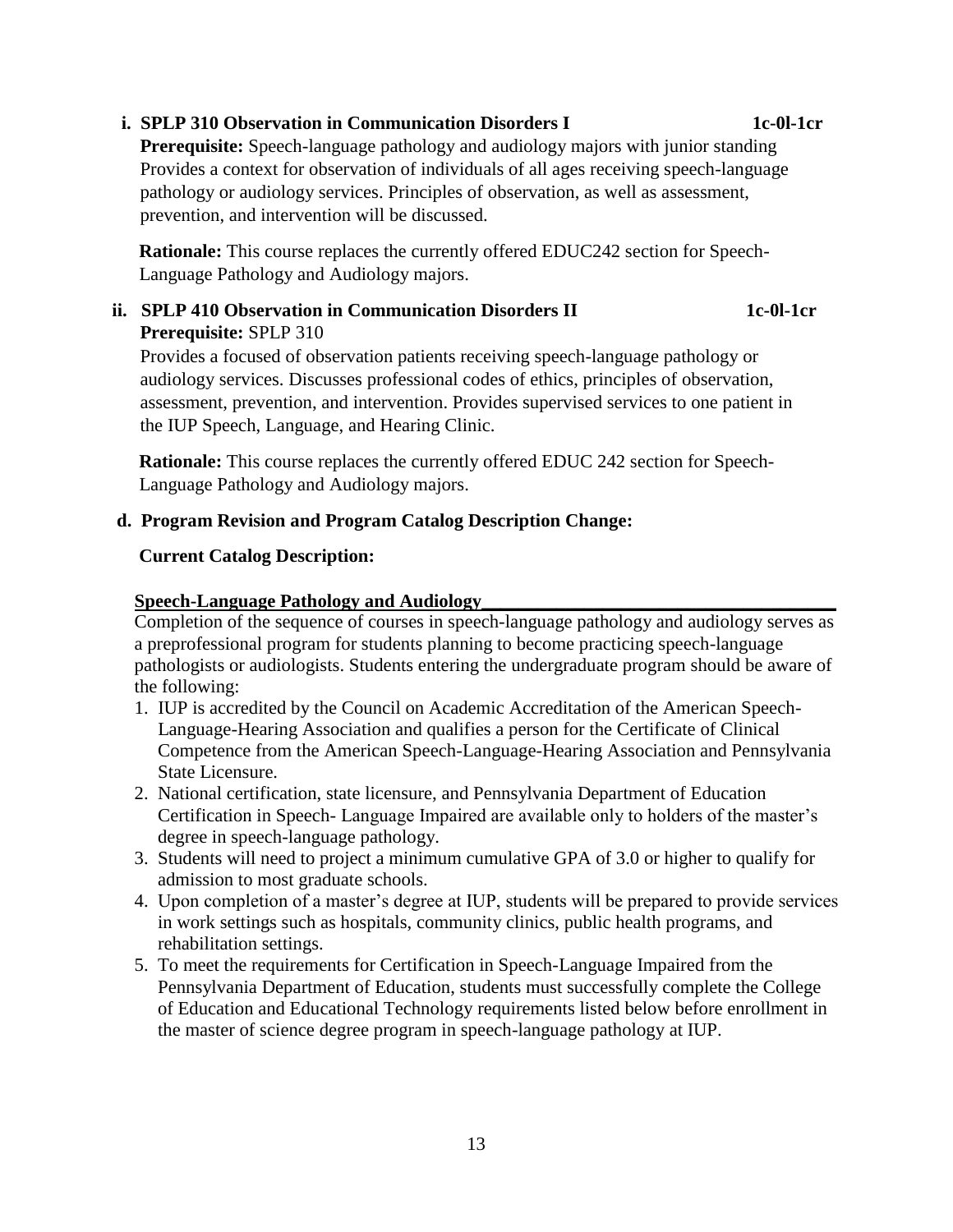**i. SPLP 310 Observation in Communication Disorders I** **1c-0l-1cr**

**Prerequisite:** Speech-language pathology and audiology majors with junior standing

Provides a context for observation of individuals of all ages receiving speech-language pathology or audiology services. Principles of observation, as well as assessment, prevention, and intervention will be discussed.

**Rationale:** This course replaces the currently offered EDUC242 section for Speech-Language Pathology and Audiology majors.

**ii. SPLP 410 Observation in Communication Disorders II** **1c-0l-1cr**

**Prerequisite:** SPLP 310

Provides a focused of observation patients receiving speech-language pathology or audiology services. Discusses professional codes of ethics, principles of observation, assessment, prevention, and intervention. Provides supervised services to one patient in the IUP Speech, Language, and Hearing Clinic.

**Rationale:** This course replaces the currently offered EDUC 242 section for Speech-Language Pathology and Audiology majors.

**d. Program Revision and Program Catalog Description Change:**

**Current Catalog Description:**

**Speech-Language Pathology and Audiology**

Completion of the sequence of courses in speech-language pathology and audiology serves as a preprofessional program for students planning to become practicing speech-language pathologists or audiologists. Students entering the undergraduate program should be aware of the following:

1. IUP is accredited by the Council on Academic Accreditation of the American Speech-Language-Hearing Association and qualifies a person for the Certificate of Clinical Competence from the American Speech-Language-Hearing Association and Pennsylvania State Licensure.
2. National certification, state licensure, and Pennsylvania Department of Education Certification in Speech- Language Impaired are available only to holders of the master's degree in speech-language pathology.
3. Students will need to project a minimum cumulative GPA of 3.0 or higher to qualify for admission to most graduate schools.
4. Upon completion of a master's degree at IUP, students will be prepared to provide services in work settings such as hospitals, community clinics, public health programs, and rehabilitation settings.
5. To meet the requirements for Certification in Speech-Language Impaired from the Pennsylvania Department of Education, students must successfully complete the College of Education and Educational Technology requirements listed below before enrollment in the master of science degree program in speech-language pathology at IUP.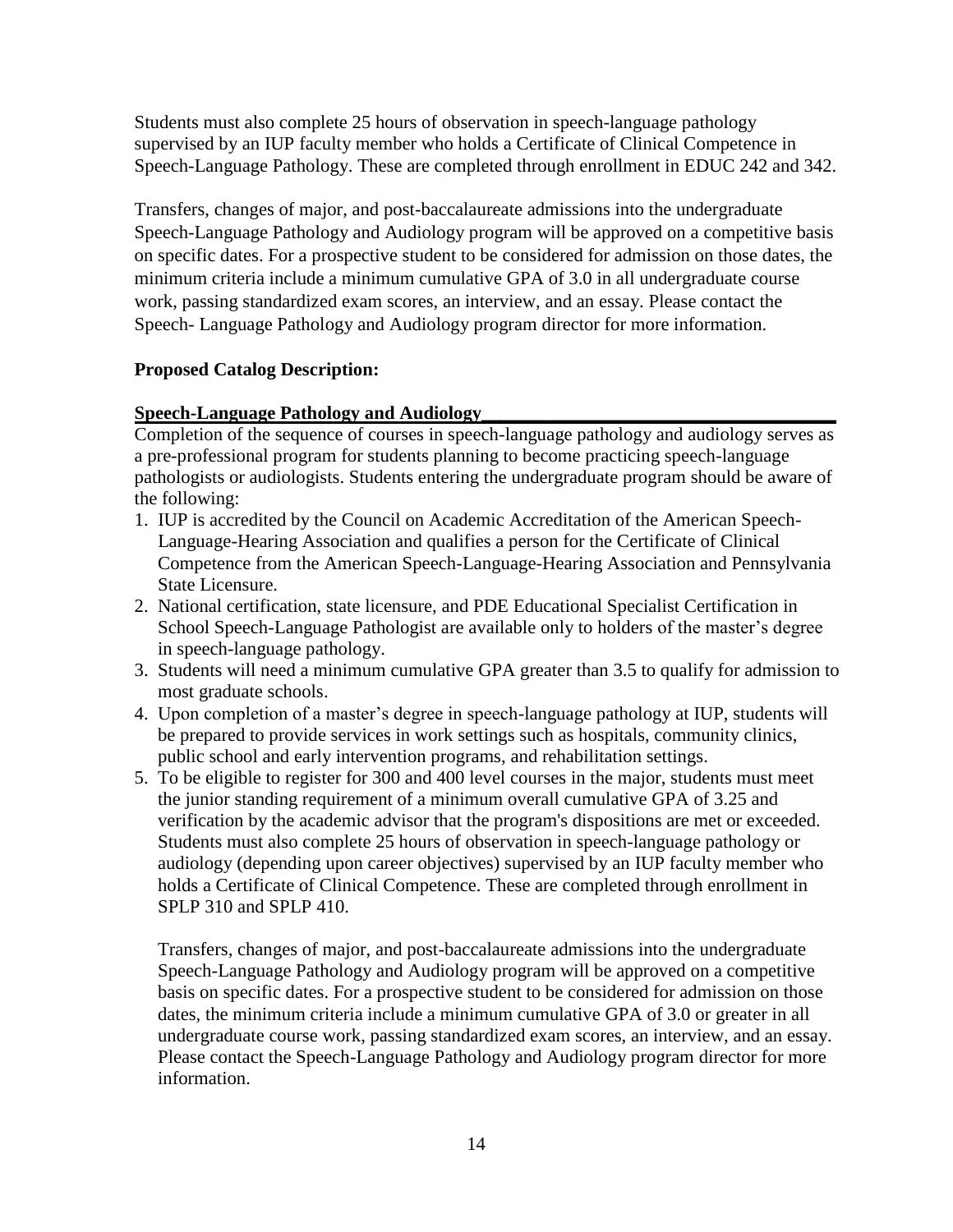Students must also complete 25 hours of observation in speech-language pathology supervised by an IUP faculty member who holds a Certificate of Clinical Competence in Speech-Language Pathology. These are completed through enrollment in EDUC 242 and 342.

Transfers, changes of major, and post-baccalaureate admissions into the undergraduate Speech-Language Pathology and Audiology program will be approved on a competitive basis on specific dates. For a prospective student to be considered for admission on those dates, the minimum criteria include a minimum cumulative GPA of 3.0 in all undergraduate course work, passing standardized exam scores, an interview, and an essay. Please contact the Speech- Language Pathology and Audiology program director for more information.

**Proposed Catalog Description:**

**Speech-Language Pathology and Audiology**

Completion of the sequence of courses in speech-language pathology and audiology serves as a pre-professional program for students planning to become practicing speech-language pathologists or audiologists. Students entering the undergraduate program should be aware of the following:

1. IUP is accredited by the Council on Academic Accreditation of the American Speech-Language-Hearing Association and qualifies a person for the Certificate of Clinical Competence from the American Speech-Language-Hearing Association and Pennsylvania State Licensure.
2. National certification, state licensure, and PDE Educational Specialist Certification in School Speech-Language Pathologist are available only to holders of the master's degree in speech-language pathology.
3. Students will need a minimum cumulative GPA greater than 3.5 to qualify for admission to most graduate schools.
4. Upon completion of a master's degree in speech-language pathology at IUP, students will be prepared to provide services in work settings such as hospitals, community clinics, public school and early intervention programs, and rehabilitation settings.
5. To be eligible to register for 300 and 400 level courses in the major, students must meet the junior standing requirement of a minimum overall cumulative GPA of 3.25 and verification by the academic advisor that the program's dispositions are met or exceeded. Students must also complete 25 hours of observation in speech-language pathology or audiology (depending upon career objectives) supervised by an IUP faculty member who holds a Certificate of Clinical Competence. These are completed through enrollment in SPLP 310 and SPLP 410.

   Transfers, changes of major, and post-baccalaureate admissions into the undergraduate Speech-Language Pathology and Audiology program will be approved on a competitive basis on specific dates. For a prospective student to be considered for admission on those dates, the minimum criteria include a minimum cumulative GPA of 3.0 or greater in all undergraduate course work, passing standardized exam scores, an interview, and an essay. Please contact the Speech-Language Pathology and Audiology program director for more information.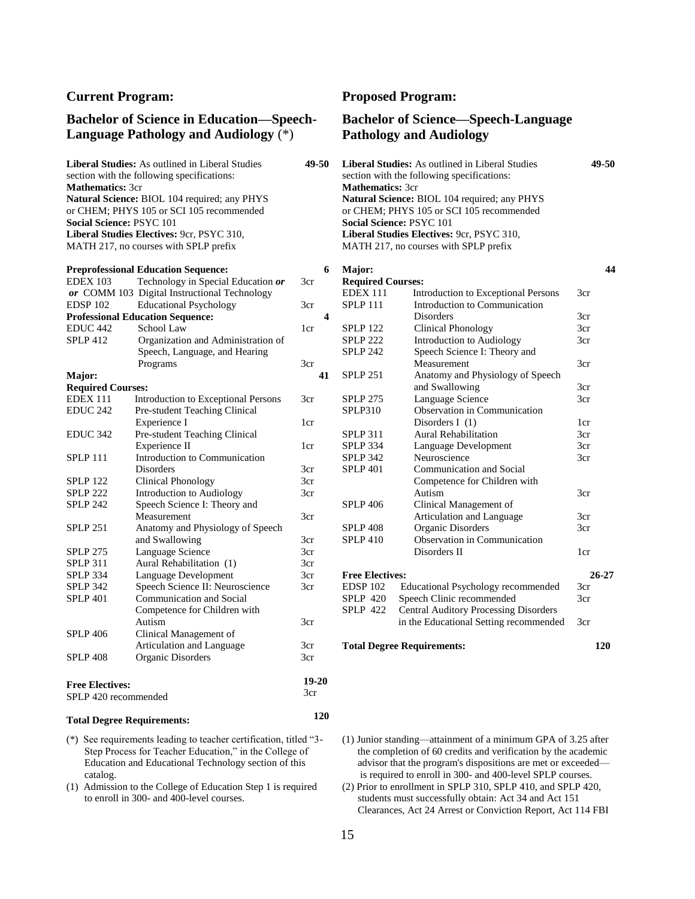## Current Program:

### Bachelor of Science in Education—Speech-Language Pathology and Audiology (*)

**Liberal Studies:** As outlined in Liberal Studies section with the following specifications: **49-50**
**Mathematics:** 3cr
**Natural Science:** BIOL 104 required; any PHYS or CHEM; PHYS 105 or SCI 105 recommended
**Social Science:** PSYC 101
**Liberal Studies Electives:** 9cr, PSYC 310, MATH 217, no courses with SPLP prefix

| **Preprofessional Education Sequence:** | | **6** |
|---|---|---|
| EDEX 103 | Technology in Special Education ***or*** | 3cr |
| ***or*** COMM 103 | Digital Instructional Technology | |
| EDSP 102 | Educational Psychology | 3cr |
| **Professional Education Sequence:** | | **4** |
| EDUC 442 | School Law | 1cr |
| SPLP 412 | Organization and Administration of Speech, Language, and Hearing Programs | 3cr |
| **Major:** | | **41** |
| **Required Courses:** | | |
| EDEX 111 | Introduction to Exceptional Persons | 3cr |
| EDUC 242 | Pre-student Teaching Clinical Experience I | 1cr |
| EDUC 342 | Pre-student Teaching Clinical Experience II | 1cr |
| SPLP 111 | Introduction to Communication Disorders | 3cr |
| SPLP 122 | Clinical Phonology | 3cr |
| SPLP 222 | Introduction to Audiology | 3cr |
| SPLP 242 | Speech Science I: Theory and Measurement | 3cr |
| SPLP 251 | Anatomy and Physiology of Speech and Swallowing | 3cr |
| SPLP 275 | Language Science | 3cr |
| SPLP 311 | Aural Rehabilitation (1) | 3cr |
| SPLP 334 | Language Development | 3cr |
| SPLP 342 | Speech Science II: Neuroscience | 3cr |
| SPLP 401 | Communication and Social Competence for Children with Autism | 3cr |
| SPLP 406 | Clinical Management of Articulation and Language | 3cr |
| SPLP 408 | Organic Disorders | 3cr |
| **Free Electives:** | | **19-20** |
| SPLP 420 recommended | | 3cr |
| **Total Degree Requirements:** | | **120** |

(*) See requirements leading to teacher certification, titled "3-Step Process for Teacher Education," in the College of Education and Educational Technology section of this catalog.

(1) Admission to the College of Education Step 1 is required to enroll in 300- and 400-level courses.

## Proposed Program:

### Bachelor of Science—Speech-Language Pathology and Audiology

**Liberal Studies:** As outlined in Liberal Studies section with the following specifications: **49-50**
**Mathematics:** 3cr
**Natural Science:** BIOL 104 required; any PHYS or CHEM; PHYS 105 or SCI 105 recommended
**Social Science:** PSYC 101
**Liberal Studies Electives:** 9cr, PSYC 310, MATH 217, no courses with SPLP prefix

| **Major:** | | **44** |
|---|---|---|
| **Required Courses:** | | |
| EDEX 111 | Introduction to Exceptional Persons | 3cr |
| SPLP 111 | Introduction to Communication Disorders | 3cr |
| SPLP 122 | Clinical Phonology | 3cr |
| SPLP 222 | Introduction to Audiology | 3cr |
| SPLP 242 | Speech Science I: Theory and Measurement | 3cr |
| SPLP 251 | Anatomy and Physiology of Speech and Swallowing | 3cr |
| SPLP 275 | Language Science | 3cr |
| SPLP310 | Observation in Communication Disorders I (1) | 1cr |
| SPLP 311 | Aural Rehabilitation | 3cr |
| SPLP 334 | Language Development | 3cr |
| SPLP 342 | Neuroscience | 3cr |
| SPLP 401 | Communication and Social Competence for Children with Autism | 3cr |
| SPLP 406 | Clinical Management of Articulation and Language | 3cr |
| SPLP 408 | Organic Disorders | 3cr |
| SPLP 410 | Observation in Communication Disorders II | 1cr |
| **Free Electives:** | | **26-27** |
| EDSP 102 | Educational Psychology recommended | 3cr |
| SPLP 420 | Speech Clinic recommended | 3cr |
| SPLP 422 | Central Auditory Processing Disorders in the Educational Setting recommended | 3cr |
| **Total Degree Requirements:** | | **120** |

(1) Junior standing—attainment of a minimum GPA of 3.25 after the completion of 60 credits and verification by the academic advisor that the program's dispositions are met or exceeded—is required to enroll in 300- and 400-level SPLP courses.

(2) Prior to enrollment in SPLP 310, SPLP 410, and SPLP 420, students must successfully obtain: Act 34 and Act 151 Clearances, Act 24 Arrest or Conviction Report, Act 114 FBI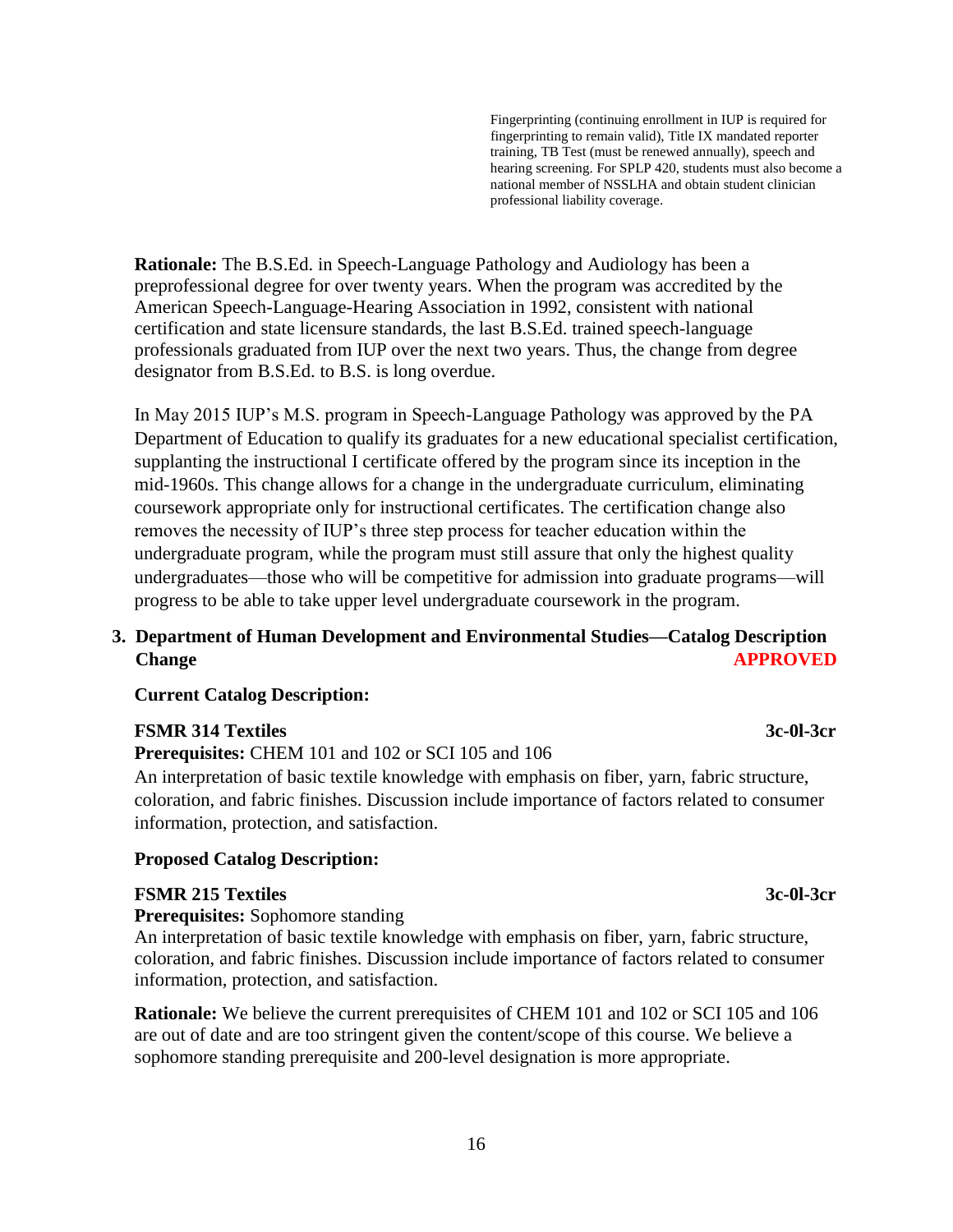Fingerprinting (continuing enrollment in IUP is required for fingerprinting to remain valid), Title IX mandated reporter training, TB Test (must be renewed annually), speech and hearing screening. For SPLP 420, students must also become a national member of NSSLHA and obtain student clinician professional liability coverage.

**Rationale:** The B.S.Ed. in Speech-Language Pathology and Audiology has been a preprofessional degree for over twenty years. When the program was accredited by the American Speech-Language-Hearing Association in 1992, consistent with national certification and state licensure standards, the last B.S.Ed. trained speech-language professionals graduated from IUP over the next two years. Thus, the change from degree designator from B.S.Ed. to B.S. is long overdue.

In May 2015 IUP's M.S. program in Speech-Language Pathology was approved by the PA Department of Education to qualify its graduates for a new educational specialist certification, supplanting the instructional I certificate offered by the program since its inception in the mid-1960s. This change allows for a change in the undergraduate curriculum, eliminating coursework appropriate only for instructional certificates. The certification change also removes the necessity of IUP's three step process for teacher education within the undergraduate program, while the program must still assure that only the highest quality undergraduates—those who will be competitive for admission into graduate programs—will progress to be able to take upper level undergraduate coursework in the program.

**3. Department of Human Development and Environmental Studies—Catalog Description Change** **APPROVED**

**Current Catalog Description:**

**FSMR 314 Textiles** **3c-0l-3cr**

**Prerequisites:** CHEM 101 and 102 or SCI 105 and 106

An interpretation of basic textile knowledge with emphasis on fiber, yarn, fabric structure, coloration, and fabric finishes. Discussion include importance of factors related to consumer information, protection, and satisfaction.

**Proposed Catalog Description:**

**FSMR 215 Textiles** **3c-0l-3cr**

**Prerequisites:** Sophomore standing

An interpretation of basic textile knowledge with emphasis on fiber, yarn, fabric structure, coloration, and fabric finishes. Discussion include importance of factors related to consumer information, protection, and satisfaction.

**Rationale:** We believe the current prerequisites of CHEM 101 and 102 or SCI 105 and 106 are out of date and are too stringent given the content/scope of this course. We believe a sophomore standing prerequisite and 200-level designation is more appropriate.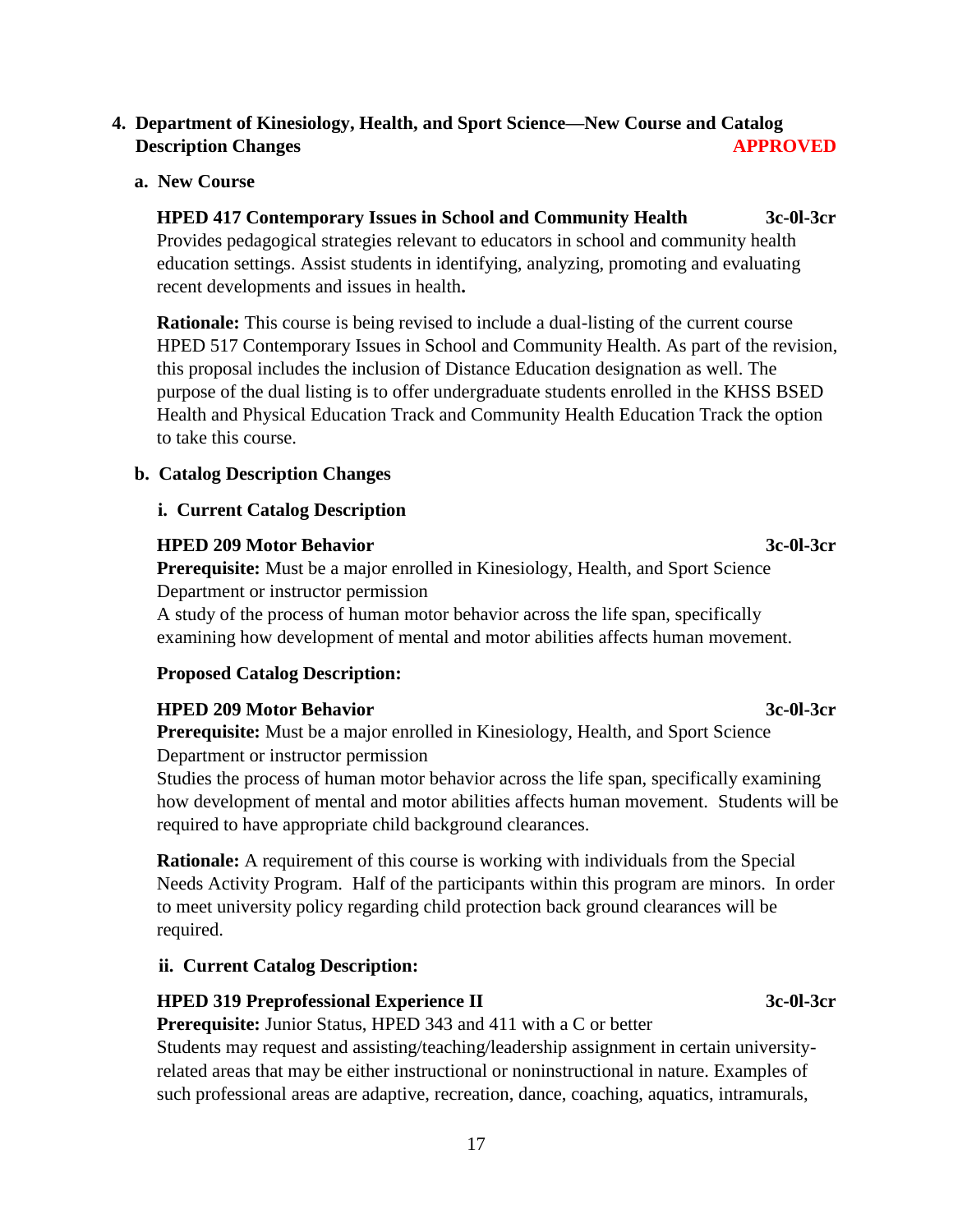**4. Department of Kinesiology, Health, and Sport Science—New Course and Catalog Description Changes** **APPROVED**

**a. New Course**

**HPED 417 Contemporary Issues in School and Community Health 3c-0l-3cr**
Provides pedagogical strategies relevant to educators in school and community health education settings. Assist students in identifying, analyzing, promoting and evaluating recent developments and issues in health**.**

**Rationale:** This course is being revised to include a dual-listing of the current course HPED 517 Contemporary Issues in School and Community Health. As part of the revision, this proposal includes the inclusion of Distance Education designation as well. The purpose of the dual listing is to offer undergraduate students enrolled in the KHSS BSED Health and Physical Education Track and Community Health Education Track the option to take this course.

**b. Catalog Description Changes**

**i. Current Catalog Description**

**HPED 209 Motor Behavior 3c-0l-3cr**
**Prerequisite:** Must be a major enrolled in Kinesiology, Health, and Sport Science Department or instructor permission
A study of the process of human motor behavior across the life span, specifically examining how development of mental and motor abilities affects human movement.

**Proposed Catalog Description:**

**HPED 209 Motor Behavior 3c-0l-3cr**
**Prerequisite:** Must be a major enrolled in Kinesiology, Health, and Sport Science Department or instructor permission
Studies the process of human motor behavior across the life span, specifically examining how development of mental and motor abilities affects human movement. Students will be required to have appropriate child background clearances.

**Rationale:** A requirement of this course is working with individuals from the Special Needs Activity Program. Half of the participants within this program are minors. In order to meet university policy regarding child protection back ground clearances will be required.

**ii. Current Catalog Description:**

**HPED 319 Preprofessional Experience II 3c-0l-3cr**
**Prerequisite:** Junior Status, HPED 343 and 411 with a C or better
Students may request and assisting/teaching/leadership assignment in certain university-related areas that may be either instructional or noninstructional in nature. Examples of such professional areas are adaptive, recreation, dance, coaching, aquatics, intramurals,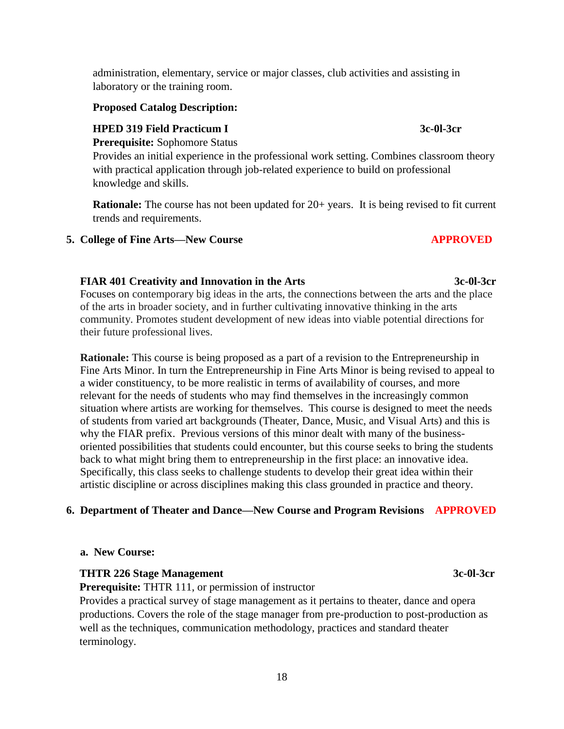administration, elementary, service or major classes, club activities and assisting in laboratory or the training room.

**Proposed Catalog Description:**

**HPED 319 Field Practicum I** **3c-0l-3cr**
**Prerequisite:** Sophomore Status
Provides an initial experience in the professional work setting. Combines classroom theory with practical application through job-related experience to build on professional knowledge and skills.

**Rationale:** The course has not been updated for 20+ years. It is being revised to fit current trends and requirements.

**5. College of Fine Arts—New Course** **APPROVED**

**FIAR 401 Creativity and Innovation in the Arts** **3c-0l-3cr**
Focuses on contemporary big ideas in the arts, the connections between the arts and the place of the arts in broader society, and in further cultivating innovative thinking in the arts community. Promotes student development of new ideas into viable potential directions for their future professional lives.

**Rationale:** This course is being proposed as a part of a revision to the Entrepreneurship in Fine Arts Minor. In turn the Entrepreneurship in Fine Arts Minor is being revised to appeal to a wider constituency, to be more realistic in terms of availability of courses, and more relevant for the needs of students who may find themselves in the increasingly common situation where artists are working for themselves. This course is designed to meet the needs of students from varied art backgrounds (Theater, Dance, Music, and Visual Arts) and this is why the FIAR prefix. Previous versions of this minor dealt with many of the business-oriented possibilities that students could encounter, but this course seeks to bring the students back to what might bring them to entrepreneurship in the first place: an innovative idea. Specifically, this class seeks to challenge students to develop their great idea within their artistic discipline or across disciplines making this class grounded in practice and theory.

**6. Department of Theater and Dance—New Course and Program Revisions** **APPROVED**

**a. New Course:**

**THTR 226 Stage Management** **3c-0l-3cr**
**Prerequisite:** THTR 111, or permission of instructor
Provides a practical survey of stage management as it pertains to theater, dance and opera productions. Covers the role of the stage manager from pre-production to post-production as well as the techniques, communication methodology, practices and standard theater terminology.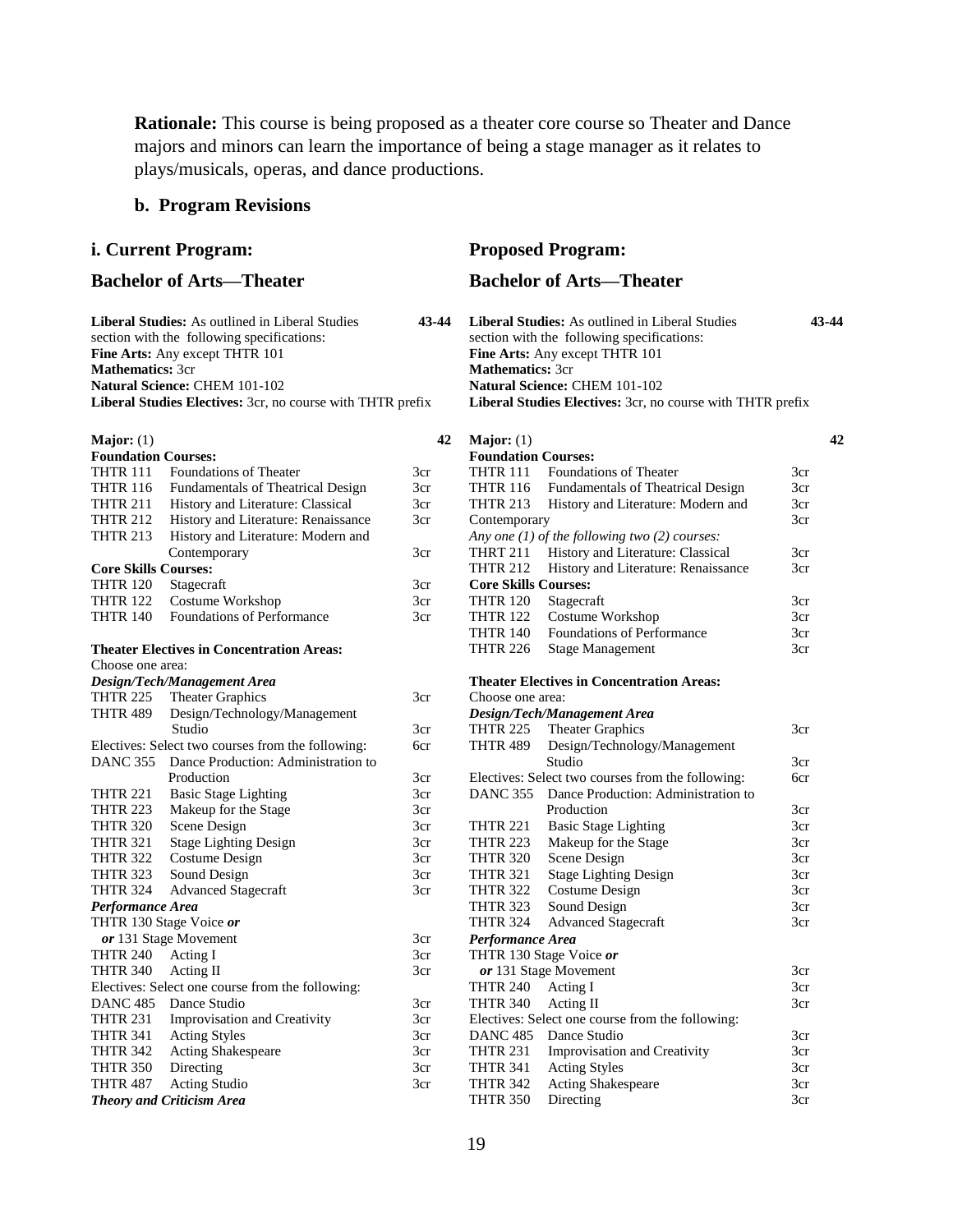**Rationale:** This course is being proposed as a theater core course so Theater and Dance majors and minors can learn the importance of being a stage manager as it relates to plays/musicals, operas, and dance productions.

### b. Program Revisions

### i. Current Program:

### Bachelor of Arts—Theater

**Liberal Studies:** As outlined in Liberal Studies section with the following specifications: **43-44**
**Fine Arts:** Any except THTR 101
**Mathematics:** 3cr
**Natural Science:** CHEM 101-102
**Liberal Studies Electives:** 3cr, no course with THTR prefix

**Major:** (1) **42**

**Foundation Courses:**

| | | |
|---|---|---|
| THTR 111 | Foundations of Theater | 3cr |
| THTR 116 | Fundamentals of Theatrical Design | 3cr |
| THTR 211 | History and Literature: Classical | 3cr |
| THTR 212 | History and Literature: Renaissance | 3cr |
| THTR 213 | History and Literature: Modern and Contemporary | 3cr |

**Core Skills Courses:**

| | | |
|---|---|---|
| THTR 120 | Stagecraft | 3cr |
| THTR 122 | Costume Workshop | 3cr |
| THTR 140 | Foundations of Performance | 3cr |

**Theater Electives in Concentration Areas:**
Choose one area:

***Design/Tech/Management Area***

| | | |
|---|---|---|
| THTR 225 | Theater Graphics | 3cr |
| THTR 489 | Design/Technology/Management Studio | 3cr |
| Electives: Select two courses from the following: | | 6cr |
| DANC 355 | Dance Production: Administration to Production | 3cr |
| THTR 221 | Basic Stage Lighting | 3cr |
| THTR 223 | Makeup for the Stage | 3cr |
| THTR 320 | Scene Design | 3cr |
| THTR 321 | Stage Lighting Design | 3cr |
| THTR 322 | Costume Design | 3cr |
| THTR 323 | Sound Design | 3cr |
| THTR 324 | Advanced Stagecraft | 3cr |

***Performance Area***

| | | |
|---|---|---|
| THTR 130 Stage Voice ***or*** ***or*** 131 Stage Movement | | 3cr |
| THTR 240 | Acting I | 3cr |
| THTR 340 | Acting II | 3cr |
| Electives: Select one course from the following: | | |
| DANC 485 | Dance Studio | 3cr |
| THTR 231 | Improvisation and Creativity | 3cr |
| THTR 341 | Acting Styles | 3cr |
| THTR 342 | Acting Shakespeare | 3cr |
| THTR 350 | Directing | 3cr |
| THTR 487 | Acting Studio | 3cr |

***Theory and Criticism Area***

### Proposed Program:

### Bachelor of Arts—Theater

**Liberal Studies:** As outlined in Liberal Studies section with the following specifications: **43-44**
**Fine Arts:** Any except THTR 101
**Mathematics:** 3cr
**Natural Science:** CHEM 101-102
**Liberal Studies Electives:** 3cr, no course with THTR prefix

**Major:** (1) **42**

**Foundation Courses:**

| | | |
|---|---|---|
| THTR 111 | Foundations of Theater | 3cr |
| THTR 116 | Fundamentals of Theatrical Design | 3cr |
| THTR 213 | History and Literature: Modern and Contemporary | 3cr |
| *Any one (1) of the following two (2) courses:* | | |
| THRT 211 | History and Literature: Classical | 3cr |
| THTR 212 | History and Literature: Renaissance | 3cr |

**Core Skills Courses:**

| | | |
|---|---|---|
| THTR 120 | Stagecraft | 3cr |
| THTR 122 | Costume Workshop | 3cr |
| THTR 140 | Foundations of Performance | 3cr |
| THTR 226 | Stage Management | 3cr |

**Theater Electives in Concentration Areas:**
Choose one area:

***Design/Tech/Management Area***

| | | |
|---|---|---|
| THTR 225 | Theater Graphics | 3cr |
| THTR 489 | Design/Technology/Management Studio | 3cr |
| Electives: Select two courses from the following: | | 6cr |
| DANC 355 | Dance Production: Administration to Production | 3cr |
| THTR 221 | Basic Stage Lighting | 3cr |
| THTR 223 | Makeup for the Stage | 3cr |
| THTR 320 | Scene Design | 3cr |
| THTR 321 | Stage Lighting Design | 3cr |
| THTR 322 | Costume Design | 3cr |
| THTR 323 | Sound Design | 3cr |
| THTR 324 | Advanced Stagecraft | 3cr |

***Performance Area***

| | | |
|---|---|---|
| THTR 130 Stage Voice ***or*** ***or*** 131 Stage Movement | | 3cr |
| THTR 240 | Acting I | 3cr |
| THTR 340 | Acting II | 3cr |
| Electives: Select one course from the following: | | |
| DANC 485 | Dance Studio | 3cr |
| THTR 231 | Improvisation and Creativity | 3cr |
| THTR 341 | Acting Styles | 3cr |
| THTR 342 | Acting Shakespeare | 3cr |
| THTR 350 | Directing | 3cr |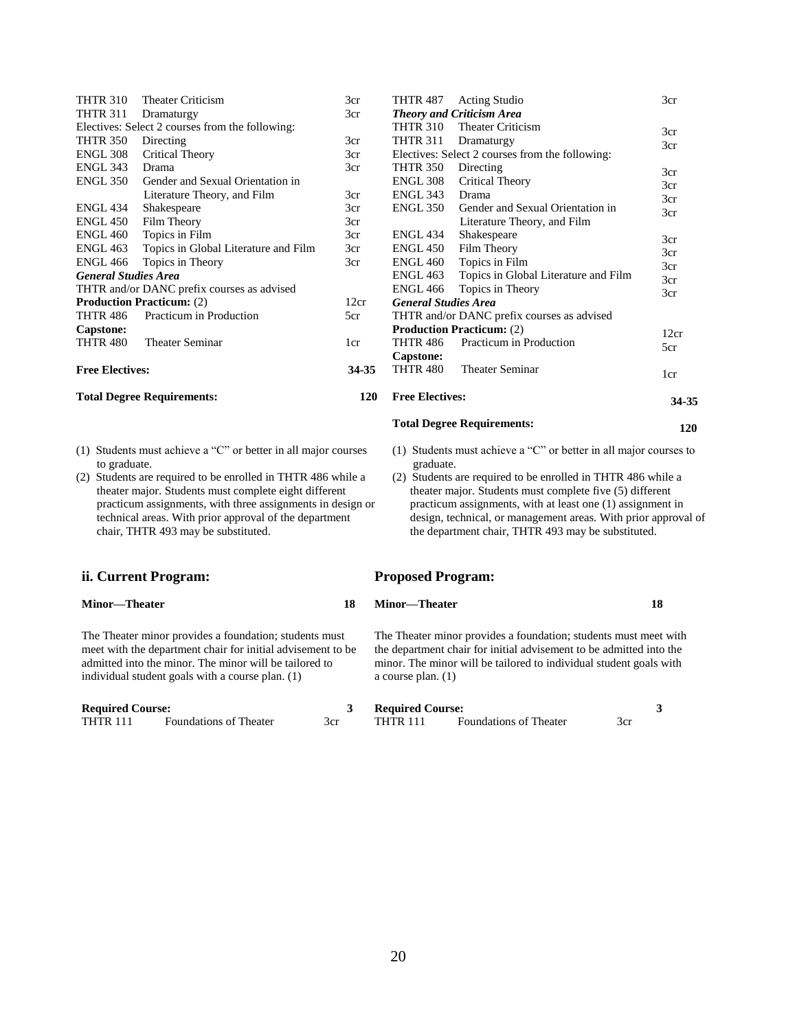| | | |
|---|---|---|
| THTR 310 | Theater Criticism | 3cr |
| THTR 311 | Dramaturgy | 3cr |
| Electives: Select 2 courses from the following: | | |
| THTR 350 | Directing | 3cr |
| ENGL 308 | Critical Theory | 3cr |
| ENGL 343 | Drama | 3cr |
| ENGL 350 | Gender and Sexual Orientation in Literature Theory, and Film | 3cr |
| ENGL 434 | Shakespeare | 3cr |
| ENGL 450 | Film Theory | 3cr |
| ENGL 460 | Topics in Film | 3cr |
| ENGL 463 | Topics in Global Literature and Film | 3cr |
| ENGL 466 | Topics in Theory | 3cr |
| ***General Studies Area*** | | |
| THTR and/or DANC prefix courses as advised | | |
| **Production Practicum:** (2) | | 12cr |
| THTR 486 | Practicum in Production | 5cr |
| **Capstone:** | | |
| THTR 480 | Theater Seminar | 1cr |
| **Free Electives:** | | **34-35** |
| **Total Degree Requirements:** | | **120** |

(1) Students must achieve a "C" or better in all major courses to graduate.
(2) Students are required to be enrolled in THTR 486 while a theater major. Students must complete eight different practicum assignments, with three assignments in design or technical areas. With prior approval of the department chair, THTR 493 may be substituted.

| | | |
|---|---|---|
| THTR 487 | Acting Studio | 3cr |
| ***Theory and Criticism Area*** | | |
| THTR 310 | Theater Criticism | 3cr |
| THTR 311 | Dramaturgy | 3cr |
| Electives: Select 2 courses from the following: | | |
| THTR 350 | Directing | 3cr |
| ENGL 308 | Critical Theory | 3cr |
| ENGL 343 | Drama | 3cr |
| ENGL 350 | Gender and Sexual Orientation in Literature Theory, and Film | 3cr |
| ENGL 434 | Shakespeare | 3cr |
| ENGL 450 | Film Theory | 3cr |
| ENGL 460 | Topics in Film | 3cr |
| ENGL 463 | Topics in Global Literature and Film | 3cr |
| ENGL 466 | Topics in Theory | 3cr |
| ***General Studies Area*** | | |
| THTR and/or DANC prefix courses as advised | | |
| **Production Practicum:** (2) | | 12cr |
| THTR 486 | Practicum in Production | 5cr |
| **Capstone:** | | |
| THTR 480 | Theater Seminar | 1cr |
| **Free Electives:** | | **34-35** |
| **Total Degree Requirements:** | | **120** |

(1) Students must achieve a "C" or better in all major courses to graduate.
(2) Students are required to be enrolled in THTR 486 while a theater major. Students must complete five (5) different practicum assignments, with at least one (1) assignment in design, technical, or management areas. With prior approval of the department chair, THTR 493 may be substituted.

## ii. Current Program:

**Minor—Theater** **18**

The Theater minor provides a foundation; students must meet with the department chair for initial advisement to be admitted into the minor. The minor will be tailored to individual student goals with a course plan. (1)

| **Required Course:** | | **3** |
|---|---|---|
| THTR 111 | Foundations of Theater | 3cr |

## Proposed Program:

**Minor—Theater** **18**

The Theater minor provides a foundation; students must meet with the department chair for initial advisement to be admitted into the minor. The minor will be tailored to individual student goals with a course plan. (1)

| **Required Course:** | | **3** |
|---|---|---|
| THTR 111 | Foundations of Theater | 3cr |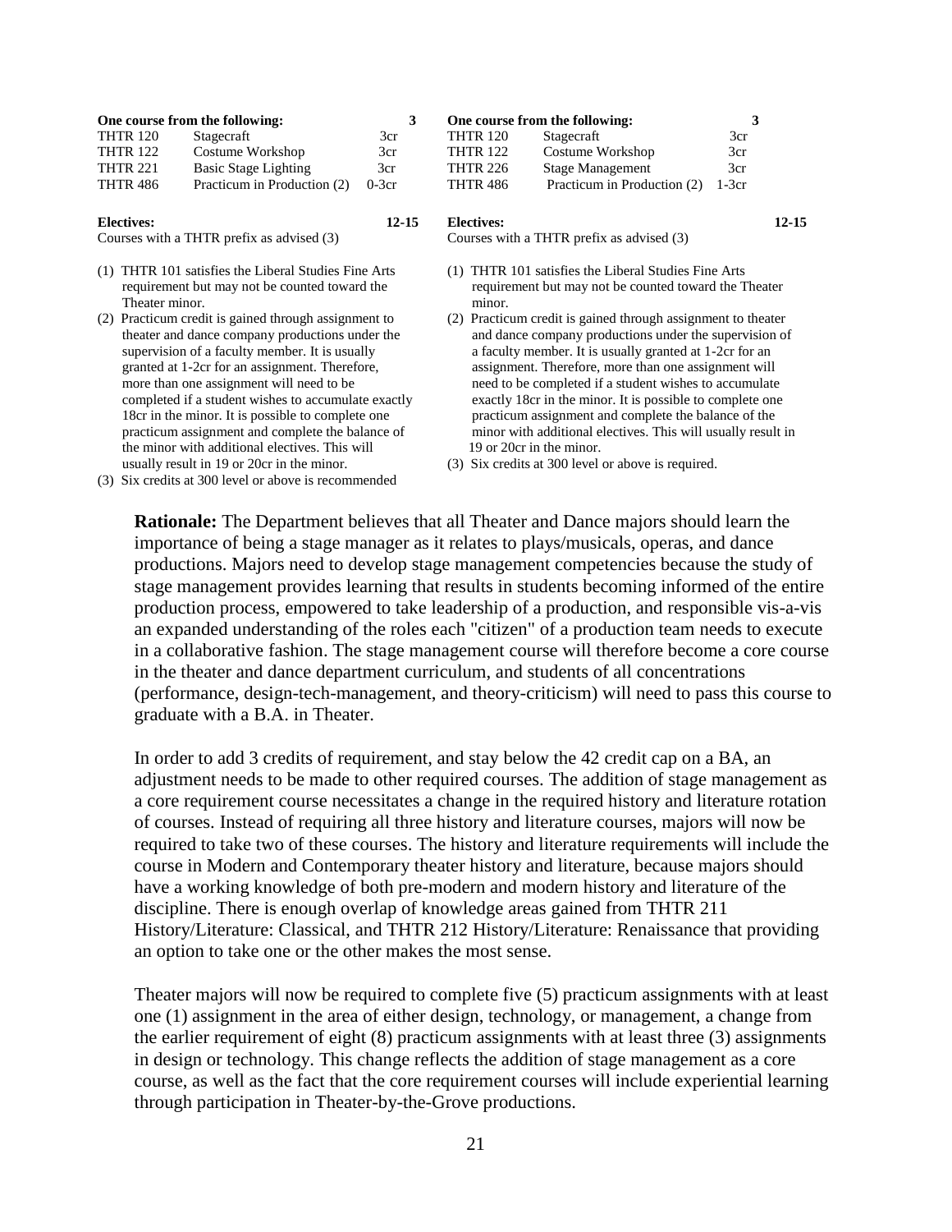| One course from the following: | | 3 |
|---|---|---|
| THTR 120 | Stagecraft | 3cr |
| THTR 122 | Costume Workshop | 3cr |
| THTR 221 | Basic Stage Lighting | 3cr |
| THTR 486 | Practicum in Production (2) | 0-3cr |

**Electives:** **12-15**

Courses with a THTR prefix as advised (3)

(1) THTR 101 satisfies the Liberal Studies Fine Arts requirement but may not be counted toward the Theater minor.

(2) Practicum credit is gained through assignment to theater and dance company productions under the supervision of a faculty member. It is usually granted at 1-2cr for an assignment. Therefore, more than one assignment will need to be completed if a student wishes to accumulate exactly 18cr in the minor. It is possible to complete one practicum assignment and complete the balance of the minor with additional electives. This will usually result in 19 or 20cr in the minor.

(3) Six credits at 300 level or above is recommended

| One course from the following: | | 3 |
|---|---|---|
| THTR 120 | Stagecraft | 3cr |
| THTR 122 | Costume Workshop | 3cr |
| THTR 226 | Stage Management | 3cr |
| THTR 486 | Practicum in Production (2) | 1-3cr |

**Electives:** **12-15**

Courses with a THTR prefix as advised (3)

(1) THTR 101 satisfies the Liberal Studies Fine Arts requirement but may not be counted toward the Theater minor.

(2) Practicum credit is gained through assignment to theater and dance company productions under the supervision of a faculty member. It is usually granted at 1-2cr for an assignment. Therefore, more than one assignment will need to be completed if a student wishes to accumulate exactly 18cr in the minor. It is possible to complete one practicum assignment and complete the balance of the minor with additional electives. This will usually result in 19 or 20cr in the minor.

(3) Six credits at 300 level or above is required.

**Rationale:** The Department believes that all Theater and Dance majors should learn the importance of being a stage manager as it relates to plays/musicals, operas, and dance productions. Majors need to develop stage management competencies because the study of stage management provides learning that results in students becoming informed of the entire production process, empowered to take leadership of a production, and responsible vis-a-vis an expanded understanding of the roles each "citizen" of a production team needs to execute in a collaborative fashion. The stage management course will therefore become a core course in the theater and dance department curriculum, and students of all concentrations (performance, design-tech-management, and theory-criticism) will need to pass this course to graduate with a B.A. in Theater.

In order to add 3 credits of requirement, and stay below the 42 credit cap on a BA, an adjustment needs to be made to other required courses. The addition of stage management as a core requirement course necessitates a change in the required history and literature rotation of courses. Instead of requiring all three history and literature courses, majors will now be required to take two of these courses. The history and literature requirements will include the course in Modern and Contemporary theater history and literature, because majors should have a working knowledge of both pre-modern and modern history and literature of the discipline. There is enough overlap of knowledge areas gained from THTR 211 History/Literature: Classical, and THTR 212 History/Literature: Renaissance that providing an option to take one or the other makes the most sense.

Theater majors will now be required to complete five (5) practicum assignments with at least one (1) assignment in the area of either design, technology, or management, a change from the earlier requirement of eight (8) practicum assignments with at least three (3) assignments in design or technology. This change reflects the addition of stage management as a core course, as well as the fact that the core requirement courses will include experiential learning through participation in Theater-by-the-Grove productions.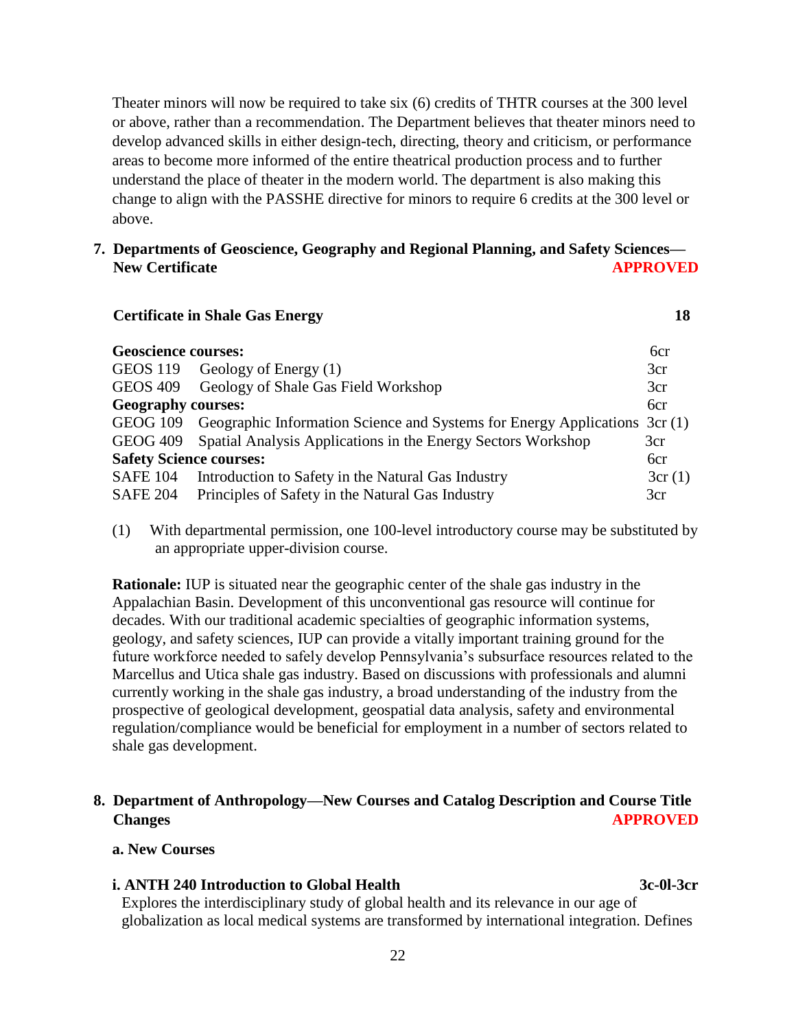Theater minors will now be required to take six (6) credits of THTR courses at the 300 level or above, rather than a recommendation. The Department believes that theater minors need to develop advanced skills in either design-tech, directing, theory and criticism, or performance areas to become more informed of the entire theatrical production process and to further understand the place of theater in the modern world. The department is also making this change to align with the PASSHE directive for minors to require 6 credits at the 300 level or above.

**7. Departments of Geoscience, Geography and Regional Planning, and Safety Sciences—New Certificate** **APPROVED**

**Certificate in Shale Gas Energy** **18**

| | | |
|---|---|---|
| **Geoscience courses:** | | 6cr |
| GEOS 119 | Geology of Energy (1) | 3cr |
| GEOS 409 | Geology of Shale Gas Field Workshop | 3cr |
| **Geography courses:** | | 6cr |
| GEOG 109 | Geographic Information Science and Systems for Energy Applications | 3cr (1) |
| GEOG 409 | Spatial Analysis Applications in the Energy Sectors Workshop | 3cr |
| **Safety Science courses:** | | 6cr |
| SAFE 104 | Introduction to Safety in the Natural Gas Industry | 3cr (1) |
| SAFE 204 | Principles of Safety in the Natural Gas Industry | 3cr |

(1) With departmental permission, one 100-level introductory course may be substituted by an appropriate upper-division course.

**Rationale:** IUP is situated near the geographic center of the shale gas industry in the Appalachian Basin. Development of this unconventional gas resource will continue for decades. With our traditional academic specialties of geographic information systems, geology, and safety sciences, IUP can provide a vitally important training ground for the future workforce needed to safely develop Pennsylvania's subsurface resources related to the Marcellus and Utica shale gas industry. Based on discussions with professionals and alumni currently working in the shale gas industry, a broad understanding of the industry from the prospective of geological development, geospatial data analysis, safety and environmental regulation/compliance would be beneficial for employment in a number of sectors related to shale gas development.

**8. Department of Anthropology—New Courses and Catalog Description and Course Title Changes** **APPROVED**

**a. New Courses**

**i. ANTH 240 Introduction to Global Health** **3c-0l-3cr**

Explores the interdisciplinary study of global health and its relevance in our age of globalization as local medical systems are transformed by international integration. Defines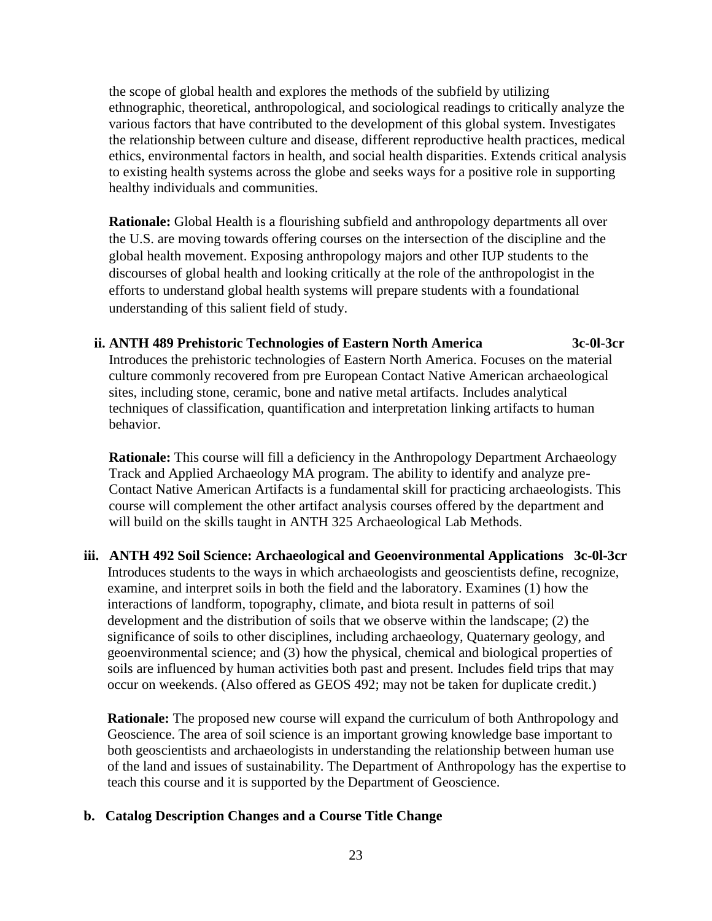the scope of global health and explores the methods of the subfield by utilizing ethnographic, theoretical, anthropological, and sociological readings to critically analyze the various factors that have contributed to the development of this global system. Investigates the relationship between culture and disease, different reproductive health practices, medical ethics, environmental factors in health, and social health disparities. Extends critical analysis to existing health systems across the globe and seeks ways for a positive role in supporting healthy individuals and communities.

**Rationale:** Global Health is a flourishing subfield and anthropology departments all over the U.S. are moving towards offering courses on the intersection of the discipline and the global health movement. Exposing anthropology majors and other IUP students to the discourses of global health and looking critically at the role of the anthropologist in the efforts to understand global health systems will prepare students with a foundational understanding of this salient field of study.

**ii. ANTH 489 Prehistoric Technologies of Eastern North America 3c-0l-3cr**

Introduces the prehistoric technologies of Eastern North America. Focuses on the material culture commonly recovered from pre European Contact Native American archaeological sites, including stone, ceramic, bone and native metal artifacts. Includes analytical techniques of classification, quantification and interpretation linking artifacts to human behavior.

**Rationale:** This course will fill a deficiency in the Anthropology Department Archaeology Track and Applied Archaeology MA program. The ability to identify and analyze pre-Contact Native American Artifacts is a fundamental skill for practicing archaeologists. This course will complement the other artifact analysis courses offered by the department and will build on the skills taught in ANTH 325 Archaeological Lab Methods.

**iii. ANTH 492 Soil Science: Archaeological and Geoenvironmental Applications 3c-0l-3cr**

Introduces students to the ways in which archaeologists and geoscientists define, recognize, examine, and interpret soils in both the field and the laboratory. Examines (1) how the interactions of landform, topography, climate, and biota result in patterns of soil development and the distribution of soils that we observe within the landscape; (2) the significance of soils to other disciplines, including archaeology, Quaternary geology, and geoenvironmental science; and (3) how the physical, chemical and biological properties of soils are influenced by human activities both past and present. Includes field trips that may occur on weekends. (Also offered as GEOS 492; may not be taken for duplicate credit.)

**Rationale:** The proposed new course will expand the curriculum of both Anthropology and Geoscience. The area of soil science is an important growing knowledge base important to both geoscientists and archaeologists in understanding the relationship between human use of the land and issues of sustainability. The Department of Anthropology has the expertise to teach this course and it is supported by the Department of Geoscience.

**b. Catalog Description Changes and a Course Title Change**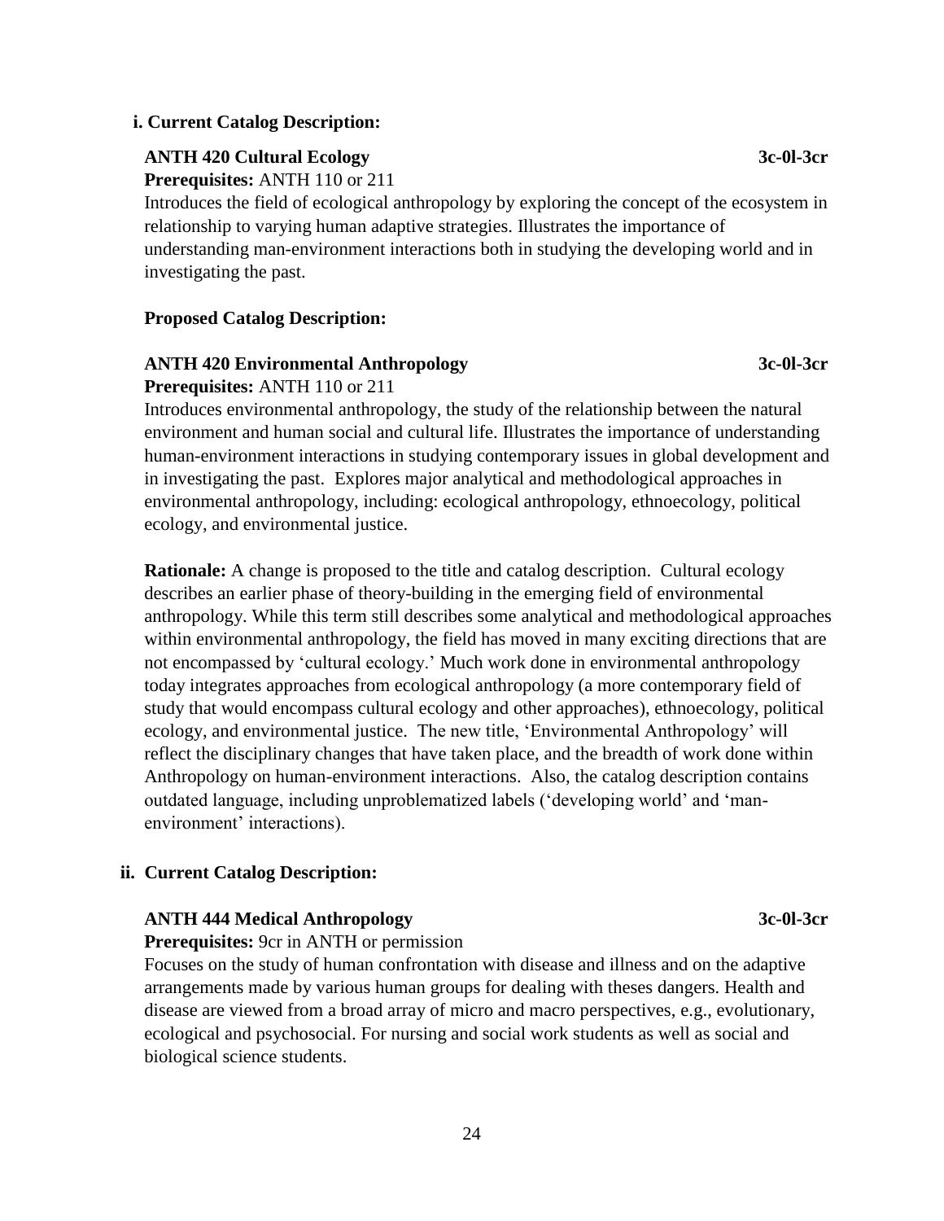**i. Current Catalog Description:**

**ANTH 420 Cultural Ecology** **3c-0l-3cr**
**Prerequisites:** ANTH 110 or 211
Introduces the field of ecological anthropology by exploring the concept of the ecosystem in relationship to varying human adaptive strategies. Illustrates the importance of understanding man-environment interactions both in studying the developing world and in investigating the past.

**Proposed Catalog Description:**

**ANTH 420 Environmental Anthropology** **3c-0l-3cr**
**Prerequisites:** ANTH 110 or 211
Introduces environmental anthropology, the study of the relationship between the natural environment and human social and cultural life. Illustrates the importance of understanding human-environment interactions in studying contemporary issues in global development and in investigating the past. Explores major analytical and methodological approaches in environmental anthropology, including: ecological anthropology, ethnoecology, political ecology, and environmental justice.

**Rationale:** A change is proposed to the title and catalog description. Cultural ecology describes an earlier phase of theory-building in the emerging field of environmental anthropology. While this term still describes some analytical and methodological approaches within environmental anthropology, the field has moved in many exciting directions that are not encompassed by 'cultural ecology.' Much work done in environmental anthropology today integrates approaches from ecological anthropology (a more contemporary field of study that would encompass cultural ecology and other approaches), ethnoecology, political ecology, and environmental justice. The new title, 'Environmental Anthropology' will reflect the disciplinary changes that have taken place, and the breadth of work done within Anthropology on human-environment interactions. Also, the catalog description contains outdated language, including unproblematized labels ('developing world' and 'man-environment' interactions).

**ii. Current Catalog Description:**

**ANTH 444 Medical Anthropology** **3c-0l-3cr**
**Prerequisites:** 9cr in ANTH or permission
Focuses on the study of human confrontation with disease and illness and on the adaptive arrangements made by various human groups for dealing with theses dangers. Health and disease are viewed from a broad array of micro and macro perspectives, e.g., evolutionary, ecological and psychosocial. For nursing and social work students as well as social and biological science students.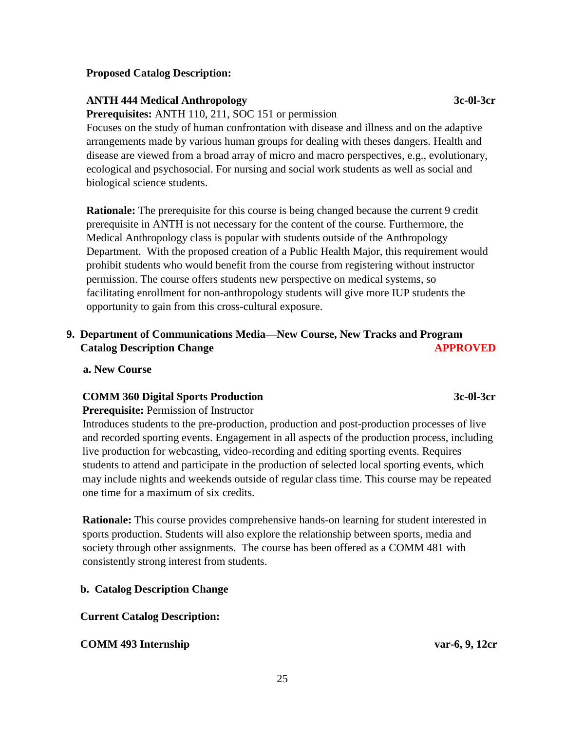**Proposed Catalog Description:**

**ANTH 444 Medical Anthropology** **3c-0l-3cr**

**Prerequisites:** ANTH 110, 211, SOC 151 or permission

Focuses on the study of human confrontation with disease and illness and on the adaptive arrangements made by various human groups for dealing with theses dangers. Health and disease are viewed from a broad array of micro and macro perspectives, e.g., evolutionary, ecological and psychosocial. For nursing and social work students as well as social and biological science students.

**Rationale:** The prerequisite for this course is being changed because the current 9 credit prerequisite in ANTH is not necessary for the content of the course. Furthermore, the Medical Anthropology class is popular with students outside of the Anthropology Department. With the proposed creation of a Public Health Major, this requirement would prohibit students who would benefit from the course from registering without instructor permission. The course offers students new perspective on medical systems, so facilitating enrollment for non-anthropology students will give more IUP students the opportunity to gain from this cross-cultural exposure.

## 9. Department of Communications Media—New Course, New Tracks and Program Catalog Description Change **APPROVED**

**a. New Course**

**COMM 360 Digital Sports Production** **3c-0l-3cr**

**Prerequisite:** Permission of Instructor

Introduces students to the pre-production, production and post-production processes of live and recorded sporting events. Engagement in all aspects of the production process, including live production for webcasting, video-recording and editing sporting events. Requires students to attend and participate in the production of selected local sporting events, which may include nights and weekends outside of regular class time. This course may be repeated one time for a maximum of six credits.

**Rationale:** This course provides comprehensive hands-on learning for student interested in sports production. Students will also explore the relationship between sports, media and society through other assignments. The course has been offered as a COMM 481 with consistently strong interest from students.

**b. Catalog Description Change**

**Current Catalog Description:**

**COMM 493 Internship** **var-6, 9, 12cr**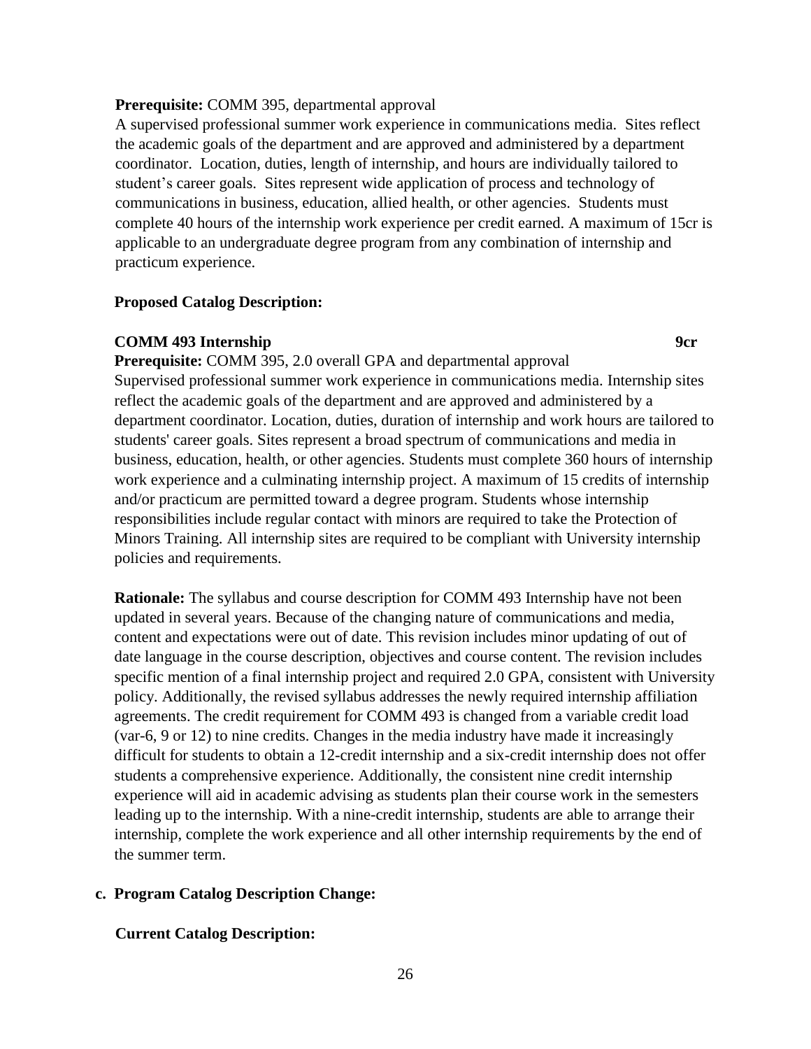**Prerequisite:** COMM 395, departmental approval

A supervised professional summer work experience in communications media. Sites reflect the academic goals of the department and are approved and administered by a department coordinator. Location, duties, length of internship, and hours are individually tailored to student's career goals. Sites represent wide application of process and technology of communications in business, education, allied health, or other agencies. Students must complete 40 hours of the internship work experience per credit earned. A maximum of 15cr is applicable to an undergraduate degree program from any combination of internship and practicum experience.

**Proposed Catalog Description:**

**COMM 493 Internship** **9cr**

**Prerequisite:** COMM 395, 2.0 overall GPA and departmental approval

Supervised professional summer work experience in communications media. Internship sites reflect the academic goals of the department and are approved and administered by a department coordinator. Location, duties, duration of internship and work hours are tailored to students' career goals. Sites represent a broad spectrum of communications and media in business, education, health, or other agencies. Students must complete 360 hours of internship work experience and a culminating internship project. A maximum of 15 credits of internship and/or practicum are permitted toward a degree program. Students whose internship responsibilities include regular contact with minors are required to take the Protection of Minors Training. All internship sites are required to be compliant with University internship policies and requirements.

**Rationale:** The syllabus and course description for COMM 493 Internship have not been updated in several years. Because of the changing nature of communications and media, content and expectations were out of date. This revision includes minor updating of out of date language in the course description, objectives and course content. The revision includes specific mention of a final internship project and required 2.0 GPA, consistent with University policy. Additionally, the revised syllabus addresses the newly required internship affiliation agreements. The credit requirement for COMM 493 is changed from a variable credit load (var-6, 9 or 12) to nine credits. Changes in the media industry have made it increasingly difficult for students to obtain a 12-credit internship and a six-credit internship does not offer students a comprehensive experience. Additionally, the consistent nine credit internship experience will aid in academic advising as students plan their course work in the semesters leading up to the internship. With a nine-credit internship, students are able to arrange their internship, complete the work experience and all other internship requirements by the end of the summer term.

**c. Program Catalog Description Change:**

**Current Catalog Description:**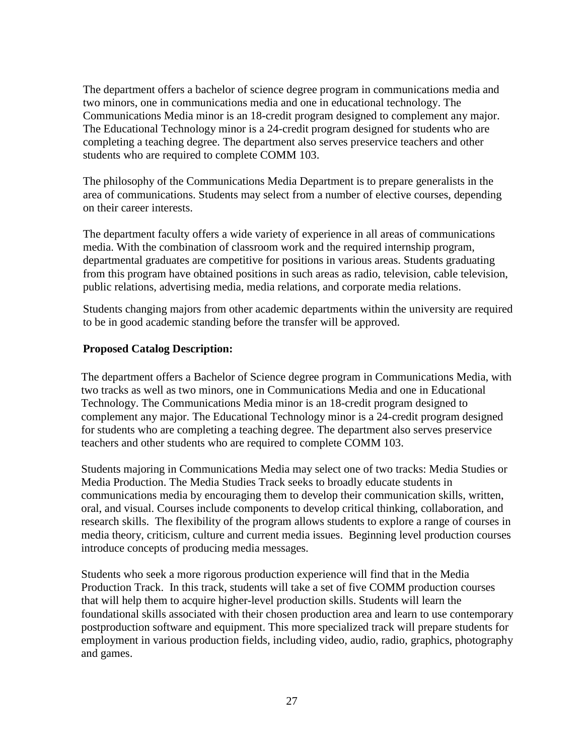The department offers a bachelor of science degree program in communications media and two minors, one in communications media and one in educational technology. The Communications Media minor is an 18-credit program designed to complement any major. The Educational Technology minor is a 24-credit program designed for students who are completing a teaching degree. The department also serves preservice teachers and other students who are required to complete COMM 103.

The philosophy of the Communications Media Department is to prepare generalists in the area of communications. Students may select from a number of elective courses, depending on their career interests.

The department faculty offers a wide variety of experience in all areas of communications media. With the combination of classroom work and the required internship program, departmental graduates are competitive for positions in various areas. Students graduating from this program have obtained positions in such areas as radio, television, cable television, public relations, advertising media, media relations, and corporate media relations.

Students changing majors from other academic departments within the university are required to be in good academic standing before the transfer will be approved.

**Proposed Catalog Description:**

The department offers a Bachelor of Science degree program in Communications Media, with two tracks as well as two minors, one in Communications Media and one in Educational Technology. The Communications Media minor is an 18-credit program designed to complement any major. The Educational Technology minor is a 24-credit program designed for students who are completing a teaching degree. The department also serves preservice teachers and other students who are required to complete COMM 103.

Students majoring in Communications Media may select one of two tracks: Media Studies or Media Production. The Media Studies Track seeks to broadly educate students in communications media by encouraging them to develop their communication skills, written, oral, and visual. Courses include components to develop critical thinking, collaboration, and research skills. The flexibility of the program allows students to explore a range of courses in media theory, criticism, culture and current media issues. Beginning level production courses introduce concepts of producing media messages.

Students who seek a more rigorous production experience will find that in the Media Production Track. In this track, students will take a set of five COMM production courses that will help them to acquire higher-level production skills. Students will learn the foundational skills associated with their chosen production area and learn to use contemporary postproduction software and equipment. This more specialized track will prepare students for employment in various production fields, including video, audio, radio, graphics, photography and games.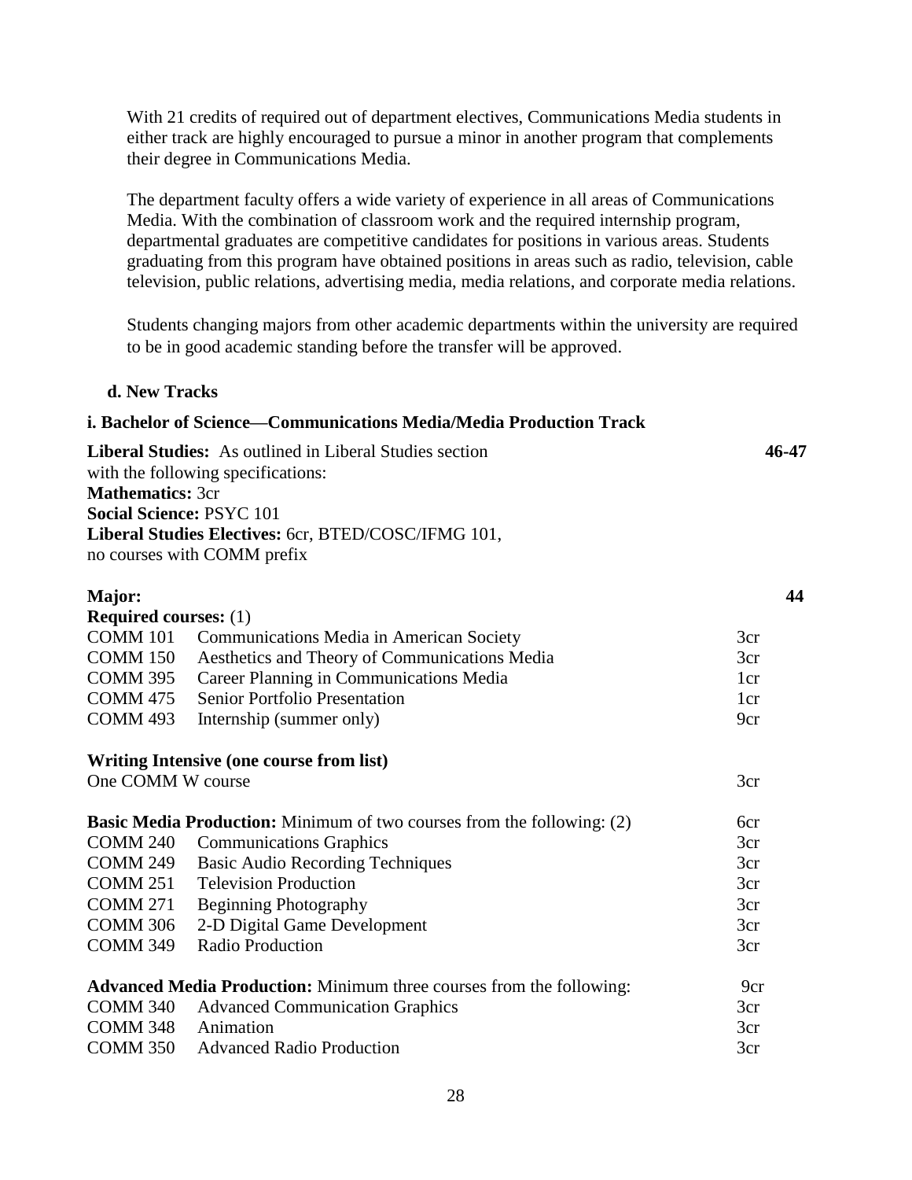With 21 credits of required out of department electives, Communications Media students in either track are highly encouraged to pursue a minor in another program that complements their degree in Communications Media.

The department faculty offers a wide variety of experience in all areas of Communications Media. With the combination of classroom work and the required internship program, departmental graduates are competitive candidates for positions in various areas. Students graduating from this program have obtained positions in areas such as radio, television, cable television, public relations, advertising media, media relations, and corporate media relations.

Students changing majors from other academic departments within the university are required to be in good academic standing before the transfer will be approved.

### d. New Tracks

#### i. Bachelor of Science—Communications Media/Media Production Track

**Liberal Studies:** As outlined in Liberal Studies section with the following specifications: **46-47**
**Mathematics:** 3cr
**Social Science:** PSYC 101
**Liberal Studies Electives:** 6cr, BTED/COSC/IFMG 101, no courses with COMM prefix

**Major:** **44**

**Required courses:** (1)

| | | |
|---|---|---|
| COMM 101 | Communications Media in American Society | 3cr |
| COMM 150 | Aesthetics and Theory of Communications Media | 3cr |
| COMM 395 | Career Planning in Communications Media | 1cr |
| COMM 475 | Senior Portfolio Presentation | 1cr |
| COMM 493 | Internship (summer only) | 9cr |

**Writing Intensive (one course from list)**

| | |
|---|---|
| One COMM W course | 3cr |

**Basic Media Production:** Minimum of two courses from the following: (2) — 6cr

| | | |
|---|---|---|
| COMM 240 | Communications Graphics | 3cr |
| COMM 249 | Basic Audio Recording Techniques | 3cr |
| COMM 251 | Television Production | 3cr |
| COMM 271 | Beginning Photography | 3cr |
| COMM 306 | 2-D Digital Game Development | 3cr |
| COMM 349 | Radio Production | 3cr |

**Advanced Media Production:** Minimum three courses from the following: — 9cr

| | | |
|---|---|---|
| COMM 340 | Advanced Communication Graphics | 3cr |
| COMM 348 | Animation | 3cr |
| COMM 350 | Advanced Radio Production | 3cr |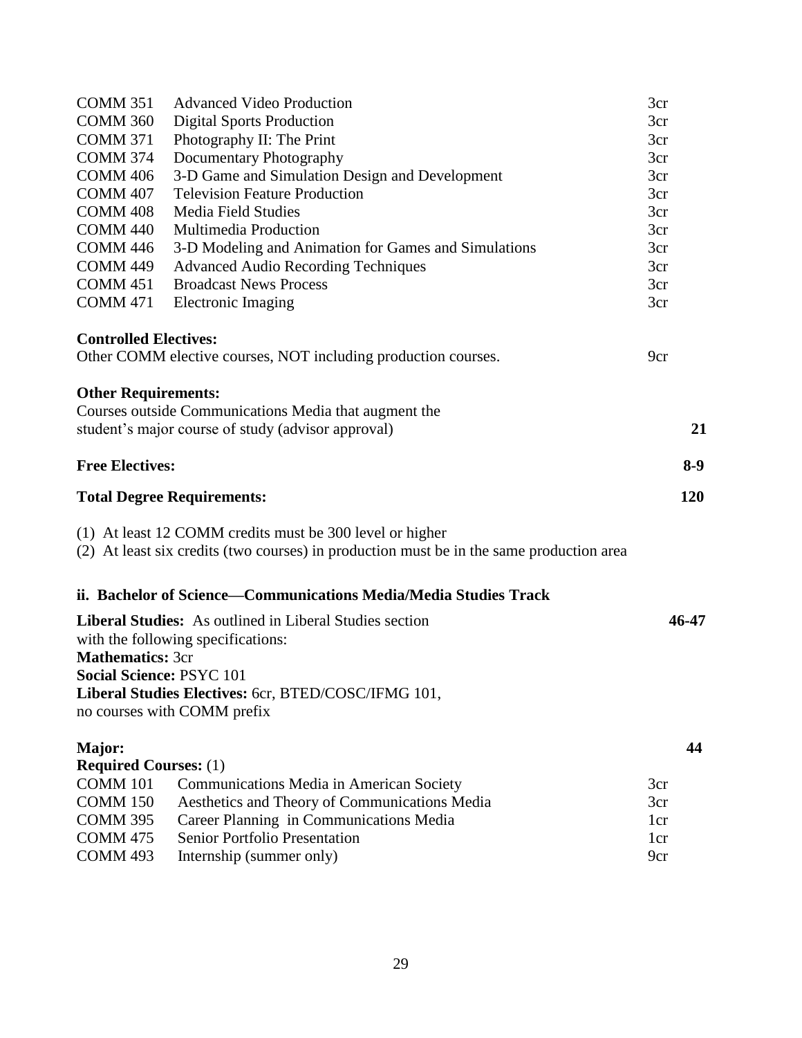| | | |
|---|---|---|
| COMM 351 | Advanced Video Production | 3cr |
| COMM 360 | Digital Sports Production | 3cr |
| COMM 371 | Photography II: The Print | 3cr |
| COMM 374 | Documentary Photography | 3cr |
| COMM 406 | 3-D Game and Simulation Design and Development | 3cr |
| COMM 407 | Television Feature Production | 3cr |
| COMM 408 | Media Field Studies | 3cr |
| COMM 440 | Multimedia Production | 3cr |
| COMM 446 | 3-D Modeling and Animation for Games and Simulations | 3cr |
| COMM 449 | Advanced Audio Recording Techniques | 3cr |
| COMM 451 | Broadcast News Process | 3cr |
| COMM 471 | Electronic Imaging | 3cr |

**Controlled Electives:**

Other COMM elective courses, NOT including production courses. 9cr

**Other Requirements:**

Courses outside Communications Media that augment the student's major course of study (advisor approval) **21**

**Free Electives:** **8-9**

**Total Degree Requirements:** **120**

(1) At least 12 COMM credits must be 300 level or higher
(2) At least six credits (two courses) in production must be in the same production area

### ii. Bachelor of Science—Communications Media/Media Studies Track

**Liberal Studies:** As outlined in Liberal Studies section with the following specifications: **46-47**
**Mathematics:** 3cr
**Social Science:** PSYC 101
**Liberal Studies Electives:** 6cr, BTED/COSC/IFMG 101, no courses with COMM prefix

**Major:** **44**

**Required Courses:** (1)

| | | |
|---|---|---|
| COMM 101 | Communications Media in American Society | 3cr |
| COMM 150 | Aesthetics and Theory of Communications Media | 3cr |
| COMM 395 | Career Planning in Communications Media | 1cr |
| COMM 475 | Senior Portfolio Presentation | 1cr |
| COMM 493 | Internship (summer only) | 9cr |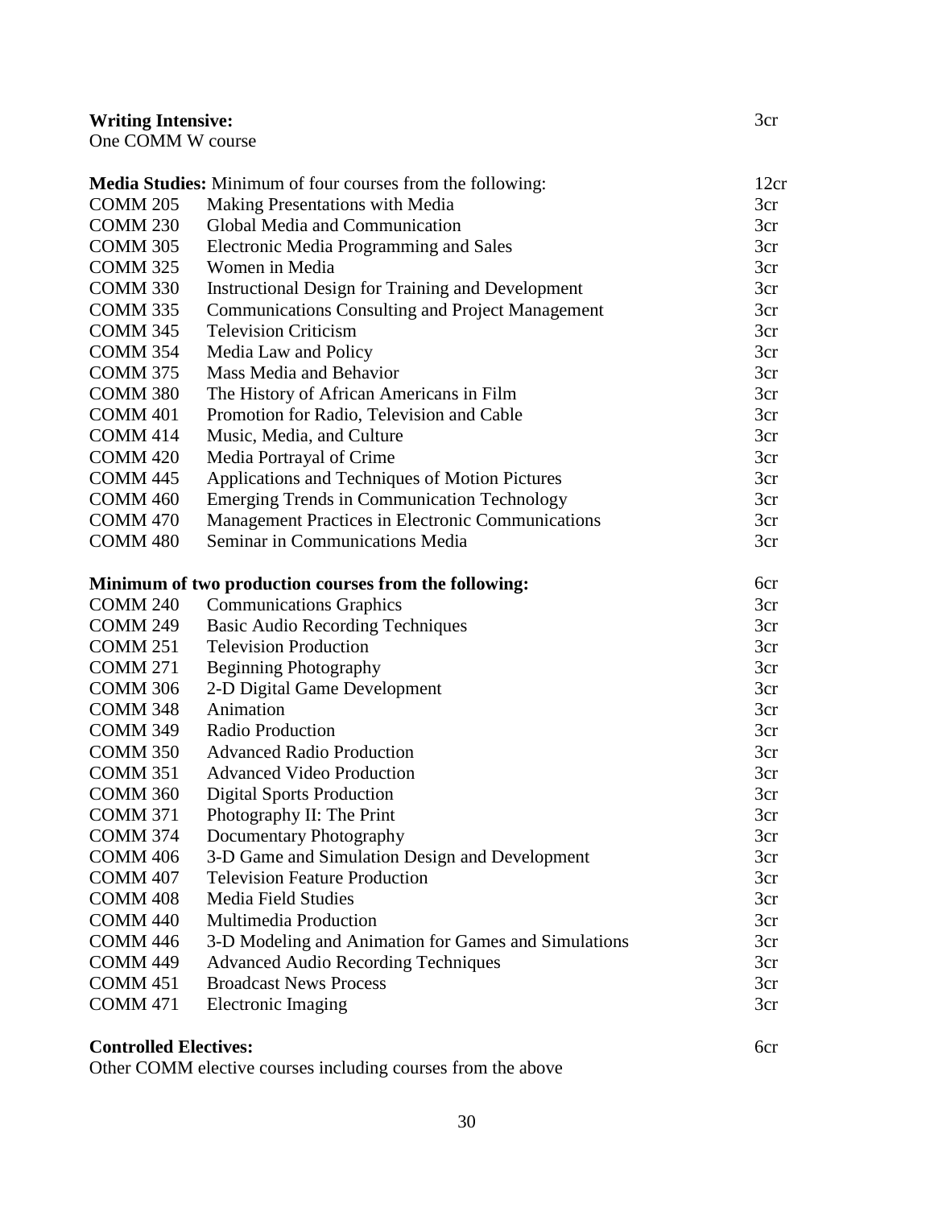| **Writing Intensive:** | | 3cr |
|---|---|---|
| One COMM W course | | |
| | | |
| **Media Studies:** Minimum of four courses from the following: | | 12cr |
| COMM 205 | Making Presentations with Media | 3cr |
| COMM 230 | Global Media and Communication | 3cr |
| COMM 305 | Electronic Media Programming and Sales | 3cr |
| COMM 325 | Women in Media | 3cr |
| COMM 330 | Instructional Design for Training and Development | 3cr |
| COMM 335 | Communications Consulting and Project Management | 3cr |
| COMM 345 | Television Criticism | 3cr |
| COMM 354 | Media Law and Policy | 3cr |
| COMM 375 | Mass Media and Behavior | 3cr |
| COMM 380 | The History of African Americans in Film | 3cr |
| COMM 401 | Promotion for Radio, Television and Cable | 3cr |
| COMM 414 | Music, Media, and Culture | 3cr |
| COMM 420 | Media Portrayal of Crime | 3cr |
| COMM 445 | Applications and Techniques of Motion Pictures | 3cr |
| COMM 460 | Emerging Trends in Communication Technology | 3cr |
| COMM 470 | Management Practices in Electronic Communications | 3cr |
| COMM 480 | Seminar in Communications Media | 3cr |
| | | |
| **Minimum of two production courses from the following:** | | 6cr |
| COMM 240 | Communications Graphics | 3cr |
| COMM 249 | Basic Audio Recording Techniques | 3cr |
| COMM 251 | Television Production | 3cr |
| COMM 271 | Beginning Photography | 3cr |
| COMM 306 | 2-D Digital Game Development | 3cr |
| COMM 348 | Animation | 3cr |
| COMM 349 | Radio Production | 3cr |
| COMM 350 | Advanced Radio Production | 3cr |
| COMM 351 | Advanced Video Production | 3cr |
| COMM 360 | Digital Sports Production | 3cr |
| COMM 371 | Photography II: The Print | 3cr |
| COMM 374 | Documentary Photography | 3cr |
| COMM 406 | 3-D Game and Simulation Design and Development | 3cr |
| COMM 407 | Television Feature Production | 3cr |
| COMM 408 | Media Field Studies | 3cr |
| COMM 440 | Multimedia Production | 3cr |
| COMM 446 | 3-D Modeling and Animation for Games and Simulations | 3cr |
| COMM 449 | Advanced Audio Recording Techniques | 3cr |
| COMM 451 | Broadcast News Process | 3cr |
| COMM 471 | Electronic Imaging | 3cr |
| | | |
| **Controlled Electives:** | | 6cr |
| Other COMM elective courses including courses from the above | | |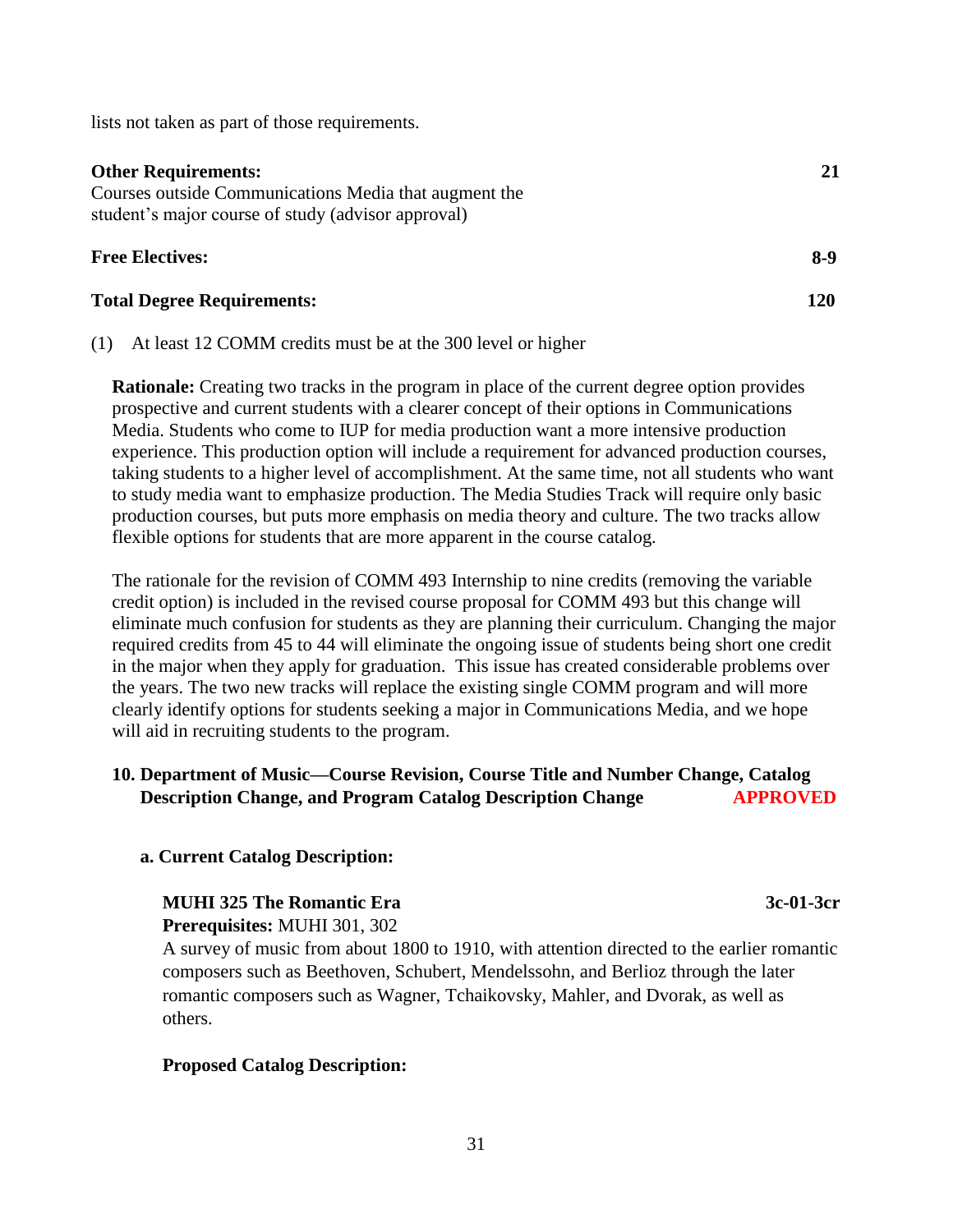lists not taken as part of those requirements.

| | |
|---|---|
| **Other Requirements:**<br>Courses outside Communications Media that augment the student's major course of study (advisor approval) | **21** |
| **Free Electives:** | **8-9** |
| **Total Degree Requirements:** | **120** |

(1) At least 12 COMM credits must be at the 300 level or higher

**Rationale:** Creating two tracks in the program in place of the current degree option provides prospective and current students with a clearer concept of their options in Communications Media. Students who come to IUP for media production want a more intensive production experience. This production option will include a requirement for advanced production courses, taking students to a higher level of accomplishment. At the same time, not all students who want to study media want to emphasize production. The Media Studies Track will require only basic production courses, but puts more emphasis on media theory and culture. The two tracks allow flexible options for students that are more apparent in the course catalog.

The rationale for the revision of COMM 493 Internship to nine credits (removing the variable credit option) is included in the revised course proposal for COMM 493 but this change will eliminate much confusion for students as they are planning their curriculum. Changing the major required credits from 45 to 44 will eliminate the ongoing issue of students being short one credit in the major when they apply for graduation. This issue has created considerable problems over the years. The two new tracks will replace the existing single COMM program and will more clearly identify options for students seeking a major in Communications Media, and we hope will aid in recruiting students to the program.

## 10. Department of Music—Course Revision, Course Title and Number Change, Catalog Description Change, and Program Catalog Description Change **APPROVED**

### a. Current Catalog Description:

**MUHI 325 The Romantic Era** **3c-01-3cr**
**Prerequisites:** MUHI 301, 302
A survey of music from about 1800 to 1910, with attention directed to the earlier romantic composers such as Beethoven, Schubert, Mendelssohn, and Berlioz through the later romantic composers such as Wagner, Tchaikovsky, Mahler, and Dvorak, as well as others.

**Proposed Catalog Description:**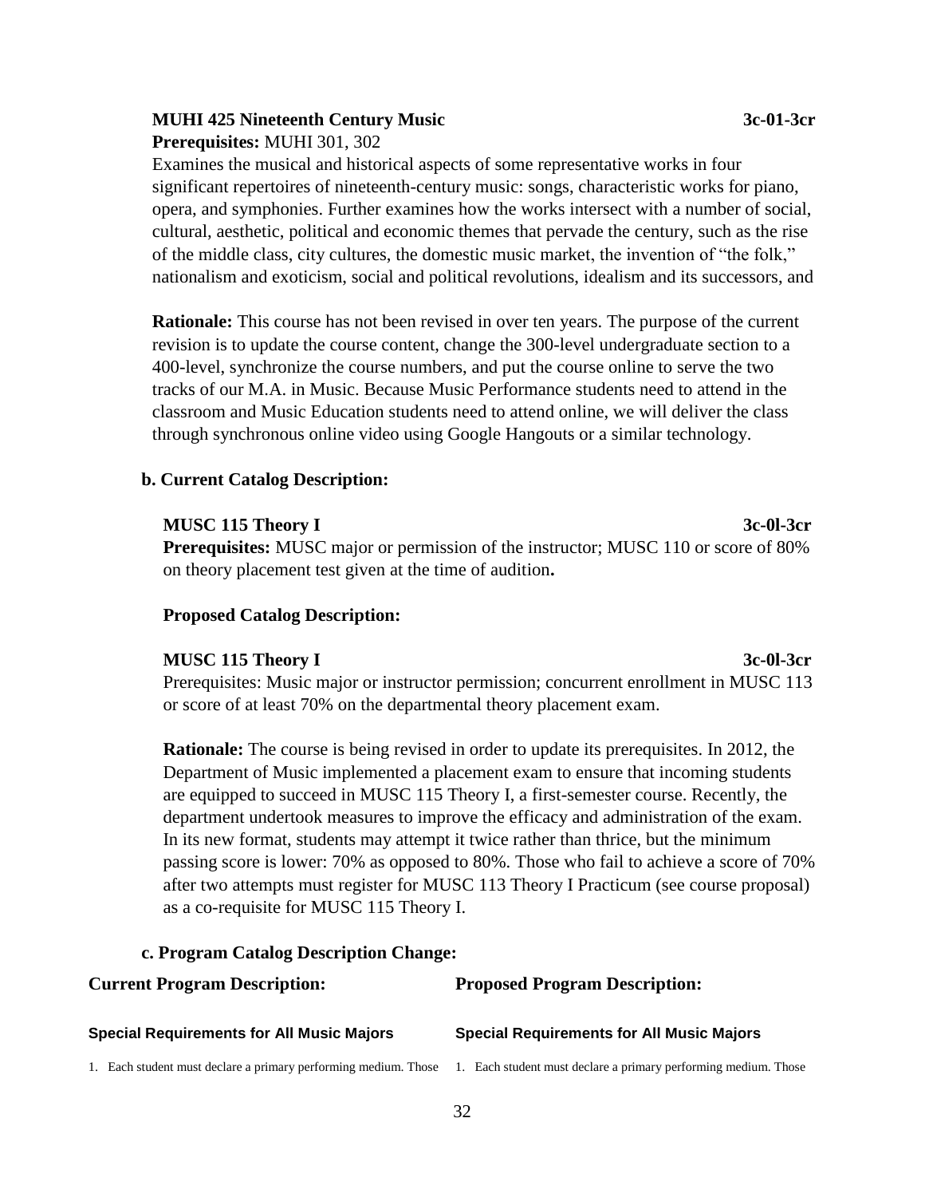**MUHI 425 Nineteenth Century Music** **3c-01-3cr**
**Prerequisites:** MUHI 301, 302
Examines the musical and historical aspects of some representative works in four significant repertoires of nineteenth-century music: songs, characteristic works for piano, opera, and symphonies. Further examines how the works intersect with a number of social, cultural, aesthetic, political and economic themes that pervade the century, such as the rise of the middle class, city cultures, the domestic music market, the invention of "the folk," nationalism and exoticism, social and political revolutions, idealism and its successors, and

**Rationale:** This course has not been revised in over ten years. The purpose of the current revision is to update the course content, change the 300-level undergraduate section to a 400-level, synchronize the course numbers, and put the course online to serve the two tracks of our M.A. in Music. Because Music Performance students need to attend in the classroom and Music Education students need to attend online, we will deliver the class through synchronous online video using Google Hangouts or a similar technology.

**b. Current Catalog Description:**

**MUSC 115 Theory I** **3c-0l-3cr**
**Prerequisites:** MUSC major or permission of the instructor; MUSC 110 or score of 80% on theory placement test given at the time of audition**.**

**Proposed Catalog Description:**

**MUSC 115 Theory I** **3c-0l-3cr**
Prerequisites: Music major or instructor permission; concurrent enrollment in MUSC 113 or score of at least 70% on the departmental theory placement exam.

**Rationale:** The course is being revised in order to update its prerequisites. In 2012, the Department of Music implemented a placement exam to ensure that incoming students are equipped to succeed in MUSC 115 Theory I, a first-semester course. Recently, the department undertook measures to improve the efficacy and administration of the exam. In its new format, students may attempt it twice rather than thrice, but the minimum passing score is lower: 70% as opposed to 80%. Those who fail to achieve a score of 70% after two attempts must register for MUSC 113 Theory I Practicum (see course proposal) as a co-requisite for MUSC 115 Theory I.

**c. Program Catalog Description Change:**

| **Current Program Description:** | **Proposed Program Description:** |
|---|---|
| **Special Requirements for All Music Majors** | **Special Requirements for All Music Majors** |
| 1. Each student must declare a primary performing medium. Those | 1. Each student must declare a primary performing medium. Those |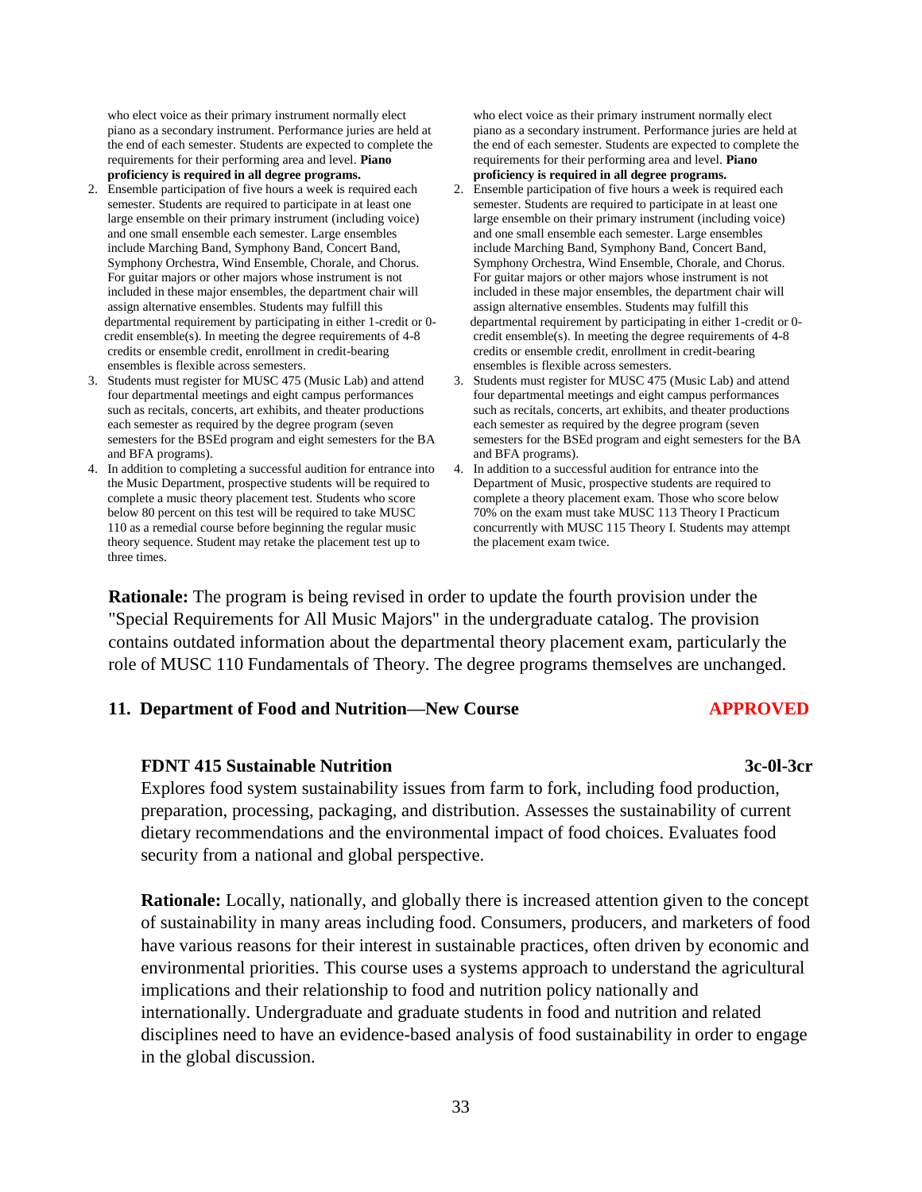who elect voice as their primary instrument normally elect piano as a secondary instrument. Performance juries are held at the end of each semester. Students are expected to complete the requirements for their performing area and level. **Piano proficiency is required in all degree programs.**

2. Ensemble participation of five hours a week is required each semester. Students are required to participate in at least one large ensemble on their primary instrument (including voice) and one small ensemble each semester. Large ensembles include Marching Band, Symphony Band, Concert Band, Symphony Orchestra, Wind Ensemble, Chorale, and Chorus. For guitar majors or other majors whose instrument is not included in these major ensembles, the department chair will assign alternative ensembles. Students may fulfill this departmental requirement by participating in either 1-credit or 0-credit ensemble(s). In meeting the degree requirements of 4-8 credits or ensemble credit, enrollment in credit-bearing ensembles is flexible across semesters.
3. Students must register for MUSC 475 (Music Lab) and attend four departmental meetings and eight campus performances such as recitals, concerts, art exhibits, and theater productions each semester as required by the degree program (seven semesters for the BSEd program and eight semesters for the BA and BFA programs).
4. In addition to completing a successful audition for entrance into the Music Department, prospective students will be required to complete a music theory placement test. Students who score below 80 percent on this test will be required to take MUSC 110 as a remedial course before beginning the regular music theory sequence. Student may retake the placement test up to three times.

who elect voice as their primary instrument normally elect piano as a secondary instrument. Performance juries are held at the end of each semester. Students are expected to complete the requirements for their performing area and level. **Piano proficiency is required in all degree programs.**

2. Ensemble participation of five hours a week is required each semester. Students are required to participate in at least one large ensemble on their primary instrument (including voice) and one small ensemble each semester. Large ensembles include Marching Band, Symphony Band, Concert Band, Symphony Orchestra, Wind Ensemble, Chorale, and Chorus. For guitar majors or other majors whose instrument is not included in these major ensembles, the department chair will assign alternative ensembles. Students may fulfill this departmental requirement by participating in either 1-credit or 0-credit ensemble(s). In meeting the degree requirements of 4-8 credits or ensemble credit, enrollment in credit-bearing ensembles is flexible across semesters.
3. Students must register for MUSC 475 (Music Lab) and attend four departmental meetings and eight campus performances such as recitals, concerts, art exhibits, and theater productions each semester as required by the degree program (seven semesters for the BSEd program and eight semesters for the BA and BFA programs).
4. In addition to a successful audition for entrance into the Department of Music, prospective students are required to complete a theory placement exam. Those who score below 70% on the exam must take MUSC 113 Theory I Practicum concurrently with MUSC 115 Theory I. Students may attempt the placement exam twice.

**Rationale:** The program is being revised in order to update the fourth provision under the "Special Requirements for All Music Majors" in the undergraduate catalog. The provision contains outdated information about the departmental theory placement exam, particularly the role of MUSC 110 Fundamentals of Theory. The degree programs themselves are unchanged.

### 11. Department of Food and Nutrition—New Course — APPROVED

**FDNT 415 Sustainable Nutrition — 3c-0l-3cr**

Explores food system sustainability issues from farm to fork, including food production, preparation, processing, packaging, and distribution. Assesses the sustainability of current dietary recommendations and the environmental impact of food choices. Evaluates food security from a national and global perspective.

**Rationale:** Locally, nationally, and globally there is increased attention given to the concept of sustainability in many areas including food. Consumers, producers, and marketers of food have various reasons for their interest in sustainable practices, often driven by economic and environmental priorities. This course uses a systems approach to understand the agricultural implications and their relationship to food and nutrition policy nationally and internationally. Undergraduate and graduate students in food and nutrition and related disciplines need to have an evidence-based analysis of food sustainability in order to engage in the global discussion.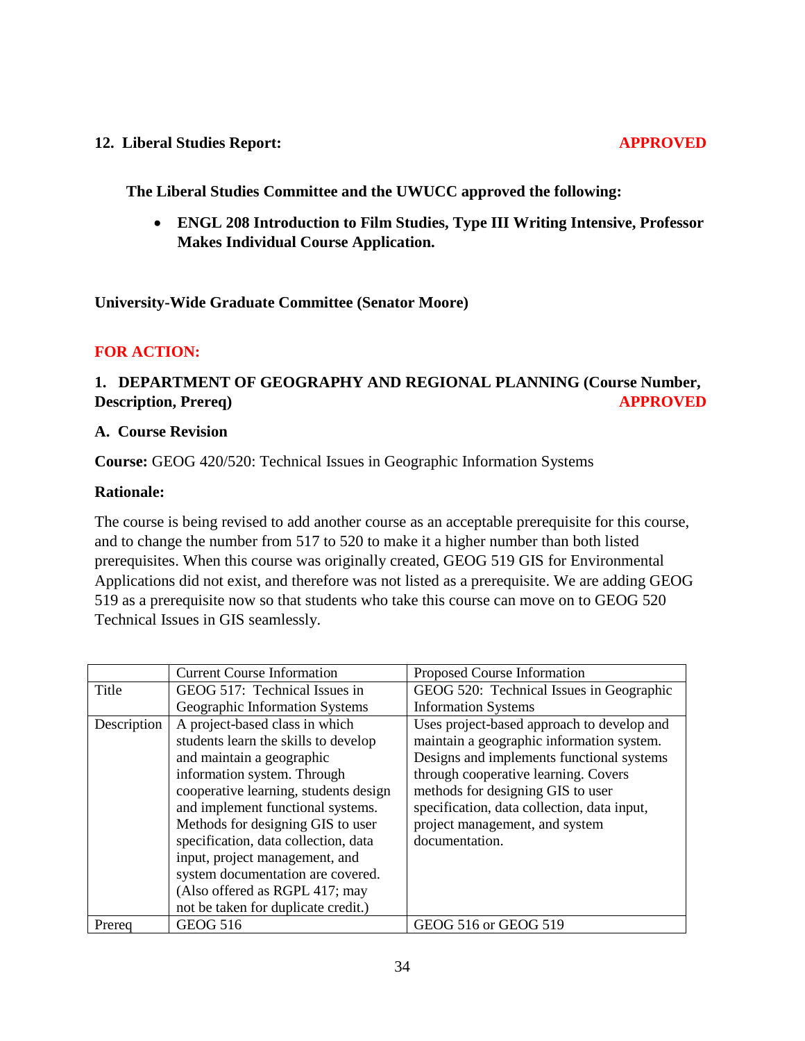**12. Liberal Studies Report:** **APPROVED**

**The Liberal Studies Committee and the UWUCC approved the following:**

- **ENGL 208 Introduction to Film Studies, Type III Writing Intensive, Professor Makes Individual Course Application.**

**University-Wide Graduate Committee (Senator Moore)**

**FOR ACTION:**

**1. DEPARTMENT OF GEOGRAPHY AND REGIONAL PLANNING (Course Number, Description, Prereq)** **APPROVED**

**A. Course Revision**

**Course:** GEOG 420/520: Technical Issues in Geographic Information Systems

**Rationale:**

The course is being revised to add another course as an acceptable prerequisite for this course, and to change the number from 517 to 520 to make it a higher number than both listed prerequisites. When this course was originally created, GEOG 519 GIS for Environmental Applications did not exist, and therefore was not listed as a prerequisite. We are adding GEOG 519 as a prerequisite now so that students who take this course can move on to GEOG 520 Technical Issues in GIS seamlessly.

| | Current Course Information | Proposed Course Information |
|---|---|---|
| Title | GEOG 517: Technical Issues in Geographic Information Systems | GEOG 520: Technical Issues in Geographic Information Systems |
| Description | A project-based class in which students learn the skills to develop and maintain a geographic information system. Through cooperative learning, students design and implement functional systems. Methods for designing GIS to user specification, data collection, data input, project management, and system documentation are covered. (Also offered as RGPL 417; may not be taken for duplicate credit.) | Uses project-based approach to develop and maintain a geographic information system. Designs and implements functional systems through cooperative learning. Covers methods for designing GIS to user specification, data collection, data input, project management, and system documentation. |
| Prereq | GEOG 516 | GEOG 516 or GEOG 519 |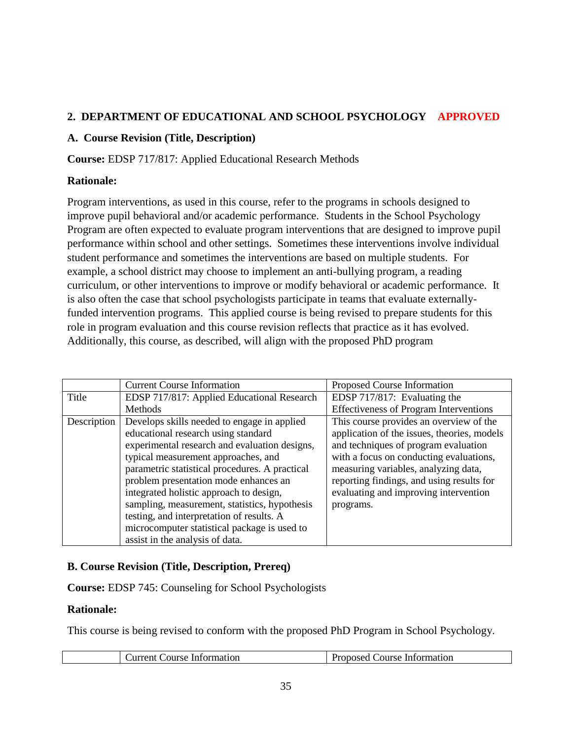## 2. DEPARTMENT OF EDUCATIONAL AND SCHOOL PSYCHOLOGY APPROVED

### A. Course Revision (Title, Description)

**Course:** EDSP 717/817: Applied Educational Research Methods

**Rationale:**

Program interventions, as used in this course, refer to the programs in schools designed to improve pupil behavioral and/or academic performance. Students in the School Psychology Program are often expected to evaluate program interventions that are designed to improve pupil performance within school and other settings. Sometimes these interventions involve individual student performance and sometimes the interventions are based on multiple students. For example, a school district may choose to implement an anti-bullying program, a reading curriculum, or other interventions to improve or modify behavioral or academic performance. It is also often the case that school psychologists participate in teams that evaluate externally-funded intervention programs. This applied course is being revised to prepare students for this role in program evaluation and this course revision reflects that practice as it has evolved. Additionally, this course, as described, will align with the proposed PhD program

| | Current Course Information | Proposed Course Information |
|---|---|---|
| Title | EDSP 717/817: Applied Educational Research Methods | EDSP 717/817: Evaluating the Effectiveness of Program Interventions |
| Description | Develops skills needed to engage in applied educational research using standard experimental research and evaluation designs, typical measurement approaches, and parametric statistical procedures. A practical problem presentation mode enhances an integrated holistic approach to design, sampling, measurement, statistics, hypothesis testing, and interpretation of results. A microcomputer statistical package is used to assist in the analysis of data. | This course provides an overview of the application of the issues, theories, models and techniques of program evaluation with a focus on conducting evaluations, measuring variables, analyzing data, reporting findings, and using results for evaluating and improving intervention programs. |

### B. Course Revision (Title, Description, Prereq)

**Course:** EDSP 745: Counseling for School Psychologists

**Rationale:**

This course is being revised to conform with the proposed PhD Program in School Psychology.

| | Current Course Information | Proposed Course Information |
|---|---|---|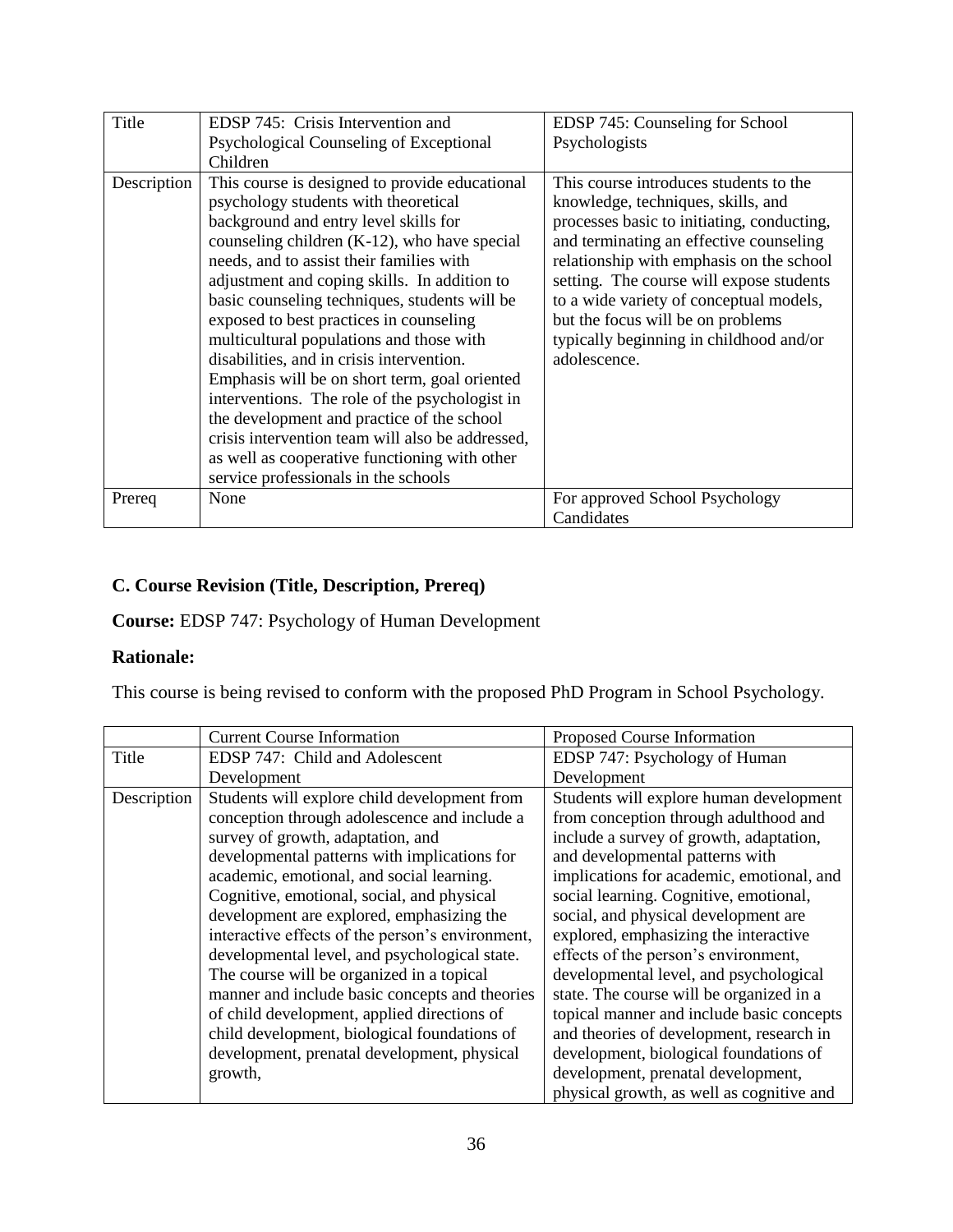| | | |
|---|---|---|
| Title | EDSP 745: Crisis Intervention and Psychological Counseling of Exceptional Children | EDSP 745: Counseling for School Psychologists |
| Description | This course is designed to provide educational psychology students with theoretical background and entry level skills for counseling children (K-12), who have special needs, and to assist their families with adjustment and coping skills. In addition to basic counseling techniques, students will be exposed to best practices in counseling multicultural populations and those with disabilities, and in crisis intervention. Emphasis will be on short term, goal oriented interventions. The role of the psychologist in the development and practice of the school crisis intervention team will also be addressed, as well as cooperative functioning with other service professionals in the schools | This course introduces students to the knowledge, techniques, skills, and processes basic to initiating, conducting, and terminating an effective counseling relationship with emphasis on the school setting. The course will expose students to a wide variety of conceptual models, but the focus will be on problems typically beginning in childhood and/or adolescence. |
| Prereq | None | For approved School Psychology Candidates |

### C. Course Revision (Title, Description, Prereq)

**Course:** EDSP 747: Psychology of Human Development

**Rationale:**

This course is being revised to conform with the proposed PhD Program in School Psychology.

| | Current Course Information | Proposed Course Information |
|---|---|---|
| Title | EDSP 747: Child and Adolescent Development | EDSP 747: Psychology of Human Development |
| Description | Students will explore child development from conception through adolescence and include a survey of growth, adaptation, and developmental patterns with implications for academic, emotional, and social learning. Cognitive, emotional, social, and physical development are explored, emphasizing the interactive effects of the person's environment, developmental level, and psychological state. The course will be organized in a topical manner and include basic concepts and theories of child development, applied directions of child development, biological foundations of development, prenatal development, physical growth, | Students will explore human development from conception through adulthood and include a survey of growth, adaptation, and developmental patterns with implications for academic, emotional, and social learning. Cognitive, emotional, social, and physical development are explored, emphasizing the interactive effects of the person's environment, developmental level, and psychological state. The course will be organized in a topical manner and include basic concepts and theories of development, research in development, biological foundations of development, prenatal development, physical growth, as well as cognitive and |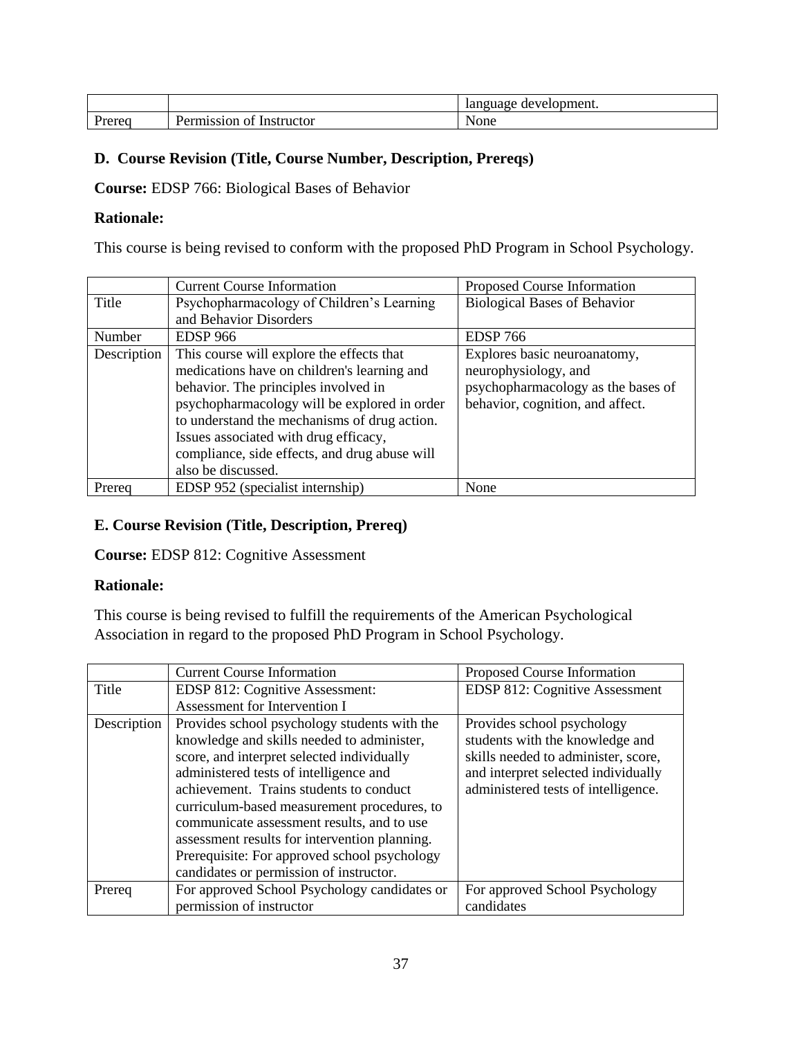| | | language development. |
|---|---|---|
| Prereq | Permission of Instructor | None |

**D. Course Revision (Title, Course Number, Description, Prereqs)**

**Course:** EDSP 766: Biological Bases of Behavior

**Rationale:**

This course is being revised to conform with the proposed PhD Program in School Psychology.

| | Current Course Information | Proposed Course Information |
|---|---|---|
| Title | Psychopharmacology of Children's Learning and Behavior Disorders | Biological Bases of Behavior |
| Number | EDSP 966 | EDSP 766 |
| Description | This course will explore the effects that medications have on children's learning and behavior. The principles involved in psychopharmacology will be explored in order to understand the mechanisms of drug action. Issues associated with drug efficacy, compliance, side effects, and drug abuse will also be discussed. | Explores basic neuroanatomy, neurophysiology, and psychopharmacology as the bases of behavior, cognition, and affect. |
| Prereq | EDSP 952 (specialist internship) | None |

**E. Course Revision (Title, Description, Prereq)**

**Course:** EDSP 812: Cognitive Assessment

**Rationale:**

This course is being revised to fulfill the requirements of the American Psychological Association in regard to the proposed PhD Program in School Psychology.

| | Current Course Information | Proposed Course Information |
|---|---|---|
| Title | EDSP 812: Cognitive Assessment: Assessment for Intervention I | EDSP 812: Cognitive Assessment |
| Description | Provides school psychology students with the knowledge and skills needed to administer, score, and interpret selected individually administered tests of intelligence and achievement. Trains students to conduct curriculum-based measurement procedures, to communicate assessment results, and to use assessment results for intervention planning. Prerequisite: For approved school psychology candidates or permission of instructor. | Provides school psychology students with the knowledge and skills needed to administer, score, and interpret selected individually administered tests of intelligence. |
| Prereq | For approved School Psychology candidates or permission of instructor | For approved School Psychology candidates |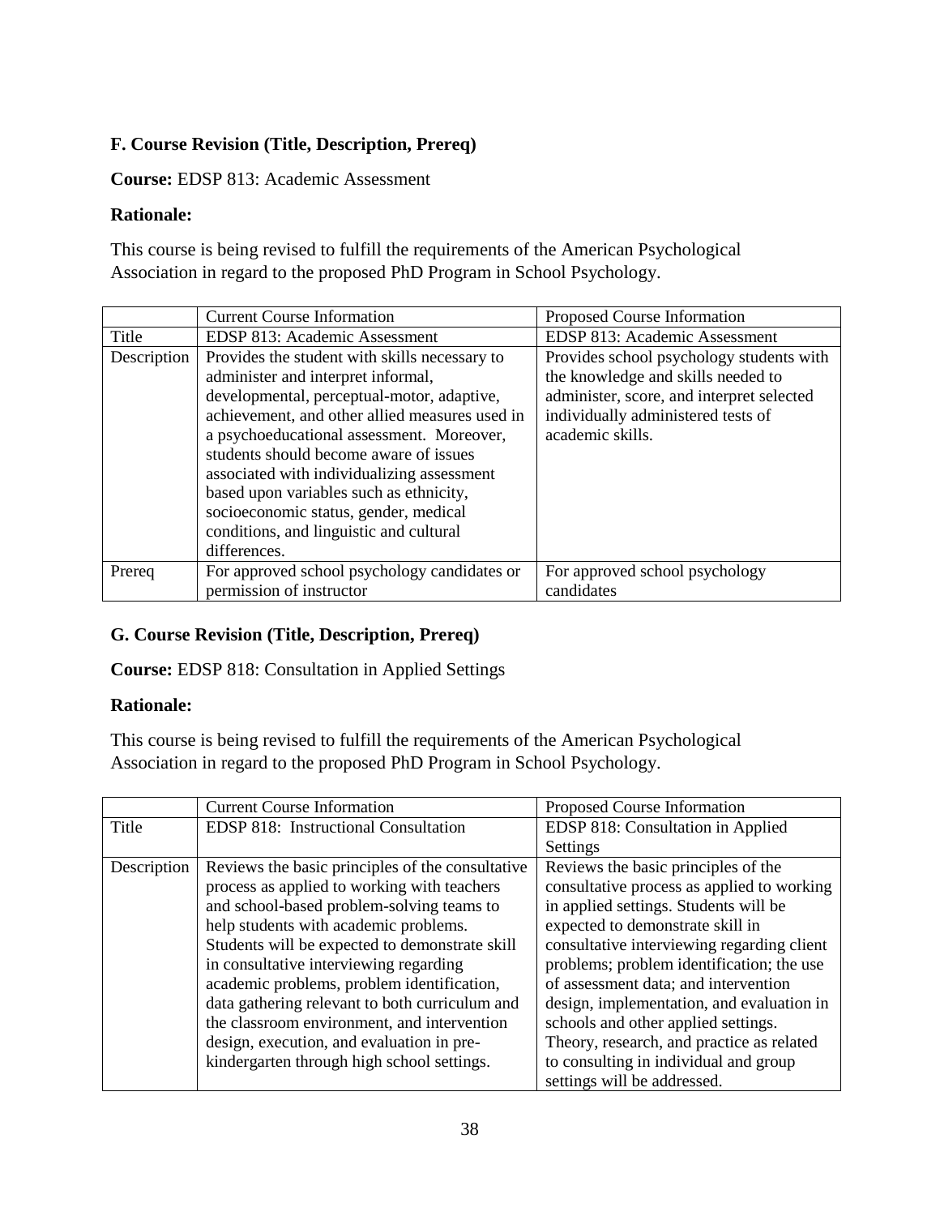### F. Course Revision (Title, Description, Prereq)

**Course:** EDSP 813: Academic Assessment

**Rationale:**

This course is being revised to fulfill the requirements of the American Psychological Association in regard to the proposed PhD Program in School Psychology.

| | Current Course Information | Proposed Course Information |
|---|---|---|
| Title | EDSP 813: Academic Assessment | EDSP 813: Academic Assessment |
| Description | Provides the student with skills necessary to administer and interpret informal, developmental, perceptual-motor, adaptive, achievement, and other allied measures used in a psychoeducational assessment. Moreover, students should become aware of issues associated with individualizing assessment based upon variables such as ethnicity, socioeconomic status, gender, medical conditions, and linguistic and cultural differences. | Provides school psychology students with the knowledge and skills needed to administer, score, and interpret selected individually administered tests of academic skills. |
| Prereq | For approved school psychology candidates or permission of instructor | For approved school psychology candidates |

### G. Course Revision (Title, Description, Prereq)

**Course:** EDSP 818: Consultation in Applied Settings

**Rationale:**

This course is being revised to fulfill the requirements of the American Psychological Association in regard to the proposed PhD Program in School Psychology.

| | Current Course Information | Proposed Course Information |
|---|---|---|
| Title | EDSP 818: Instructional Consultation | EDSP 818: Consultation in Applied Settings |
| Description | Reviews the basic principles of the consultative process as applied to working with teachers and school-based problem-solving teams to help students with academic problems. Students will be expected to demonstrate skill in consultative interviewing regarding academic problems, problem identification, data gathering relevant to both curriculum and the classroom environment, and intervention design, execution, and evaluation in pre-kindergarten through high school settings. | Reviews the basic principles of the consultative process as applied to working in applied settings. Students will be expected to demonstrate skill in consultative interviewing regarding client problems; problem identification; the use of assessment data; and intervention design, implementation, and evaluation in schools and other applied settings. Theory, research, and practice as related to consulting in individual and group settings will be addressed. |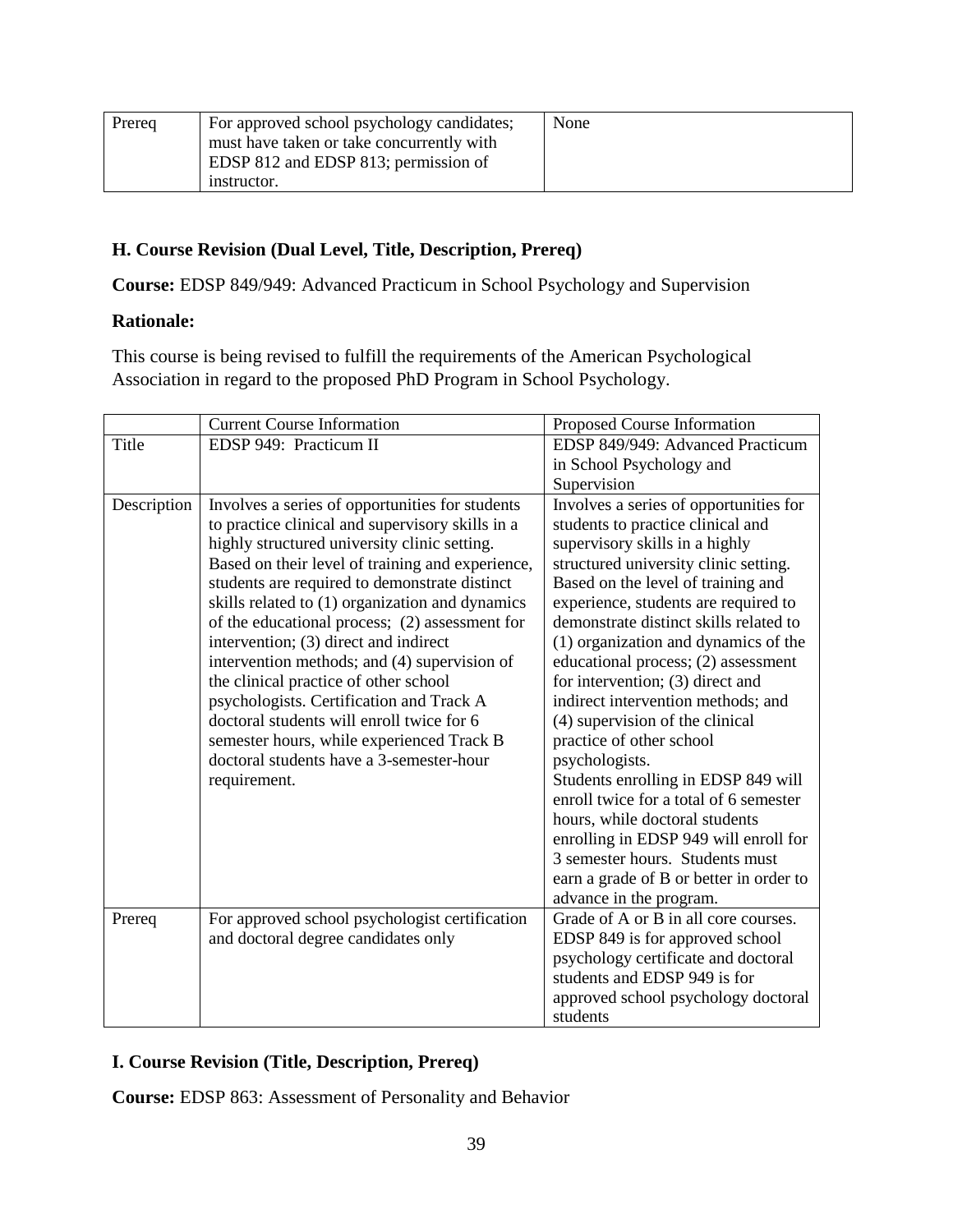| | | |
|---|---|---|
| Prereq | For approved school psychology candidates; must have taken or take concurrently with EDSP 812 and EDSP 813; permission of instructor. | None |

**H. Course Revision (Dual Level, Title, Description, Prereq)**

**Course:** EDSP 849/949: Advanced Practicum in School Psychology and Supervision

**Rationale:**

This course is being revised to fulfill the requirements of the American Psychological Association in regard to the proposed PhD Program in School Psychology.

| | Current Course Information | Proposed Course Information |
|---|---|---|
| Title | EDSP 949: Practicum II | EDSP 849/949: Advanced Practicum in School Psychology and Supervision |
| Description | Involves a series of opportunities for students to practice clinical and supervisory skills in a highly structured university clinic setting. Based on their level of training and experience, students are required to demonstrate distinct skills related to (1) organization and dynamics of the educational process; (2) assessment for intervention; (3) direct and indirect intervention methods; and (4) supervision of the clinical practice of other school psychologists. Certification and Track A doctoral students will enroll twice for 6 semester hours, while experienced Track B doctoral students have a 3-semester-hour requirement. | Involves a series of opportunities for students to practice clinical and supervisory skills in a highly structured university clinic setting. Based on the level of training and experience, students are required to demonstrate distinct skills related to (1) organization and dynamics of the educational process; (2) assessment for intervention; (3) direct and indirect intervention methods; and (4) supervision of the clinical practice of other school psychologists. Students enrolling in EDSP 849 will enroll twice for a total of 6 semester hours, while doctoral students enrolling in EDSP 949 will enroll for 3 semester hours. Students must earn a grade of B or better in order to advance in the program. |
| Prereq | For approved school psychologist certification and doctoral degree candidates only | Grade of A or B in all core courses. EDSP 849 is for approved school psychology certificate and doctoral students and EDSP 949 is for approved school psychology doctoral students |

**I. Course Revision (Title, Description, Prereq)**

**Course:** EDSP 863: Assessment of Personality and Behavior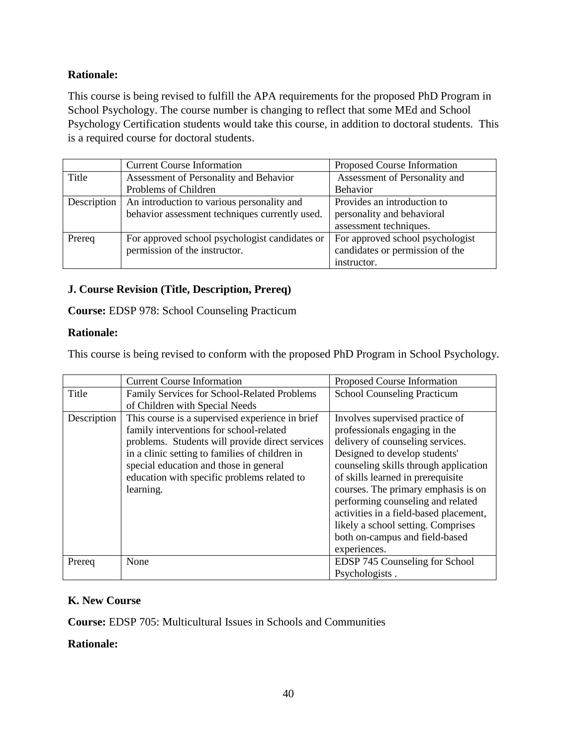**Rationale:**

This course is being revised to fulfill the APA requirements for the proposed PhD Program in School Psychology. The course number is changing to reflect that some MEd and School Psychology Certification students would take this course, in addition to doctoral students. This is a required course for doctoral students.

| | Current Course Information | Proposed Course Information |
|---|---|---|
| Title | Assessment of Personality and Behavior Problems of Children | Assessment of Personality and Behavior |
| Description | An introduction to various personality and behavior assessment techniques currently used. | Provides an introduction to personality and behavioral assessment techniques. |
| Prereq | For approved school psychologist candidates or permission of the instructor. | For approved school psychologist candidates or permission of the instructor. |

**J. Course Revision (Title, Description, Prereq)**

**Course:** EDSP 978: School Counseling Practicum

**Rationale:**

This course is being revised to conform with the proposed PhD Program in School Psychology.

| | Current Course Information | Proposed Course Information |
|---|---|---|
| Title | Family Services for School-Related Problems of Children with Special Needs | School Counseling Practicum |
| Description | This course is a supervised experience in brief family interventions for school-related problems. Students will provide direct services in a clinic setting to families of children in special education and those in general education with specific problems related to learning. | Involves supervised practice of professionals engaging in the delivery of counseling services. Designed to develop students' counseling skills through application of skills learned in prerequisite courses. The primary emphasis is on performing counseling and related activities in a field-based placement, likely a school setting. Comprises both on-campus and field-based experiences. |
| Prereq | None | EDSP 745 Counseling for School Psychologists . |

**K. New Course**

**Course:** EDSP 705: Multicultural Issues in Schools and Communities

**Rationale:**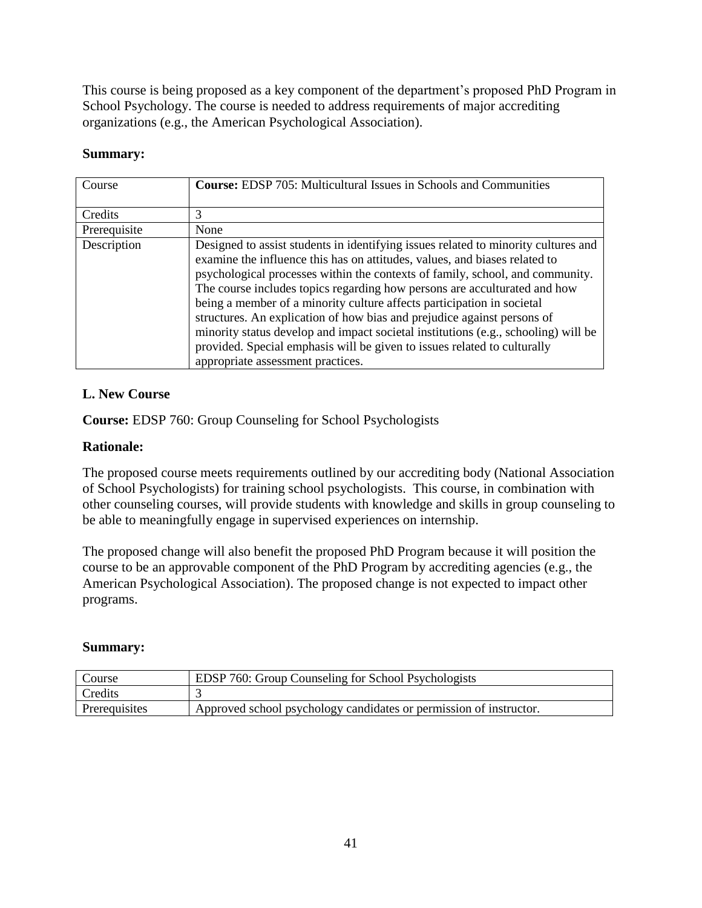This course is being proposed as a key component of the department's proposed PhD Program in School Psychology. The course is needed to address requirements of major accrediting organizations (e.g., the American Psychological Association).

**Summary:**

| Course | **Course:** EDSP 705: Multicultural Issues in Schools and Communities |
|---|---|
| Credits | 3 |
| Prerequisite | None |
| Description | Designed to assist students in identifying issues related to minority cultures and examine the influence this has on attitudes, values, and biases related to psychological processes within the contexts of family, school, and community. The course includes topics regarding how persons are acculturated and how being a member of a minority culture affects participation in societal structures. An explication of how bias and prejudice against persons of minority status develop and impact societal institutions (e.g., schooling) will be provided. Special emphasis will be given to issues related to culturally appropriate assessment practices. |

**L. New Course**

**Course:** EDSP 760: Group Counseling for School Psychologists

**Rationale:**

The proposed course meets requirements outlined by our accrediting body (National Association of School Psychologists) for training school psychologists. This course, in combination with other counseling courses, will provide students with knowledge and skills in group counseling to be able to meaningfully engage in supervised experiences on internship.

The proposed change will also benefit the proposed PhD Program because it will position the course to be an approvable component of the PhD Program by accrediting agencies (e.g., the American Psychological Association). The proposed change is not expected to impact other programs.

**Summary:**

| Course | EDSP 760: Group Counseling for School Psychologists |
|---|---|
| Credits | 3 |
| Prerequisites | Approved school psychology candidates or permission of instructor. |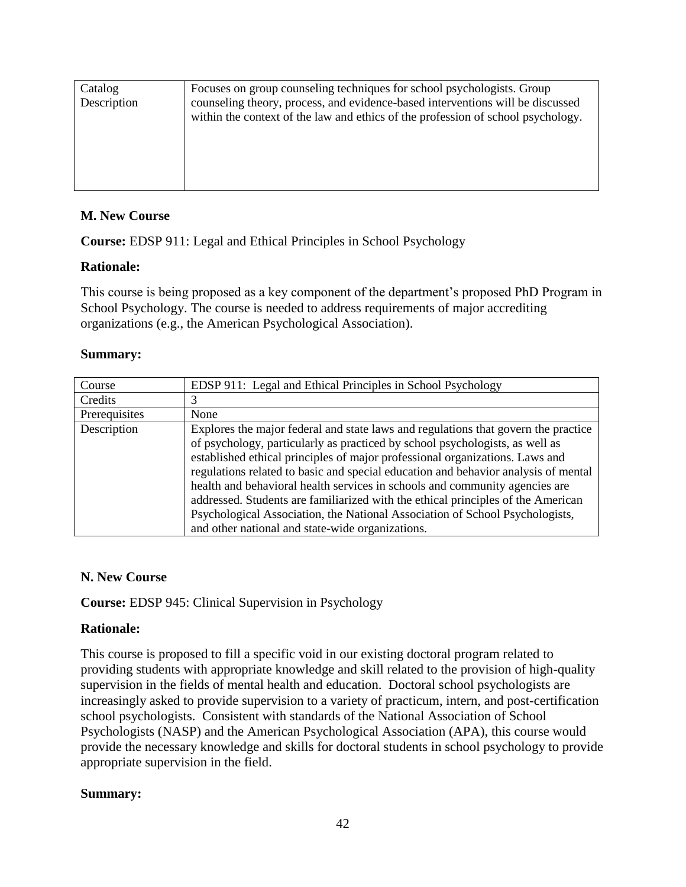| Catalog Description | Focuses on group counseling techniques for school psychologists. Group counseling theory, process, and evidence-based interventions will be discussed within the context of the law and ethics of the profession of school psychology. |
|---|---|

**M. New Course**

**Course:** EDSP 911: Legal and Ethical Principles in School Psychology

**Rationale:**

This course is being proposed as a key component of the department's proposed PhD Program in School Psychology. The course is needed to address requirements of major accrediting organizations (e.g., the American Psychological Association).

**Summary:**

| Course | EDSP 911: Legal and Ethical Principles in School Psychology |
|---|---|
| Credits | 3 |
| Prerequisites | None |
| Description | Explores the major federal and state laws and regulations that govern the practice of psychology, particularly as practiced by school psychologists, as well as established ethical principles of major professional organizations. Laws and regulations related to basic and special education and behavior analysis of mental health and behavioral health services in schools and community agencies are addressed. Students are familiarized with the ethical principles of the American Psychological Association, the National Association of School Psychologists, and other national and state-wide organizations. |

**N. New Course**

**Course:** EDSP 945: Clinical Supervision in Psychology

**Rationale:**

This course is proposed to fill a specific void in our existing doctoral program related to providing students with appropriate knowledge and skill related to the provision of high-quality supervision in the fields of mental health and education. Doctoral school psychologists are increasingly asked to provide supervision to a variety of practicum, intern, and post-certification school psychologists. Consistent with standards of the National Association of School Psychologists (NASP) and the American Psychological Association (APA), this course would provide the necessary knowledge and skills for doctoral students in school psychology to provide appropriate supervision in the field.

**Summary:**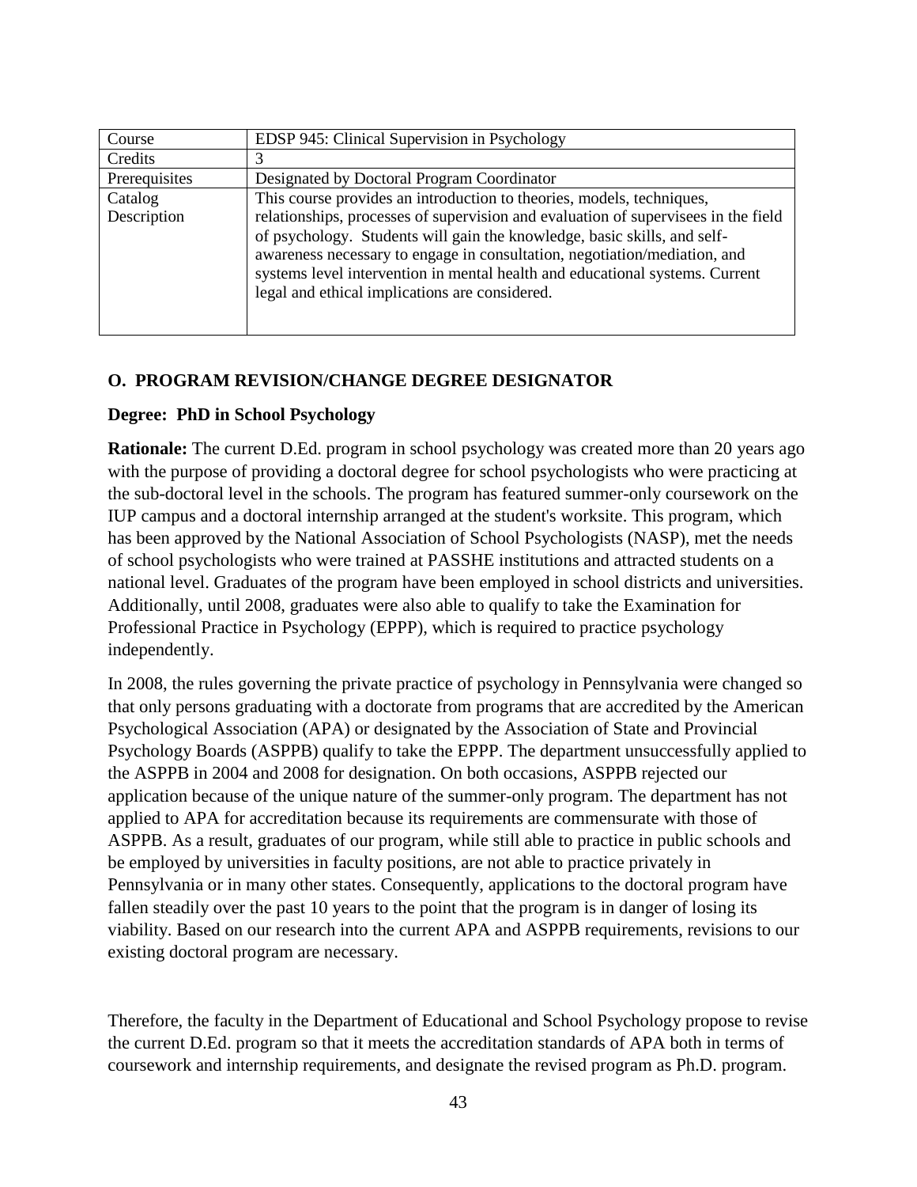| Course | EDSP 945: Clinical Supervision in Psychology |
|---|---|
| Credits | 3 |
| Prerequisites | Designated by Doctoral Program Coordinator |
| Catalog Description | This course provides an introduction to theories, models, techniques, relationships, processes of supervision and evaluation of supervisees in the field of psychology. Students will gain the knowledge, basic skills, and self-awareness necessary to engage in consultation, negotiation/mediation, and systems level intervention in mental health and educational systems. Current legal and ethical implications are considered. |

## O. PROGRAM REVISION/CHANGE DEGREE DESIGNATOR

**Degree: PhD in School Psychology**

**Rationale:** The current D.Ed. program in school psychology was created more than 20 years ago with the purpose of providing a doctoral degree for school psychologists who were practicing at the sub-doctoral level in the schools. The program has featured summer-only coursework on the IUP campus and a doctoral internship arranged at the student's worksite. This program, which has been approved by the National Association of School Psychologists (NASP), met the needs of school psychologists who were trained at PASSHE institutions and attracted students on a national level. Graduates of the program have been employed in school districts and universities. Additionally, until 2008, graduates were also able to qualify to take the Examination for Professional Practice in Psychology (EPPP), which is required to practice psychology independently.

In 2008, the rules governing the private practice of psychology in Pennsylvania were changed so that only persons graduating with a doctorate from programs that are accredited by the American Psychological Association (APA) or designated by the Association of State and Provincial Psychology Boards (ASPPB) qualify to take the EPPP. The department unsuccessfully applied to the ASPPB in 2004 and 2008 for designation. On both occasions, ASPPB rejected our application because of the unique nature of the summer-only program. The department has not applied to APA for accreditation because its requirements are commensurate with those of ASPPB. As a result, graduates of our program, while still able to practice in public schools and be employed by universities in faculty positions, are not able to practice privately in Pennsylvania or in many other states. Consequently, applications to the doctoral program have fallen steadily over the past 10 years to the point that the program is in danger of losing its viability. Based on our research into the current APA and ASPPB requirements, revisions to our existing doctoral program are necessary.

Therefore, the faculty in the Department of Educational and School Psychology propose to revise the current D.Ed. program so that it meets the accreditation standards of APA both in terms of coursework and internship requirements, and designate the revised program as Ph.D. program.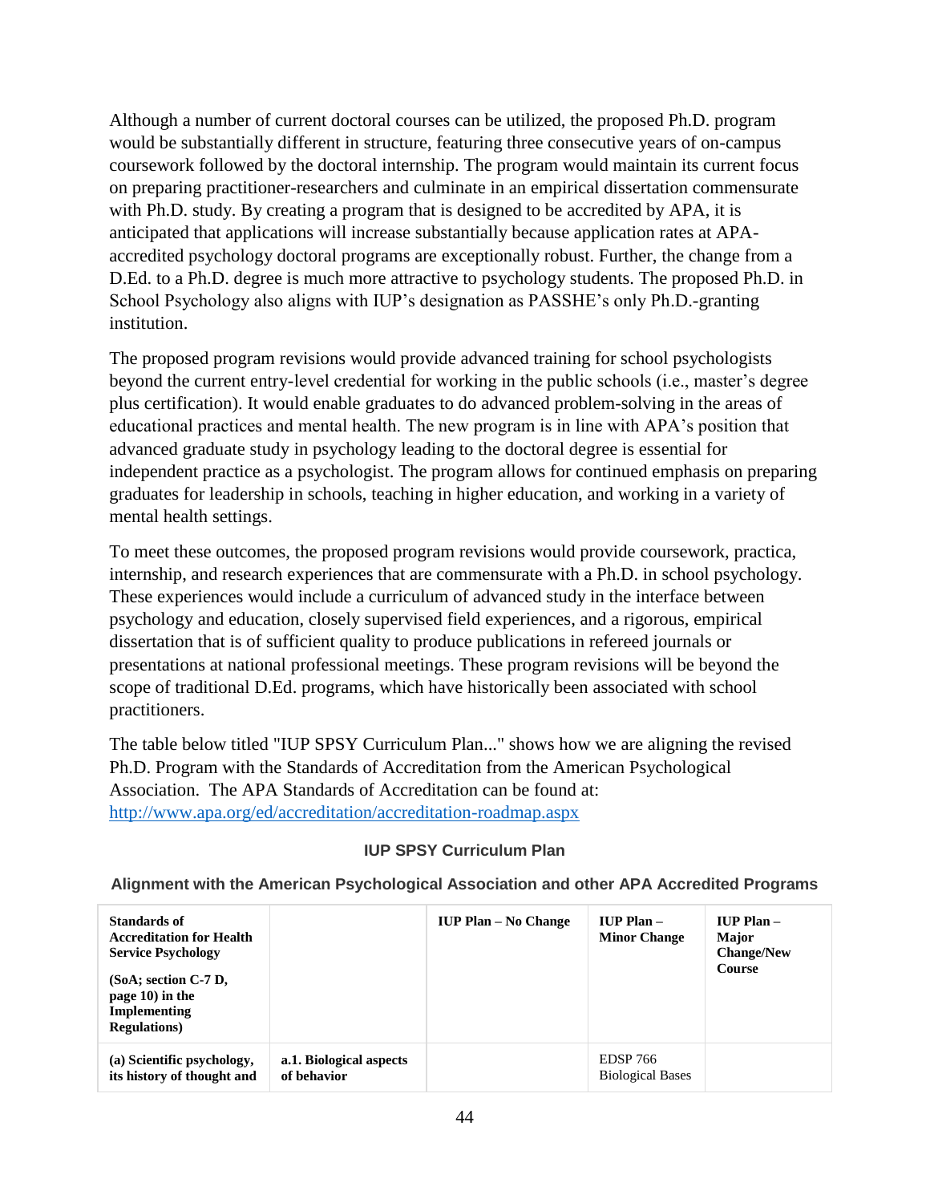Although a number of current doctoral courses can be utilized, the proposed Ph.D. program would be substantially different in structure, featuring three consecutive years of on-campus coursework followed by the doctoral internship. The program would maintain its current focus on preparing practitioner-researchers and culminate in an empirical dissertation commensurate with Ph.D. study. By creating a program that is designed to be accredited by APA, it is anticipated that applications will increase substantially because application rates at APA-accredited psychology doctoral programs are exceptionally robust. Further, the change from a D.Ed. to a Ph.D. degree is much more attractive to psychology students. The proposed Ph.D. in School Psychology also aligns with IUP's designation as PASSHE's only Ph.D.-granting institution.

The proposed program revisions would provide advanced training for school psychologists beyond the current entry-level credential for working in the public schools (i.e., master's degree plus certification). It would enable graduates to do advanced problem-solving in the areas of educational practices and mental health. The new program is in line with APA's position that advanced graduate study in psychology leading to the doctoral degree is essential for independent practice as a psychologist. The program allows for continued emphasis on preparing graduates for leadership in schools, teaching in higher education, and working in a variety of mental health settings.

To meet these outcomes, the proposed program revisions would provide coursework, practica, internship, and research experiences that are commensurate with a Ph.D. in school psychology. These experiences would include a curriculum of advanced study in the interface between psychology and education, closely supervised field experiences, and a rigorous, empirical dissertation that is of sufficient quality to produce publications in refereed journals or presentations at national professional meetings. These program revisions will be beyond the scope of traditional D.Ed. programs, which have historically been associated with school practitioners.

The table below titled "IUP SPSY Curriculum Plan..." shows how we are aligning the revised Ph.D. Program with the Standards of Accreditation from the American Psychological Association. The APA Standards of Accreditation can be found at: http://www.apa.org/ed/accreditation/accreditation-roadmap.aspx

**IUP SPSY Curriculum Plan**

**Alignment with the American Psychological Association and other APA Accredited Programs**

| **Standards of Accreditation for Health Service Psychology** (SoA; section C-7 D, page 10) in the Implementing Regulations) | | **IUP Plan – No Change** | **IUP Plan – Minor Change** | **IUP Plan – Major Change/New Course** |
|---|---|---|---|---|
| **(a) Scientific psychology, its history of thought and** | **a.1. Biological aspects of behavior** | | EDSP 766 Biological Bases | |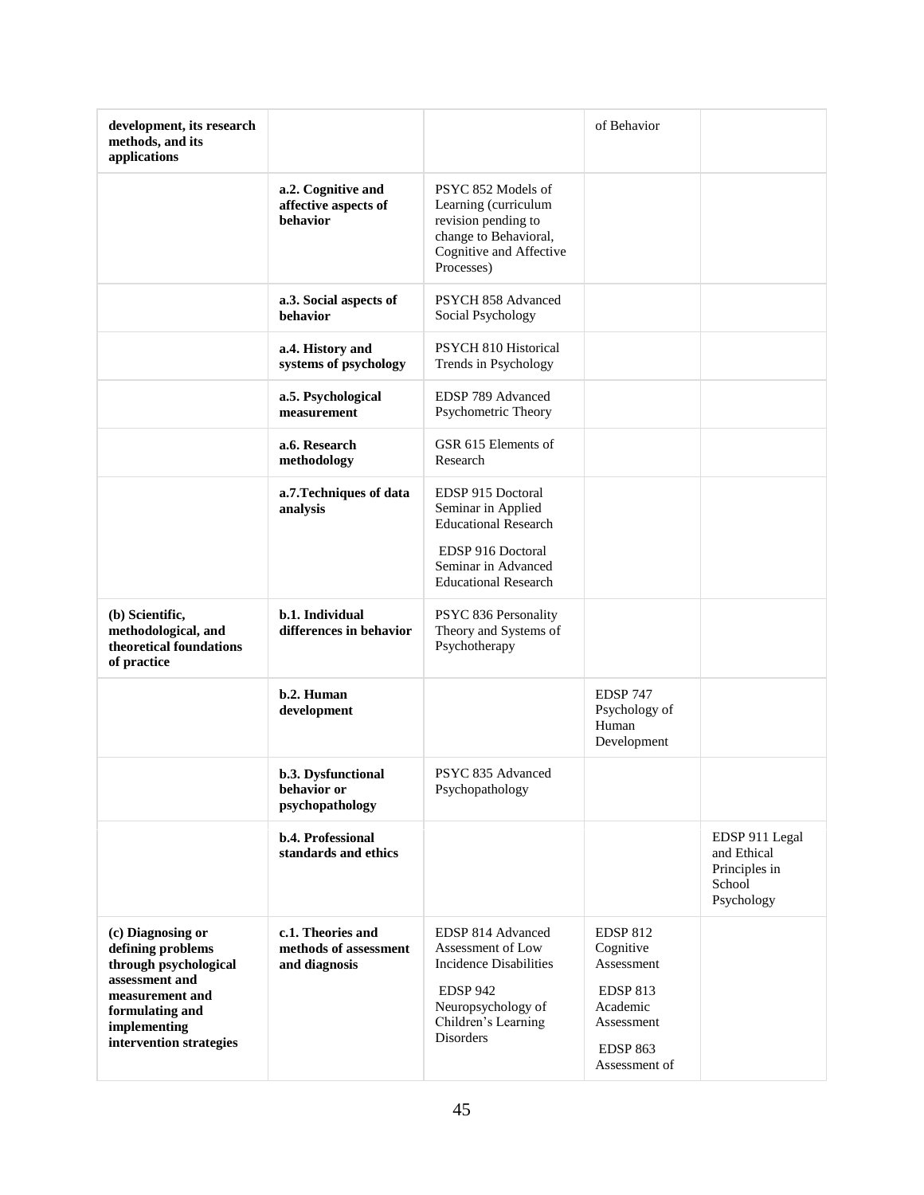| | | | | |
|---|---|---|---|---|
| **development, its research methods, and its applications** | | | of Behavior | |
| | **a.2. Cognitive and affective aspects of behavior** | PSYC 852 Models of Learning (curriculum revision pending to change to Behavioral, Cognitive and Affective Processes) | | |
| | **a.3. Social aspects of behavior** | PSYCH 858 Advanced Social Psychology | | |
| | **a.4. History and systems of psychology** | PSYCH 810 Historical Trends in Psychology | | |
| | **a.5. Psychological measurement** | EDSP 789 Advanced Psychometric Theory | | |
| | **a.6. Research methodology** | GSR 615 Elements of Research | | |
| | **a.7.Techniques of data analysis** | EDSP 915 Doctoral Seminar in Applied Educational Research<br><br>EDSP 916 Doctoral Seminar in Advanced Educational Research | | |
| **(b) Scientific, methodological, and theoretical foundations of practice** | **b.1. Individual differences in behavior** | PSYC 836 Personality Theory and Systems of Psychotherapy | | |
| | **b.2. Human development** | | EDSP 747 Psychology of Human Development | |
| | **b.3. Dysfunctional behavior or psychopathology** | PSYC 835 Advanced Psychopathology | | |
| | **b.4. Professional standards and ethics** | | | EDSP 911 Legal and Ethical Principles in School Psychology |
| **(c) Diagnosing or defining problems through psychological assessment and measurement and formulating and implementing intervention strategies** | **c.1. Theories and methods of assessment and diagnosis** | EDSP 814 Advanced Assessment of Low Incidence Disabilities<br><br>EDSP 942 Neuropsychology of Children's Learning Disorders | EDSP 812 Cognitive Assessment<br><br>EDSP 813 Academic Assessment<br><br>EDSP 863 Assessment of | |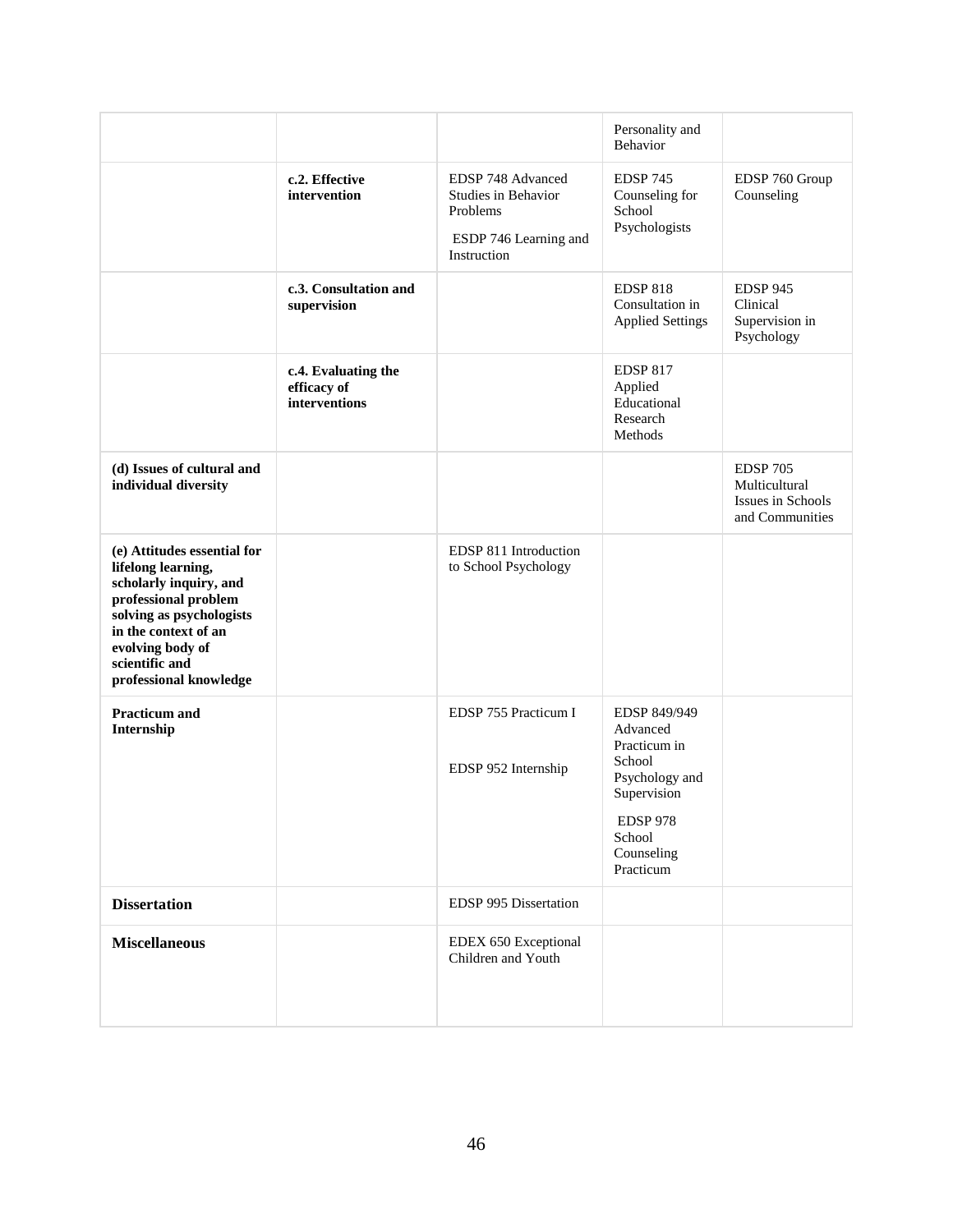| | | | | |
|---|---|---|---|---|
| | | | Personality and Behavior | |
| | **c.2. Effective intervention** | EDSP 748 Advanced Studies in Behavior Problems<br><br>ESDP 746 Learning and Instruction | EDSP 745 Counseling for School Psychologists | EDSP 760 Group Counseling |
| | **c.3. Consultation and supervision** | | EDSP 818 Consultation in Applied Settings | EDSP 945 Clinical Supervision in Psychology |
| | **c.4. Evaluating the efficacy of interventions** | | EDSP 817 Applied Educational Research Methods | |
| **(d) Issues of cultural and individual diversity** | | | | EDSP 705 Multicultural Issues in Schools and Communities |
| **(e) Attitudes essential for lifelong learning, scholarly inquiry, and professional problem solving as psychologists in the context of an evolving body of scientific and professional knowledge** | | EDSP 811 Introduction to School Psychology | | |
| **Practicum and Internship** | | EDSP 755 Practicum I<br><br>EDSP 952 Internship | EDSP 849/949 Advanced Practicum in School Psychology and Supervision<br><br>EDSP 978 School Counseling Practicum | |
| **Dissertation** | | EDSP 995 Dissertation | | |
| **Miscellaneous** | | EDEX 650 Exceptional Children and Youth | | |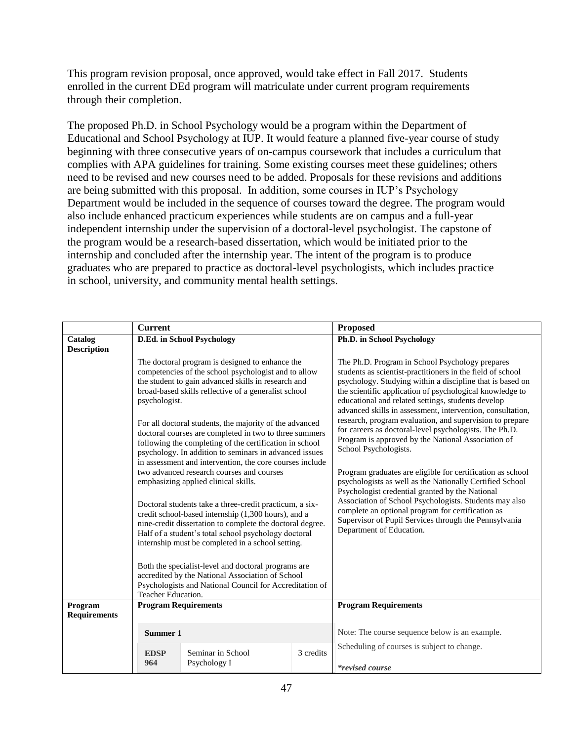This program revision proposal, once approved, would take effect in Fall 2017. Students enrolled in the current DEd program will matriculate under current program requirements through their completion.

The proposed Ph.D. in School Psychology would be a program within the Department of Educational and School Psychology at IUP. It would feature a planned five-year course of study beginning with three consecutive years of on-campus coursework that includes a curriculum that complies with APA guidelines for training. Some existing courses meet these guidelines; others need to be revised and new courses need to be added. Proposals for these revisions and additions are being submitted with this proposal. In addition, some courses in IUP's Psychology Department would be included in the sequence of courses toward the degree. The program would also include enhanced practicum experiences while students are on campus and a full-year independent internship under the supervision of a doctoral-level psychologist. The capstone of the program would be a research-based dissertation, which would be initiated prior to the internship and concluded after the internship year. The intent of the program is to produce graduates who are prepared to practice as doctoral-level psychologists, which includes practice in school, university, and community mental health settings.

| | Current | Proposed |
|---|---|---|
| **Catalog Description** | **D.Ed. in School Psychology**<br><br>The doctoral program is designed to enhance the competencies of the school psychologist and to allow the student to gain advanced skills in research and broad-based skills reflective of a generalist school psychologist.<br><br>For all doctoral students, the majority of the advanced doctoral courses are completed in two to three summers following the completing of the certification in school psychology. In addition to seminars in advanced issues in assessment and intervention, the core courses include two advanced research courses and courses emphasizing applied clinical skills.<br><br>Doctoral students take a three-credit practicum, a six-credit school-based internship (1,300 hours), and a nine-credit dissertation to complete the doctoral degree. Half of a student's total school psychology doctoral internship must be completed in a school setting.<br><br>Both the specialist-level and doctoral programs are accredited by the National Association of School Psychologists and National Council for Accreditation of Teacher Education. | **Ph.D. in School Psychology**<br><br>The Ph.D. Program in School Psychology prepares students as scientist-practitioners in the field of school psychology. Studying within a discipline that is based on the scientific application of psychological knowledge to educational and related settings, students develop advanced skills in assessment, intervention, consultation, research, program evaluation, and supervision to prepare for careers as doctoral-level psychologists. The Ph.D. Program is approved by the National Association of School Psychologists.<br><br>Program graduates are eligible for certification as school psychologists as well as the Nationally Certified School Psychologist credential granted by the National Association of School Psychologists. Students may also complete an optional program for certification as Supervisor of Pupil Services through the Pennsylvania Department of Education. |
| **Program Requirements** | **Program Requirements**<br><br>**Summer 1**<br><br>**EDSP 964** — Seminar in School Psychology I — 3 credits | **Program Requirements**<br><br>Note: The course sequence below is an example. Scheduling of courses is subject to change.<br><br>***revised course** |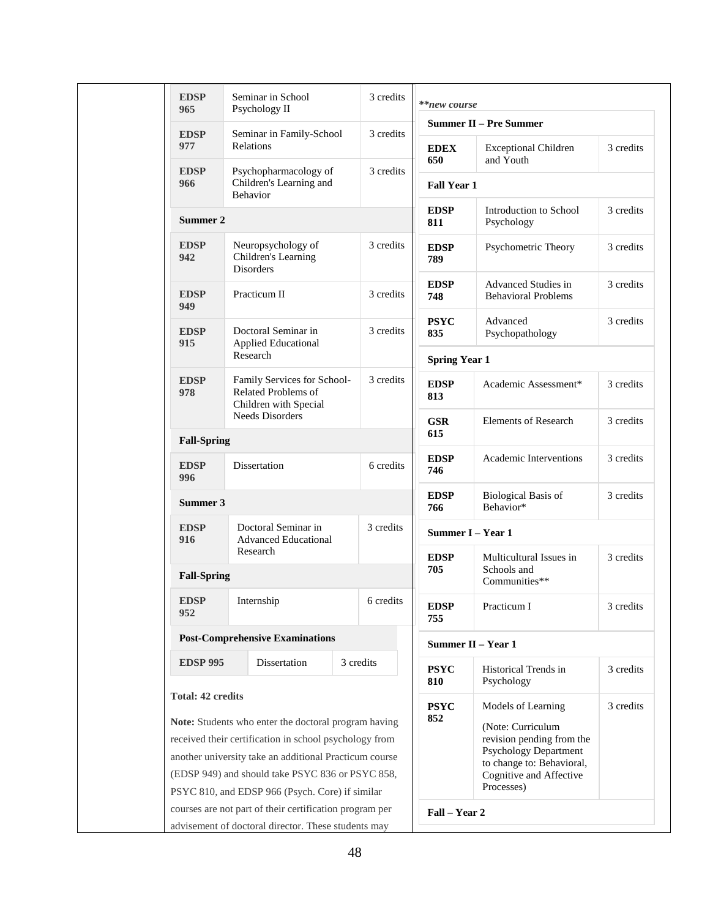| | | |
|---|---|---|
| **EDSP 965** | Seminar in School Psychology II | 3 credits |
| **EDSP 977** | Seminar in Family-School Relations | 3 credits |
| **EDSP 966** | Psychopharmacology of Children's Learning and Behavior | 3 credits |
| **Summer 2** | | |
| **EDSP 942** | Neuropsychology of Children's Learning Disorders | 3 credits |
| **EDSP 949** | Practicum II | 3 credits |
| **EDSP 915** | Doctoral Seminar in Applied Educational Research | 3 credits |
| **EDSP 978** | Family Services for School-Related Problems of Children with Special Needs Disorders | 3 credits |
| **Fall-Spring** | | |
| **EDSP 996** | Dissertation | 6 credits |
| **Summer 3** | | |
| **EDSP 916** | Doctoral Seminar in Advanced Educational Research | 3 credits |
| **Fall-Spring** | | |
| **EDSP 952** | Internship | 6 credits |
| **Post-Comprehensive Examinations** | | |
| **EDSP 995** | Dissertation | 3 credits |

**Total: 42 credits**

**Note:** Students who enter the doctoral program having received their certification in school psychology from another university take an additional Practicum course (EDSP 949) and should take PSYC 836 or PSYC 858, PSYC 810, and EDSP 966 (Psych. Core) if similar courses are not part of their certification program per advisement of doctoral director. These students may

***\*\*new course***

| | | |
|---|---|---|
| **Summer II – Pre Summer** | | |
| **EDEX 650** | Exceptional Children and Youth | 3 credits |
| **Fall Year 1** | | |
| **EDSP 811** | Introduction to School Psychology | 3 credits |
| **EDSP 789** | Psychometric Theory | 3 credits |
| **EDSP 748** | Advanced Studies in Behavioral Problems | 3 credits |
| **PSYC 835** | Advanced Psychopathology | 3 credits |
| **Spring Year 1** | | |
| **EDSP 813** | Academic Assessment* | 3 credits |
| **GSR 615** | Elements of Research | 3 credits |
| **EDSP 746** | Academic Interventions | 3 credits |
| **EDSP 766** | Biological Basis of Behavior* | 3 credits |
| **Summer I – Year 1** | | |
| **EDSP 705** | Multicultural Issues in Schools and Communities** | 3 credits |
| **EDSP 755** | Practicum I | 3 credits |
| **Summer II – Year 1** | | |
| **PSYC 810** | Historical Trends in Psychology | 3 credits |
| **PSYC 852** | Models of Learning (Note: Curriculum revision pending from the Psychology Department to change to: Behavioral, Cognitive and Affective Processes) | 3 credits |
| **Fall – Year 2** | | |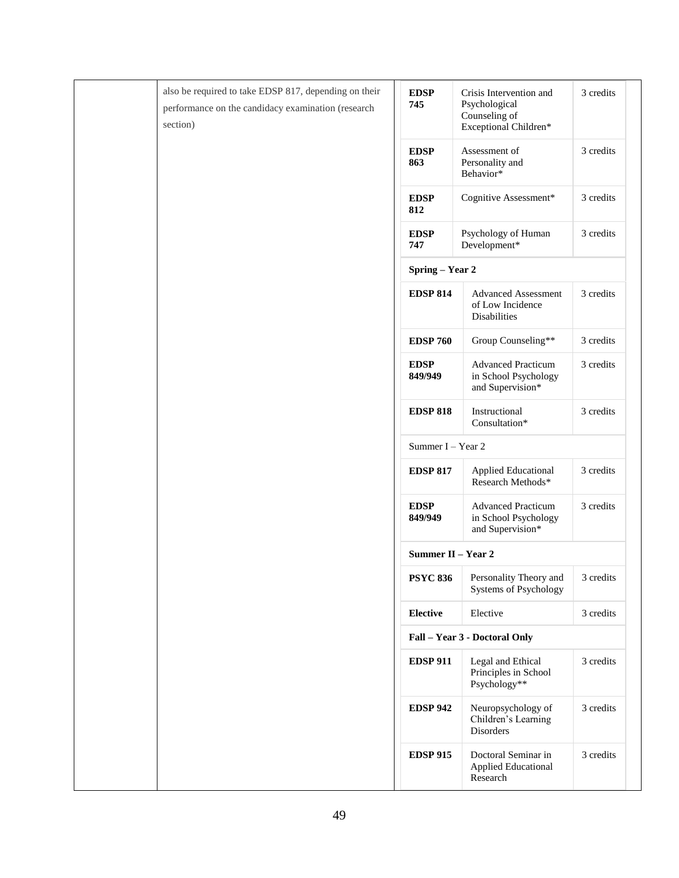| | | | | |
|---|---|---|---|---|
| | also be required to take EDSP 817, depending on their performance on the candidacy examination (research section) | **EDSP 745** | Crisis Intervention and Psychological Counseling of Exceptional Children* | 3 credits |
| | | **EDSP 863** | Assessment of Personality and Behavior* | 3 credits |
| | | **EDSP 812** | Cognitive Assessment* | 3 credits |
| | | **EDSP 747** | Psychology of Human Development* | 3 credits |
| | | **Spring – Year 2** | | |
| | | **EDSP 814** | Advanced Assessment of Low Incidence Disabilities | 3 credits |
| | | **EDSP 760** | Group Counseling** | 3 credits |
| | | **EDSP 849/949** | Advanced Practicum in School Psychology and Supervision* | 3 credits |
| | | **EDSP 818** | Instructional Consultation* | 3 credits |
| | | Summer I – Year 2 | | |
| | | **EDSP 817** | Applied Educational Research Methods* | 3 credits |
| | | **EDSP 849/949** | Advanced Practicum in School Psychology and Supervision* | 3 credits |
| | | **Summer II – Year 2** | | |
| | | **PSYC 836** | Personality Theory and Systems of Psychology | 3 credits |
| | | **Elective** | Elective | 3 credits |
| | | **Fall – Year 3 - Doctoral Only** | | |
| | | **EDSP 911** | Legal and Ethical Principles in School Psychology** | 3 credits |
| | | **EDSP 942** | Neuropsychology of Children's Learning Disorders | 3 credits |
| | | **EDSP 915** | Doctoral Seminar in Applied Educational Research | 3 credits |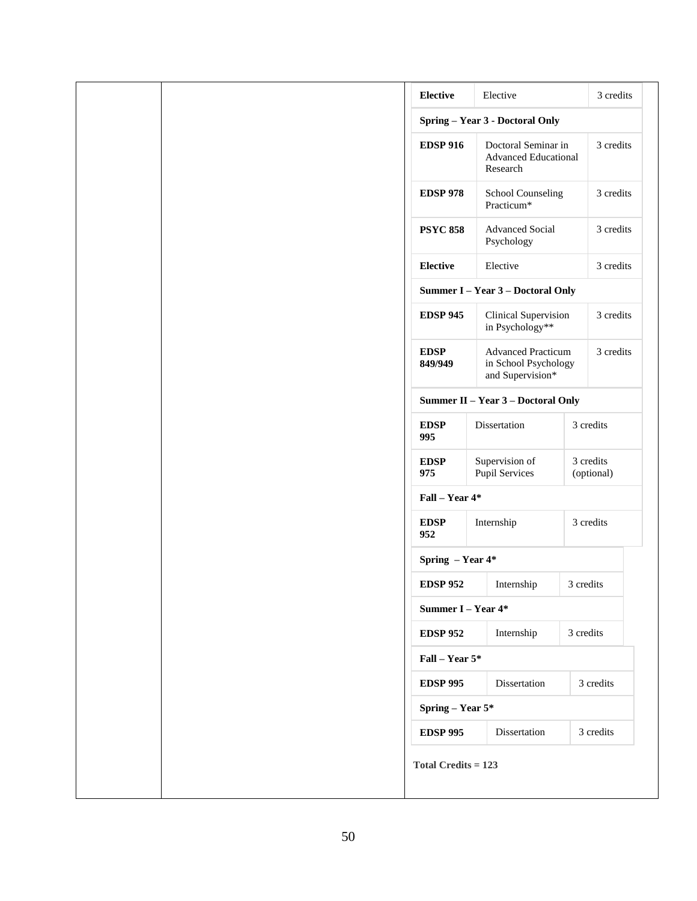| Course | Title | Credits |
|---|---|---|
| **Elective** | Elective | 3 credits |
| **Spring – Year 3 - Doctoral Only** | | |
| **EDSP 916** | Doctoral Seminar in Advanced Educational Research | 3 credits |
| **EDSP 978** | School Counseling Practicum* | 3 credits |
| **PSYC 858** | Advanced Social Psychology | 3 credits |
| **Elective** | Elective | 3 credits |
| **Summer I – Year 3 – Doctoral Only** | | |
| **EDSP 945** | Clinical Supervision in Psychology** | 3 credits |
| **EDSP 849/949** | Advanced Practicum in School Psychology and Supervision* | 3 credits |
| **Summer II – Year 3 – Doctoral Only** | | |
| **EDSP 995** | Dissertation | 3 credits |
| **EDSP 975** | Supervision of Pupil Services | 3 credits (optional) |
| **Fall – Year 4*** | | |
| **EDSP 952** | Internship | 3 credits |
| **Spring – Year 4*** | | |
| **EDSP 952** | Internship | 3 credits |
| **Summer I – Year 4*** | | |
| **EDSP 952** | Internship | 3 credits |
| **Fall – Year 5*** | | |
| **EDSP 995** | Dissertation | 3 credits |
| **Spring – Year 5*** | | |
| **EDSP 995** | Dissertation | 3 credits |

**Total Credits = 123**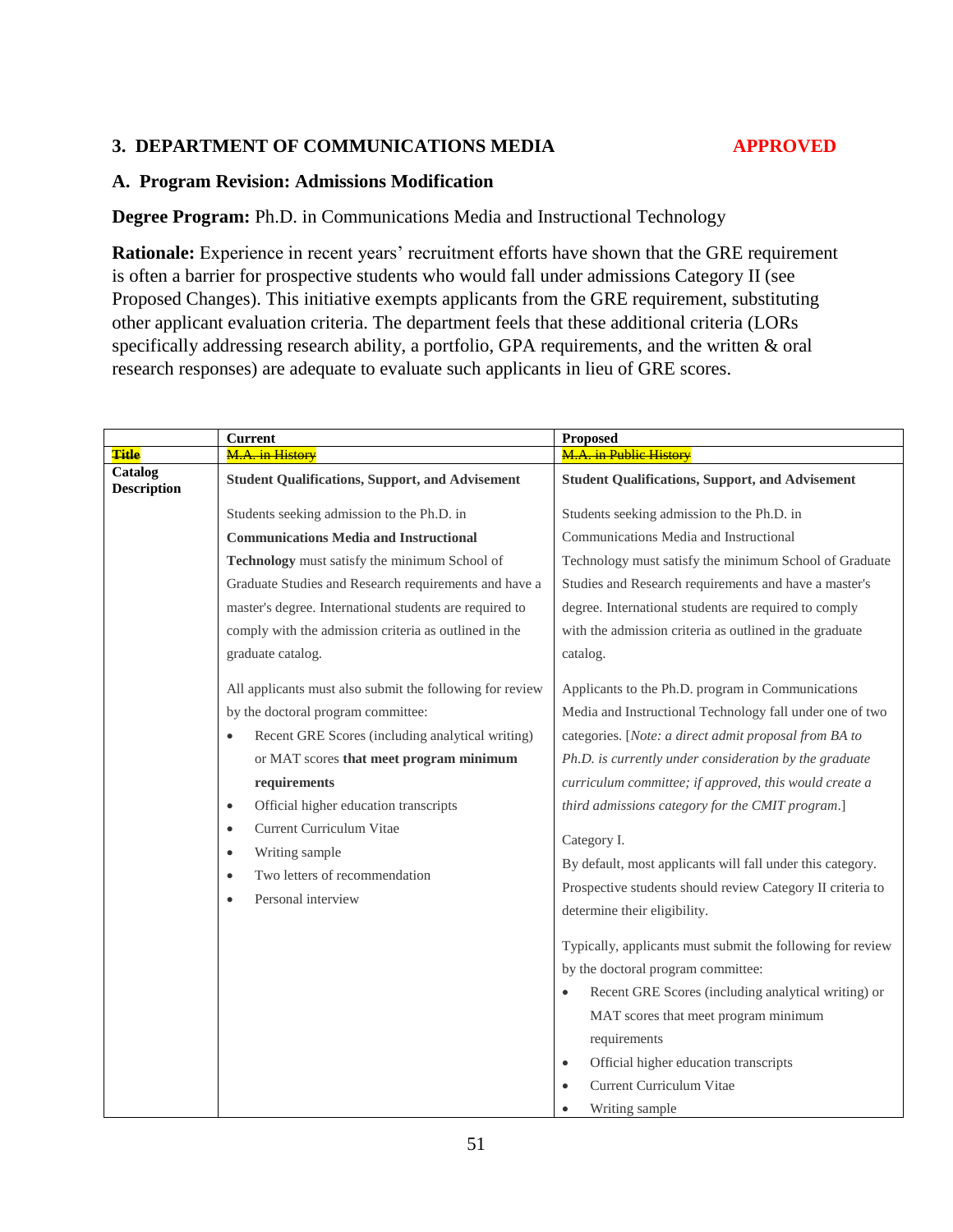### 3. DEPARTMENT OF COMMUNICATIONS MEDIA APPROVED

### A. Program Revision: Admissions Modification

**Degree Program:** Ph.D. in Communications Media and Instructional Technology

**Rationale:** Experience in recent years' recruitment efforts have shown that the GRE requirement is often a barrier for prospective students who would fall under admissions Category II (see Proposed Changes). This initiative exempts applicants from the GRE requirement, substituting other applicant evaluation criteria. The department feels that these additional criteria (LORs specifically addressing research ability, a portfolio, GPA requirements, and the written & oral research responses) are adequate to evaluate such applicants in lieu of GRE scores.

| | Current | Proposed |
|---|---|---|
| ~~Title~~ | ~~M.A. in History~~ | ~~M.A. in Public History~~ |
| **Catalog Description** | **Student Qualifications, Support, and Advisement**<br><br>Students seeking admission to the Ph.D. in **Communications Media and Instructional Technology** must satisfy the minimum School of Graduate Studies and Research requirements and have a master's degree. International students are required to comply with the admission criteria as outlined in the graduate catalog.<br><br>All applicants must also submit the following for review by the doctoral program committee:<br>• Recent GRE Scores (including analytical writing) or MAT scores **that meet program minimum requirements**<br>• Official higher education transcripts<br>• Current Curriculum Vitae<br>• Writing sample<br>• Two letters of recommendation<br>• Personal interview | **Student Qualifications, Support, and Advisement**<br><br>Students seeking admission to the Ph.D. in Communications Media and Instructional Technology must satisfy the minimum School of Graduate Studies and Research requirements and have a master's degree. International students are required to comply with the admission criteria as outlined in the graduate catalog.<br><br>Applicants to the Ph.D. program in Communications Media and Instructional Technology fall under one of two categories. [*Note: a direct admit proposal from BA to Ph.D. is currently under consideration by the graduate curriculum committee; if approved, this would create a third admissions category for the CMIT program*.]<br><br>Category I.<br>By default, most applicants will fall under this category. Prospective students should review Category II criteria to determine their eligibility.<br><br>Typically, applicants must submit the following for review by the doctoral program committee:<br>• Recent GRE Scores (including analytical writing) or MAT scores that meet program minimum requirements<br>• Official higher education transcripts<br>• Current Curriculum Vitae<br>• Writing sample |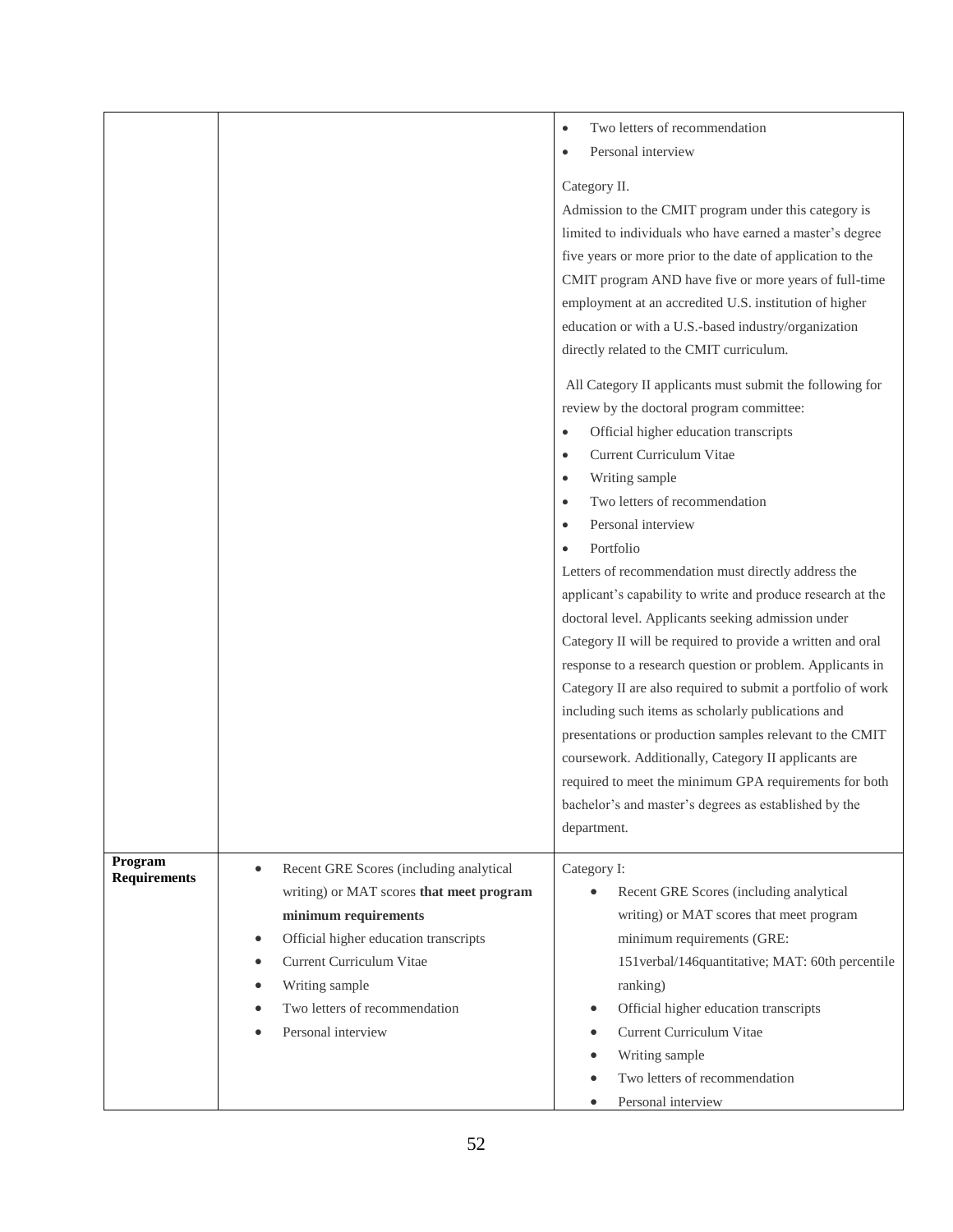| | | |
|---|---|---|
| | | • Two letters of recommendation<br>• Personal interview<br><br>Category II.<br>Admission to the CMIT program under this category is limited to individuals who have earned a master's degree five years or more prior to the date of application to the CMIT program AND have five or more years of full-time employment at an accredited U.S. institution of higher education or with a U.S.-based industry/organization directly related to the CMIT curriculum.<br><br>All Category II applicants must submit the following for review by the doctoral program committee:<br>• Official higher education transcripts<br>• Current Curriculum Vitae<br>• Writing sample<br>• Two letters of recommendation<br>• Personal interview<br>• Portfolio<br>Letters of recommendation must directly address the applicant's capability to write and produce research at the doctoral level. Applicants seeking admission under Category II will be required to provide a written and oral response to a research question or problem. Applicants in Category II are also required to submit a portfolio of work including such items as scholarly publications and presentations or production samples relevant to the CMIT coursework. Additionally, Category II applicants are required to meet the minimum GPA requirements for both bachelor's and master's degrees as established by the department. |
| **Program Requirements** | • Recent GRE Scores (including analytical writing) or MAT scores **that meet program minimum requirements**<br>• Official higher education transcripts<br>• Current Curriculum Vitae<br>• Writing sample<br>• Two letters of recommendation<br>• Personal interview | Category I:<br>• Recent GRE Scores (including analytical writing) or MAT scores that meet program minimum requirements (GRE: 151verbal/146quantitative; MAT: 60th percentile ranking)<br>• Official higher education transcripts<br>• Current Curriculum Vitae<br>• Writing sample<br>• Two letters of recommendation<br>• Personal interview |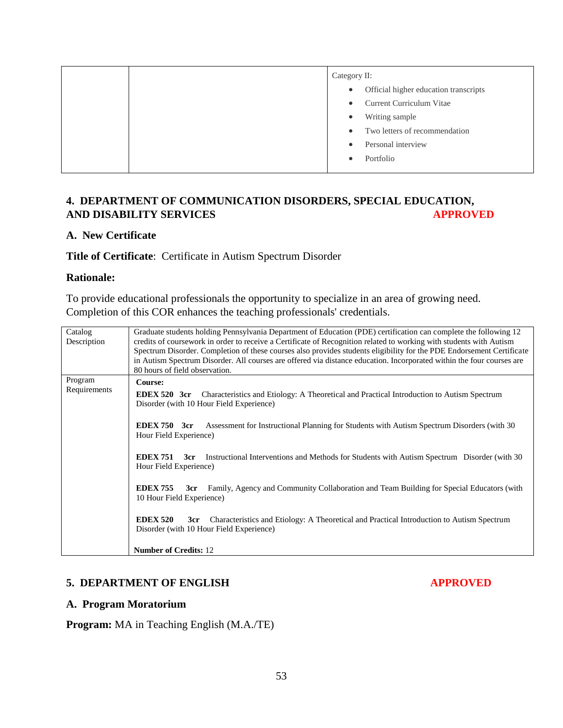| | | Category II: <br>• Official higher education transcripts <br>• Current Curriculum Vitae <br>• Writing sample <br>• Two letters of recommendation <br>• Personal interview <br>• Portfolio |
|---|---|---|

## 4. DEPARTMENT OF COMMUNICATION DISORDERS, SPECIAL EDUCATION, AND DISABILITY SERVICES APPROVED

### A. New Certificate

**Title of Certificate**: Certificate in Autism Spectrum Disorder

**Rationale:**

To provide educational professionals the opportunity to specialize in an area of growing need. Completion of this COR enhances the teaching professionals' credentials.

| Catalog Description | Graduate students holding Pennsylvania Department of Education (PDE) certification can complete the following 12 credits of coursework in order to receive a Certificate of Recognition related to working with students with Autism Spectrum Disorder. Completion of these courses also provides students eligibility for the PDE Endorsement Certificate in Autism Spectrum Disorder. All courses are offered via distance education. Incorporated within the four courses are 80 hours of field observation. |
|---|---|
| Program Requirements | **Course:** <br><br>**EDEX 520 3cr** Characteristics and Etiology: A Theoretical and Practical Introduction to Autism Spectrum Disorder (with 10 Hour Field Experience) <br><br>**EDEX 750 3cr** Assessment for Instructional Planning for Students with Autism Spectrum Disorders (with 30 Hour Field Experience) <br><br>**EDEX 751 3cr** Instructional Interventions and Methods for Students with Autism Spectrum Disorder (with 30 Hour Field Experience) <br><br>**EDEX 755 3cr** Family, Agency and Community Collaboration and Team Building for Special Educators (with 10 Hour Field Experience) <br><br>**EDEX 520 3cr** Characteristics and Etiology: A Theoretical and Practical Introduction to Autism Spectrum Disorder (with 10 Hour Field Experience) <br><br>**Number of Credits:** 12 |

## 5. DEPARTMENT OF ENGLISH APPROVED

### A. Program Moratorium

**Program:** MA in Teaching English (M.A./TE)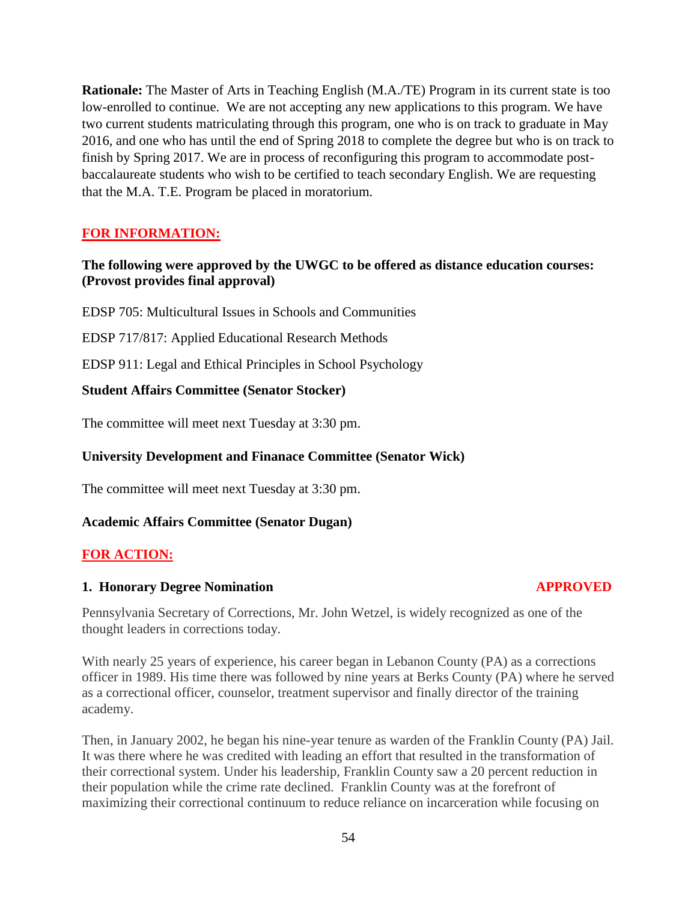**Rationale:** The Master of Arts in Teaching English (M.A./TE) Program in its current state is too low-enrolled to continue. We are not accepting any new applications to this program. We have two current students matriculating through this program, one who is on track to graduate in May 2016, and one who has until the end of Spring 2018 to complete the degree but who is on track to finish by Spring 2017. We are in process of reconfiguring this program to accommodate post-baccalaureate students who wish to be certified to teach secondary English. We are requesting that the M.A. T.E. Program be placed in moratorium.

**FOR INFORMATION:**

**The following were approved by the UWGC to be offered as distance education courses: (Provost provides final approval)**

EDSP 705: Multicultural Issues in Schools and Communities

EDSP 717/817: Applied Educational Research Methods

EDSP 911: Legal and Ethical Principles in School Psychology

**Student Affairs Committee (Senator Stocker)**

The committee will meet next Tuesday at 3:30 pm.

**University Development and Finanace Committee (Senator Wick)**

The committee will meet next Tuesday at 3:30 pm.

**Academic Affairs Committee (Senator Dugan)**

**FOR ACTION:**

**1. Honorary Degree Nomination** **APPROVED**

Pennsylvania Secretary of Corrections, Mr. John Wetzel, is widely recognized as one of the thought leaders in corrections today.

With nearly 25 years of experience, his career began in Lebanon County (PA) as a corrections officer in 1989. His time there was followed by nine years at Berks County (PA) where he served as a correctional officer, counselor, treatment supervisor and finally director of the training academy.

Then, in January 2002, he began his nine-year tenure as warden of the Franklin County (PA) Jail. It was there where he was credited with leading an effort that resulted in the transformation of their correctional system. Under his leadership, Franklin County saw a 20 percent reduction in their population while the crime rate declined. Franklin County was at the forefront of maximizing their correctional continuum to reduce reliance on incarceration while focusing on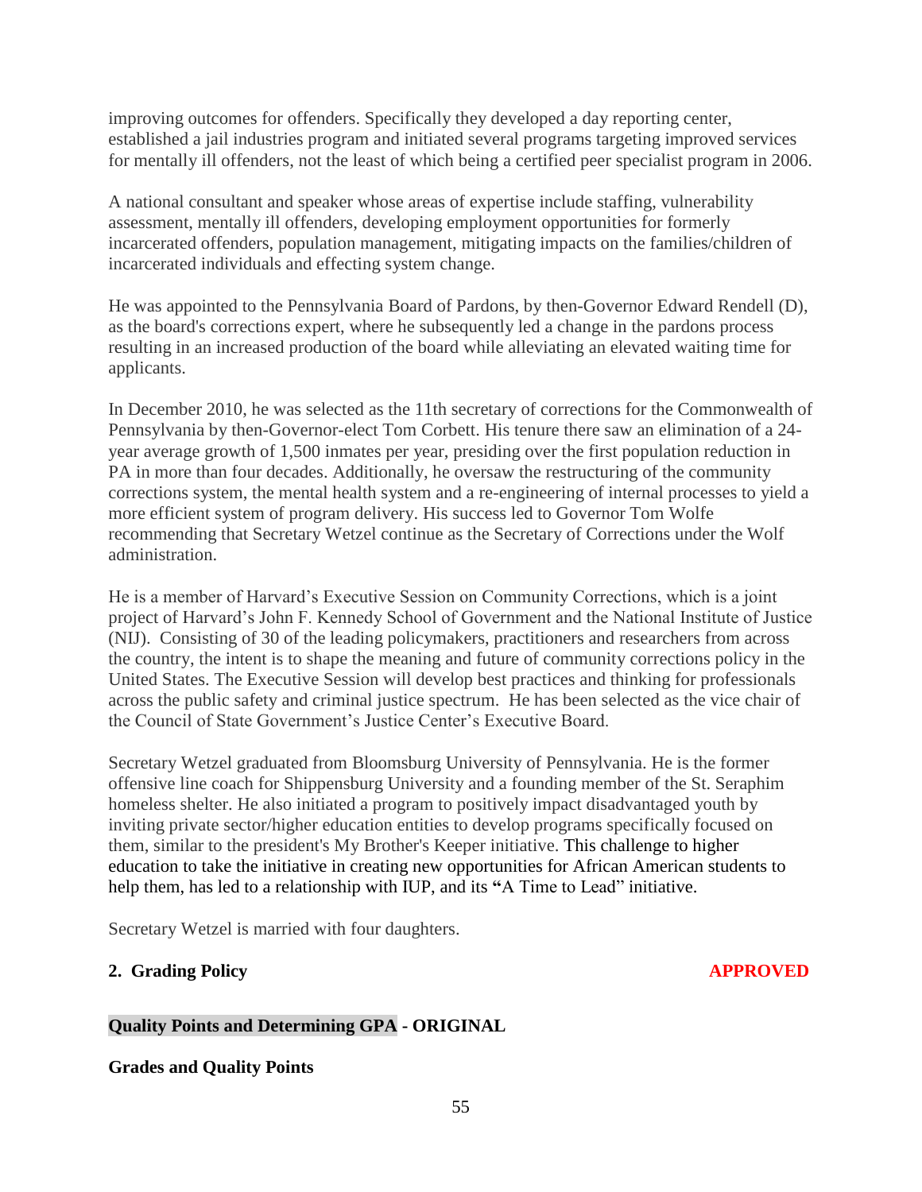improving outcomes for offenders. Specifically they developed a day reporting center, established a jail industries program and initiated several programs targeting improved services for mentally ill offenders, not the least of which being a certified peer specialist program in 2006.

A national consultant and speaker whose areas of expertise include staffing, vulnerability assessment, mentally ill offenders, developing employment opportunities for formerly incarcerated offenders, population management, mitigating impacts on the families/children of incarcerated individuals and effecting system change.

He was appointed to the Pennsylvania Board of Pardons, by then-Governor Edward Rendell (D), as the board's corrections expert, where he subsequently led a change in the pardons process resulting in an increased production of the board while alleviating an elevated waiting time for applicants.

In December 2010, he was selected as the 11th secretary of corrections for the Commonwealth of Pennsylvania by then-Governor-elect Tom Corbett. His tenure there saw an elimination of a 24-year average growth of 1,500 inmates per year, presiding over the first population reduction in PA in more than four decades. Additionally, he oversaw the restructuring of the community corrections system, the mental health system and a re-engineering of internal processes to yield a more efficient system of program delivery. His success led to Governor Tom Wolfe recommending that Secretary Wetzel continue as the Secretary of Corrections under the Wolf administration.

He is a member of Harvard's Executive Session on Community Corrections, which is a joint project of Harvard's John F. Kennedy School of Government and the National Institute of Justice (NIJ). Consisting of 30 of the leading policymakers, practitioners and researchers from across the country, the intent is to shape the meaning and future of community corrections policy in the United States. The Executive Session will develop best practices and thinking for professionals across the public safety and criminal justice spectrum. He has been selected as the vice chair of the Council of State Government's Justice Center's Executive Board.

Secretary Wetzel graduated from Bloomsburg University of Pennsylvania. He is the former offensive line coach for Shippensburg University and a founding member of the St. Seraphim homeless shelter. He also initiated a program to positively impact disadvantaged youth by inviting private sector/higher education entities to develop programs specifically focused on them, similar to the president's My Brother's Keeper initiative. This challenge to higher education to take the initiative in creating new opportunities for African American students to help them, has led to a relationship with IUP, and its "A Time to Lead" initiative.

Secretary Wetzel is married with four daughters.

**2. Grading Policy** **APPROVED**

**Quality Points and Determining GPA - ORIGINAL**

**Grades and Quality Points**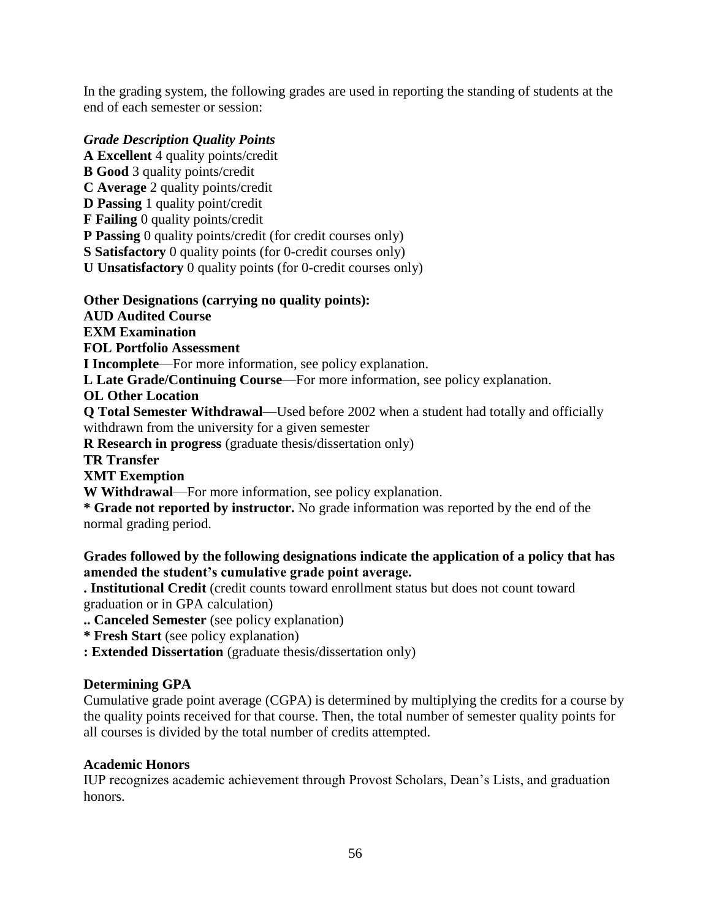In the grading system, the following grades are used in reporting the standing of students at the end of each semester or session:

***Grade Description Quality Points***

**A Excellent** 4 quality points/credit
**B Good** 3 quality points/credit
**C Average** 2 quality points/credit
**D Passing** 1 quality point/credit
**F Failing** 0 quality points/credit
**P Passing** 0 quality points/credit (for credit courses only)
**S Satisfactory** 0 quality points (for 0-credit courses only)
**U Unsatisfactory** 0 quality points (for 0-credit courses only)

**Other Designations (carrying no quality points):**
**AUD Audited Course**
**EXM Examination**
**FOL Portfolio Assessment**
**I Incomplete**—For more information, see policy explanation.
**L Late Grade/Continuing Course**—For more information, see policy explanation.
**OL Other Location**
**Q Total Semester Withdrawal**—Used before 2002 when a student had totally and officially withdrawn from the university for a given semester
**R Research in progress** (graduate thesis/dissertation only)
**TR Transfer**
**XMT Exemption**
**W Withdrawal**—For more information, see policy explanation.
**\* Grade not reported by instructor.** No grade information was reported by the end of the normal grading period.

**Grades followed by the following designations indicate the application of a policy that has amended the student's cumulative grade point average.**
**. Institutional Credit** (credit counts toward enrollment status but does not count toward graduation or in GPA calculation)
**.. Canceled Semester** (see policy explanation)
**\* Fresh Start** (see policy explanation)
**: Extended Dissertation** (graduate thesis/dissertation only)

**Determining GPA**

Cumulative grade point average (CGPA) is determined by multiplying the credits for a course by the quality points received for that course. Then, the total number of semester quality points for all courses is divided by the total number of credits attempted.

**Academic Honors**

IUP recognizes academic achievement through Provost Scholars, Dean's Lists, and graduation honors.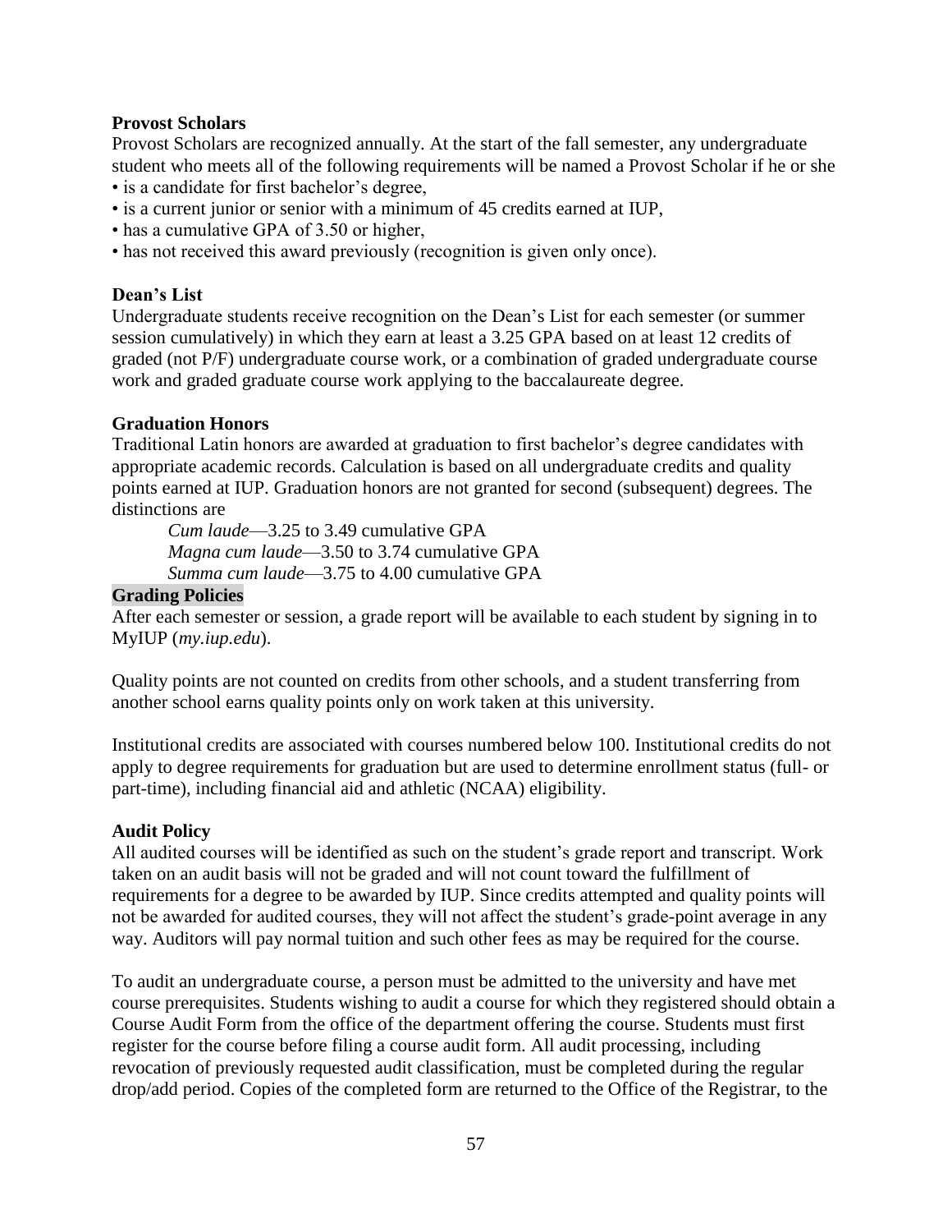### Provost Scholars

Provost Scholars are recognized annually. At the start of the fall semester, any undergraduate student who meets all of the following requirements will be named a Provost Scholar if he or she

- is a candidate for first bachelor's degree,
- is a current junior or senior with a minimum of 45 credits earned at IUP,
- has a cumulative GPA of 3.50 or higher,
- has not received this award previously (recognition is given only once).

### Dean's List

Undergraduate students receive recognition on the Dean's List for each semester (or summer session cumulatively) in which they earn at least a 3.25 GPA based on at least 12 credits of graded (not P/F) undergraduate course work, or a combination of graded undergraduate course work and graded graduate course work applying to the baccalaureate degree.

### Graduation Honors

Traditional Latin honors are awarded at graduation to first bachelor's degree candidates with appropriate academic records. Calculation is based on all undergraduate credits and quality points earned at IUP. Graduation honors are not granted for second (subsequent) degrees. The distinctions are

*Cum laude*—3.25 to 3.49 cumulative GPA
*Magna cum laude*—3.50 to 3.74 cumulative GPA
*Summa cum laude*—3.75 to 4.00 cumulative GPA

## Grading Policies

After each semester or session, a grade report will be available to each student by signing in to MyIUP (*my.iup.edu*).

Quality points are not counted on credits from other schools, and a student transferring from another school earns quality points only on work taken at this university.

Institutional credits are associated with courses numbered below 100. Institutional credits do not apply to degree requirements for graduation but are used to determine enrollment status (full- or part-time), including financial aid and athletic (NCAA) eligibility.

### Audit Policy

All audited courses will be identified as such on the student's grade report and transcript. Work taken on an audit basis will not be graded and will not count toward the fulfillment of requirements for a degree to be awarded by IUP. Since credits attempted and quality points will not be awarded for audited courses, they will not affect the student's grade-point average in any way. Auditors will pay normal tuition and such other fees as may be required for the course.

To audit an undergraduate course, a person must be admitted to the university and have met course prerequisites. Students wishing to audit a course for which they registered should obtain a Course Audit Form from the office of the department offering the course. Students must first register for the course before filing a course audit form. All audit processing, including revocation of previously requested audit classification, must be completed during the regular drop/add period. Copies of the completed form are returned to the Office of the Registrar, to the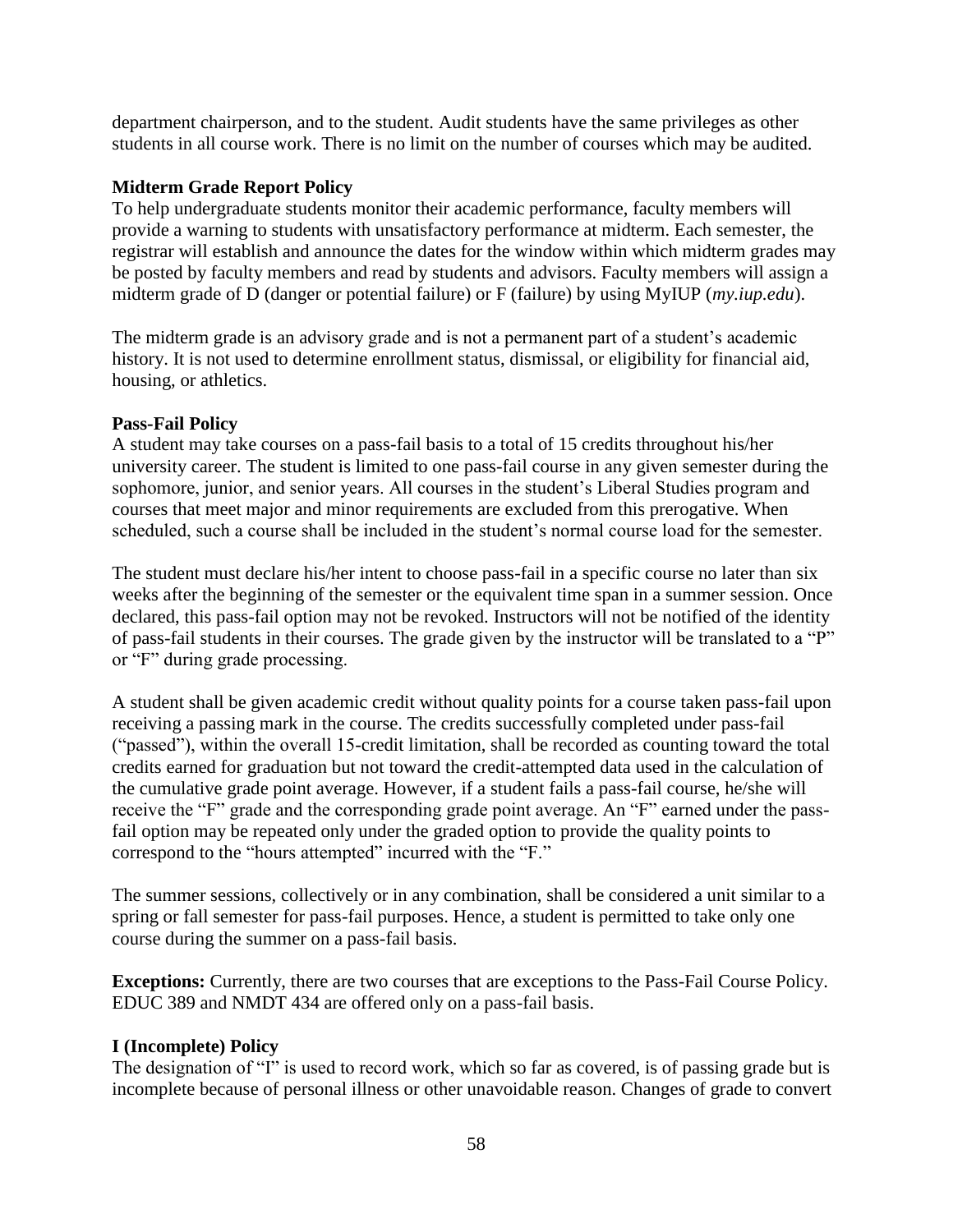department chairperson, and to the student. Audit students have the same privileges as other students in all course work. There is no limit on the number of courses which may be audited.

**Midterm Grade Report Policy**

To help undergraduate students monitor their academic performance, faculty members will provide a warning to students with unsatisfactory performance at midterm. Each semester, the registrar will establish and announce the dates for the window within which midterm grades may be posted by faculty members and read by students and advisors. Faculty members will assign a midterm grade of D (danger or potential failure) or F (failure) by using MyIUP (*my.iup.edu*).

The midterm grade is an advisory grade and is not a permanent part of a student's academic history. It is not used to determine enrollment status, dismissal, or eligibility for financial aid, housing, or athletics.

**Pass-Fail Policy**

A student may take courses on a pass-fail basis to a total of 15 credits throughout his/her university career. The student is limited to one pass-fail course in any given semester during the sophomore, junior, and senior years. All courses in the student's Liberal Studies program and courses that meet major and minor requirements are excluded from this prerogative. When scheduled, such a course shall be included in the student's normal course load for the semester.

The student must declare his/her intent to choose pass-fail in a specific course no later than six weeks after the beginning of the semester or the equivalent time span in a summer session. Once declared, this pass-fail option may not be revoked. Instructors will not be notified of the identity of pass-fail students in their courses. The grade given by the instructor will be translated to a "P" or "F" during grade processing.

A student shall be given academic credit without quality points for a course taken pass-fail upon receiving a passing mark in the course. The credits successfully completed under pass-fail ("passed"), within the overall 15-credit limitation, shall be recorded as counting toward the total credits earned for graduation but not toward the credit-attempted data used in the calculation of the cumulative grade point average. However, if a student fails a pass-fail course, he/she will receive the "F" grade and the corresponding grade point average. An "F" earned under the pass-fail option may be repeated only under the graded option to provide the quality points to correspond to the "hours attempted" incurred with the "F."

The summer sessions, collectively or in any combination, shall be considered a unit similar to a spring or fall semester for pass-fail purposes. Hence, a student is permitted to take only one course during the summer on a pass-fail basis.

**Exceptions:** Currently, there are two courses that are exceptions to the Pass-Fail Course Policy. EDUC 389 and NMDT 434 are offered only on a pass-fail basis.

**I (Incomplete) Policy**

The designation of "I" is used to record work, which so far as covered, is of passing grade but is incomplete because of personal illness or other unavoidable reason. Changes of grade to convert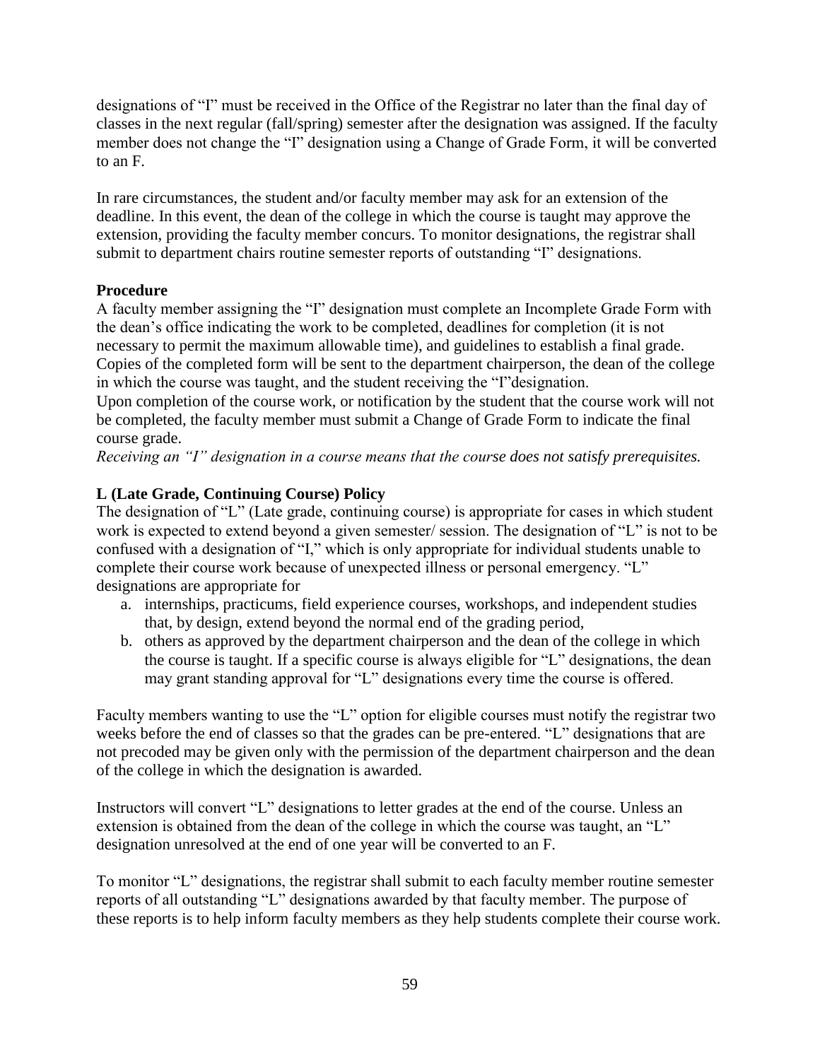designations of "I" must be received in the Office of the Registrar no later than the final day of classes in the next regular (fall/spring) semester after the designation was assigned. If the faculty member does not change the "I" designation using a Change of Grade Form, it will be converted to an F.

In rare circumstances, the student and/or faculty member may ask for an extension of the deadline. In this event, the dean of the college in which the course is taught may approve the extension, providing the faculty member concurs. To monitor designations, the registrar shall submit to department chairs routine semester reports of outstanding "I" designations.

**Procedure**

A faculty member assigning the "I" designation must complete an Incomplete Grade Form with the dean's office indicating the work to be completed, deadlines for completion (it is not necessary to permit the maximum allowable time), and guidelines to establish a final grade. Copies of the completed form will be sent to the department chairperson, the dean of the college in which the course was taught, and the student receiving the "I"designation.

Upon completion of the course work, or notification by the student that the course work will not be completed, the faculty member must submit a Change of Grade Form to indicate the final course grade.

*Receiving an "I" designation in a course means that the course does not satisfy prerequisites.*

**L (Late Grade, Continuing Course) Policy**

The designation of "L" (Late grade, continuing course) is appropriate for cases in which student work is expected to extend beyond a given semester/ session. The designation of "L" is not to be confused with a designation of "I," which is only appropriate for individual students unable to complete their course work because of unexpected illness or personal emergency. "L" designations are appropriate for

a. internships, practicums, field experience courses, workshops, and independent studies that, by design, extend beyond the normal end of the grading period,
b. others as approved by the department chairperson and the dean of the college in which the course is taught. If a specific course is always eligible for "L" designations, the dean may grant standing approval for "L" designations every time the course is offered.

Faculty members wanting to use the "L" option for eligible courses must notify the registrar two weeks before the end of classes so that the grades can be pre-entered. "L" designations that are not precoded may be given only with the permission of the department chairperson and the dean of the college in which the designation is awarded.

Instructors will convert "L" designations to letter grades at the end of the course. Unless an extension is obtained from the dean of the college in which the course was taught, an "L" designation unresolved at the end of one year will be converted to an F.

To monitor "L" designations, the registrar shall submit to each faculty member routine semester reports of all outstanding "L" designations awarded by that faculty member. The purpose of these reports is to help inform faculty members as they help students complete their course work.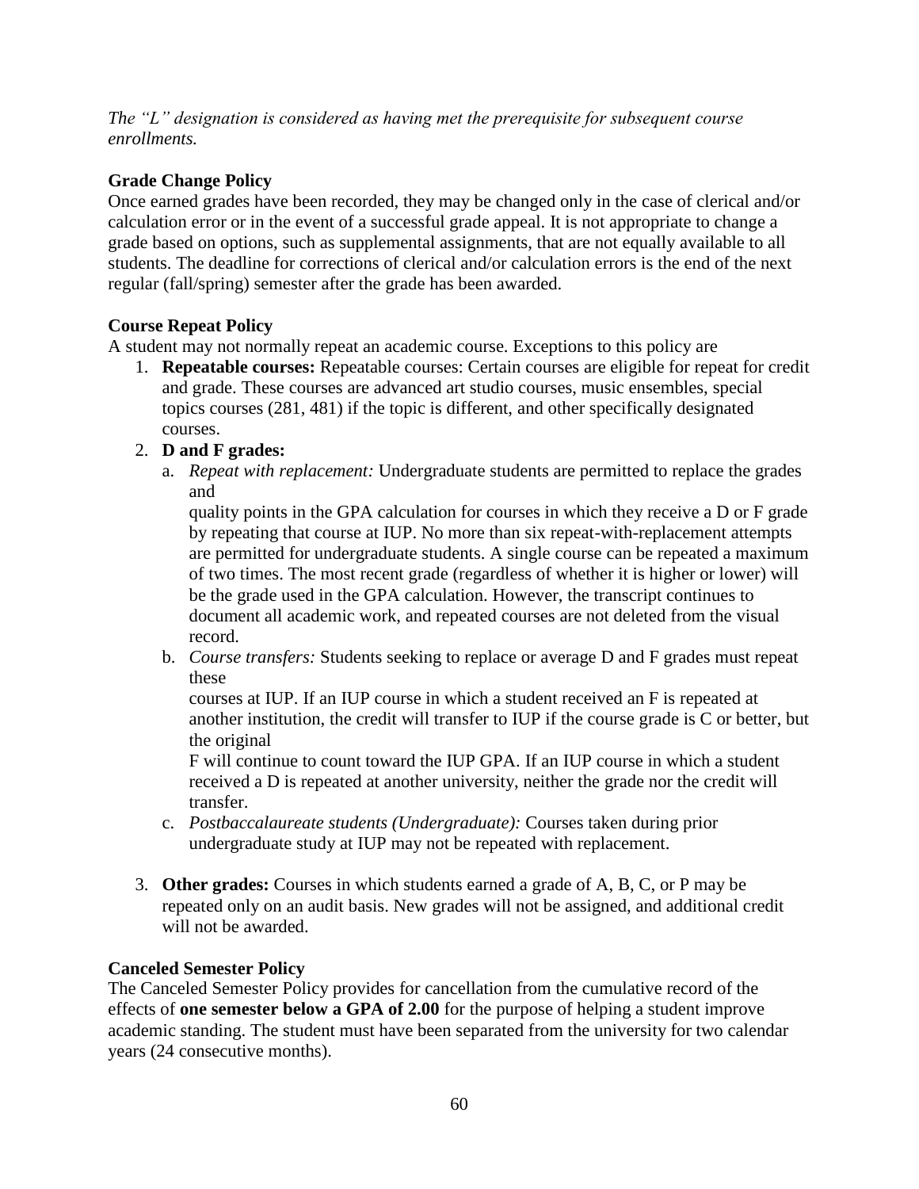*The "L" designation is considered as having met the prerequisite for subsequent course enrollments.*

**Grade Change Policy**

Once earned grades have been recorded, they may be changed only in the case of clerical and/or calculation error or in the event of a successful grade appeal. It is not appropriate to change a grade based on options, such as supplemental assignments, that are not equally available to all students. The deadline for corrections of clerical and/or calculation errors is the end of the next regular (fall/spring) semester after the grade has been awarded.

**Course Repeat Policy**

A student may not normally repeat an academic course. Exceptions to this policy are

1. **Repeatable courses:** Repeatable courses: Certain courses are eligible for repeat for credit and grade. These courses are advanced art studio courses, music ensembles, special topics courses (281, 481) if the topic is different, and other specifically designated courses.
2. **D and F grades:**
   a. *Repeat with replacement:* Undergraduate students are permitted to replace the grades and quality points in the GPA calculation for courses in which they receive a D or F grade by repeating that course at IUP. No more than six repeat-with-replacement attempts are permitted for undergraduate students. A single course can be repeated a maximum of two times. The most recent grade (regardless of whether it is higher or lower) will be the grade used in the GPA calculation. However, the transcript continues to document all academic work, and repeated courses are not deleted from the visual record.
   b. *Course transfers:* Students seeking to replace or average D and F grades must repeat these courses at IUP. If an IUP course in which a student received an F is repeated at another institution, the credit will transfer to IUP if the course grade is C or better, but the original F will continue to count toward the IUP GPA. If an IUP course in which a student received a D is repeated at another university, neither the grade nor the credit will transfer.
   c. *Postbaccalaureate students (Undergraduate):* Courses taken during prior undergraduate study at IUP may not be repeated with replacement.
3. **Other grades:** Courses in which students earned a grade of A, B, C, or P may be repeated only on an audit basis. New grades will not be assigned, and additional credit will not be awarded.

**Canceled Semester Policy**

The Canceled Semester Policy provides for cancellation from the cumulative record of the effects of **one semester below a GPA of 2.00** for the purpose of helping a student improve academic standing. The student must have been separated from the university for two calendar years (24 consecutive months).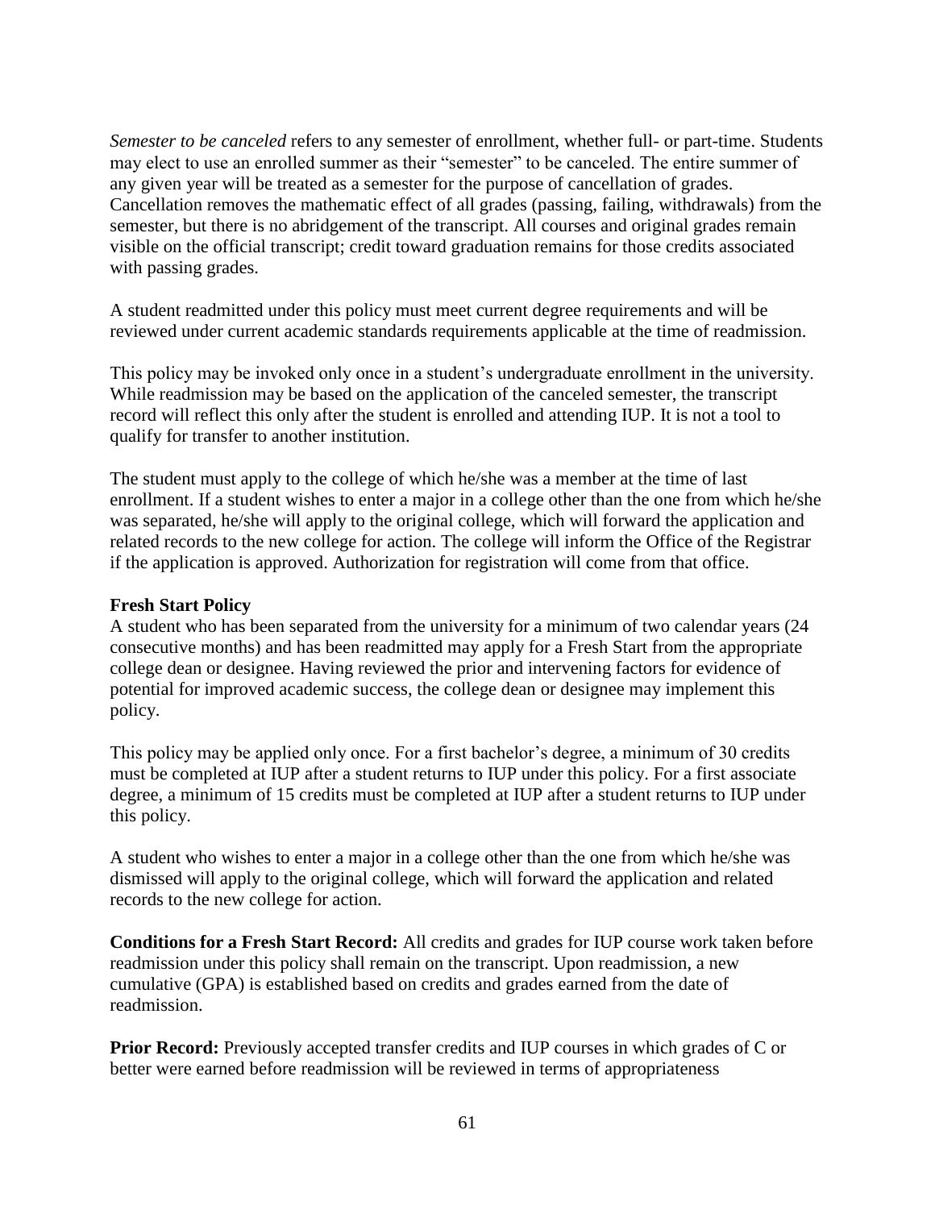*Semester to be canceled* refers to any semester of enrollment, whether full- or part-time. Students may elect to use an enrolled summer as their "semester" to be canceled. The entire summer of any given year will be treated as a semester for the purpose of cancellation of grades. Cancellation removes the mathematic effect of all grades (passing, failing, withdrawals) from the semester, but there is no abridgement of the transcript. All courses and original grades remain visible on the official transcript; credit toward graduation remains for those credits associated with passing grades.

A student readmitted under this policy must meet current degree requirements and will be reviewed under current academic standards requirements applicable at the time of readmission.

This policy may be invoked only once in a student's undergraduate enrollment in the university. While readmission may be based on the application of the canceled semester, the transcript record will reflect this only after the student is enrolled and attending IUP. It is not a tool to qualify for transfer to another institution.

The student must apply to the college of which he/she was a member at the time of last enrollment. If a student wishes to enter a major in a college other than the one from which he/she was separated, he/she will apply to the original college, which will forward the application and related records to the new college for action. The college will inform the Office of the Registrar if the application is approved. Authorization for registration will come from that office.

**Fresh Start Policy**

A student who has been separated from the university for a minimum of two calendar years (24 consecutive months) and has been readmitted may apply for a Fresh Start from the appropriate college dean or designee. Having reviewed the prior and intervening factors for evidence of potential for improved academic success, the college dean or designee may implement this policy.

This policy may be applied only once. For a first bachelor's degree, a minimum of 30 credits must be completed at IUP after a student returns to IUP under this policy. For a first associate degree, a minimum of 15 credits must be completed at IUP after a student returns to IUP under this policy.

A student who wishes to enter a major in a college other than the one from which he/she was dismissed will apply to the original college, which will forward the application and related records to the new college for action.

**Conditions for a Fresh Start Record:** All credits and grades for IUP course work taken before readmission under this policy shall remain on the transcript. Upon readmission, a new cumulative (GPA) is established based on credits and grades earned from the date of readmission.

**Prior Record:** Previously accepted transfer credits and IUP courses in which grades of C or better were earned before readmission will be reviewed in terms of appropriateness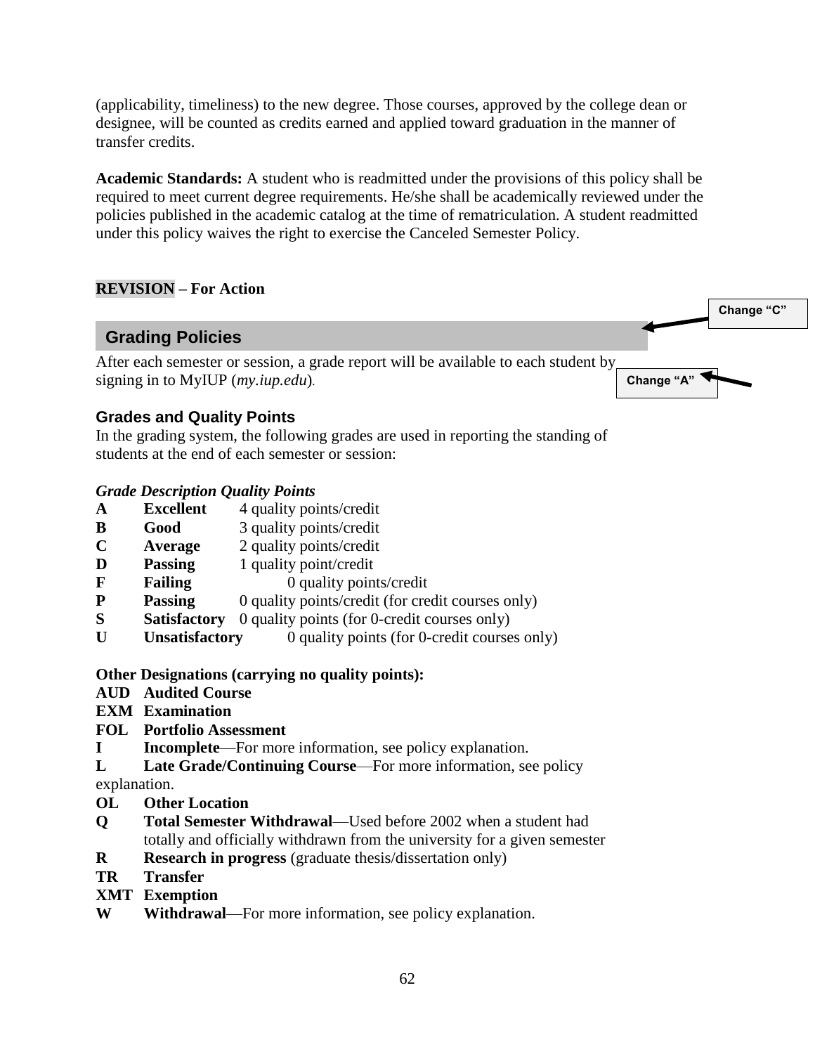(applicability, timeliness) to the new degree. Those courses, approved by the college dean or designee, will be counted as credits earned and applied toward graduation in the manner of transfer credits.

**Academic Standards:** A student who is readmitted under the provisions of this policy shall be required to meet current degree requirements. He/she shall be academically reviewed under the policies published in the academic catalog at the time of rematriculation. A student readmitted under this policy waives the right to exercise the Canceled Semester Policy.

**REVISION – For Action**

Change "C"

## Grading Policies

After each semester or session, a grade report will be available to each student by signing in to MyIUP (*my.iup.edu*).

Change "A"

### Grades and Quality Points

In the grading system, the following grades are used in reporting the standing of students at the end of each semester or session:

***Grade Description Quality Points***

| | | |
|---|---|---|
| **A** | **Excellent** | 4 quality points/credit |
| **B** | **Good** | 3 quality points/credit |
| **C** | **Average** | 2 quality points/credit |
| **D** | **Passing** | 1 quality point/credit |
| **F** | **Failing** | 0 quality points/credit |
| **P** | **Passing** | 0 quality points/credit (for credit courses only) |
| **S** | **Satisfactory** | 0 quality points (for 0-credit courses only) |
| **U** | **Unsatisfactory** | 0 quality points (for 0-credit courses only) |

**Other Designations (carrying no quality points):**

**AUD Audited Course**
**EXM Examination**
**FOL Portfolio Assessment**
**I** **Incomplete**—For more information, see policy explanation.
**L** **Late Grade/Continuing Course**—For more information, see policy explanation.
**OL Other Location**
**Q** **Total Semester Withdrawal**—Used before 2002 when a student had totally and officially withdrawn from the university for a given semester
**R** **Research in progress** (graduate thesis/dissertation only)
**TR Transfer**
**XMT Exemption**
**W** **Withdrawal**—For more information, see policy explanation.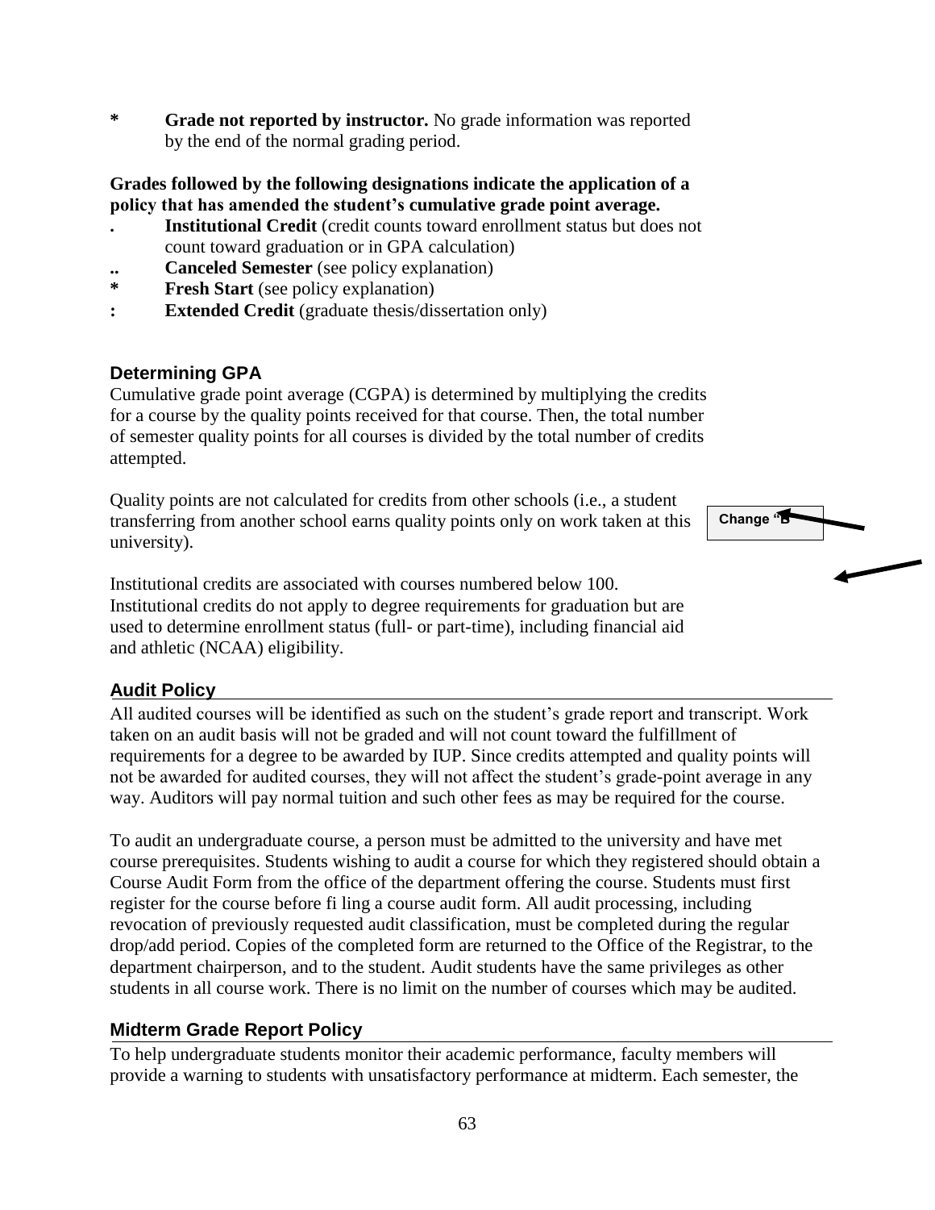**\*** **Grade not reported by instructor.** No grade information was reported by the end of the normal grading period.

**Grades followed by the following designations indicate the application of a policy that has amended the student's cumulative grade point average.**

- **.** **Institutional Credit** (credit counts toward enrollment status but does not count toward graduation or in GPA calculation)
- **..** **Canceled Semester** (see policy explanation)
- **\*** **Fresh Start** (see policy explanation)
- **:** **Extended Credit** (graduate thesis/dissertation only)

## Determining GPA

Cumulative grade point average (CGPA) is determined by multiplying the credits for a course by the quality points received for that course. Then, the total number of semester quality points for all courses is divided by the total number of credits attempted.

Quality points are not calculated for credits from other schools (i.e., a student transferring from another school earns quality points only on work taken at this university).

Change "B

Institutional credits are associated with courses numbered below 100. Institutional credits do not apply to degree requirements for graduation but are used to determine enrollment status (full- or part-time), including financial aid and athletic (NCAA) eligibility.

## Audit Policy

All audited courses will be identified as such on the student's grade report and transcript. Work taken on an audit basis will not be graded and will not count toward the fulfillment of requirements for a degree to be awarded by IUP. Since credits attempted and quality points will not be awarded for audited courses, they will not affect the student's grade-point average in any way. Auditors will pay normal tuition and such other fees as may be required for the course.

To audit an undergraduate course, a person must be admitted to the university and have met course prerequisites. Students wishing to audit a course for which they registered should obtain a Course Audit Form from the office of the department offering the course. Students must first register for the course before fi ling a course audit form. All audit processing, including revocation of previously requested audit classification, must be completed during the regular drop/add period. Copies of the completed form are returned to the Office of the Registrar, to the department chairperson, and to the student. Audit students have the same privileges as other students in all course work. There is no limit on the number of courses which may be audited.

## Midterm Grade Report Policy

To help undergraduate students monitor their academic performance, faculty members will provide a warning to students with unsatisfactory performance at midterm. Each semester, the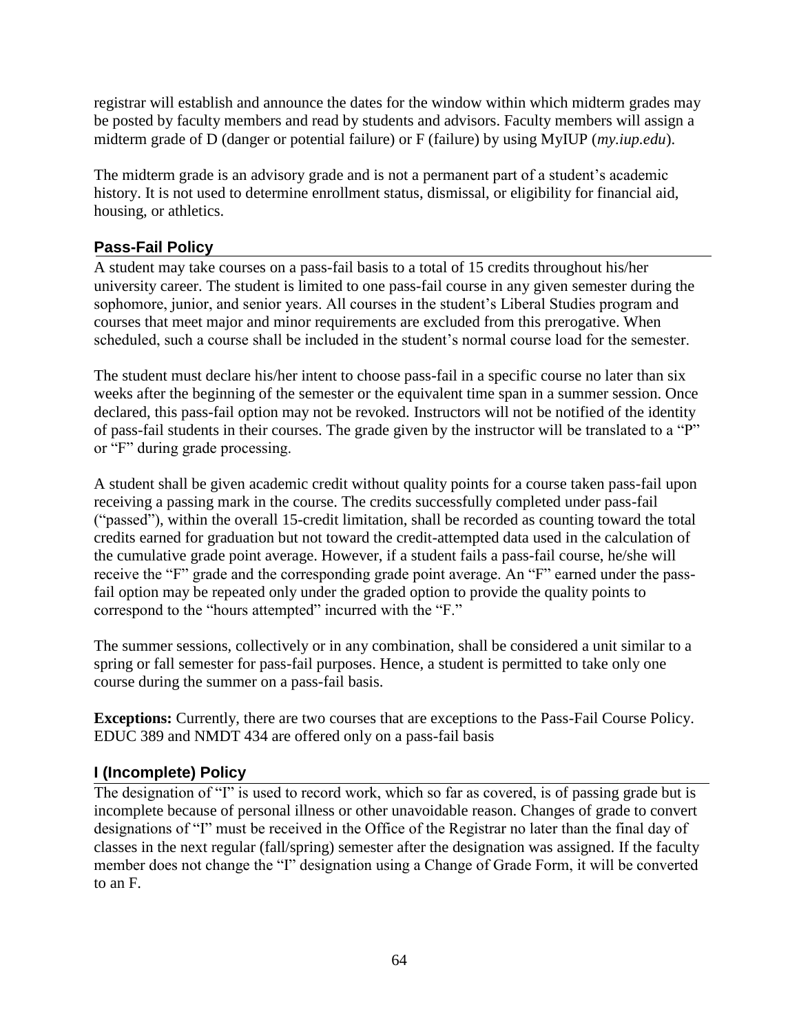registrar will establish and announce the dates for the window within which midterm grades may be posted by faculty members and read by students and advisors. Faculty members will assign a midterm grade of D (danger or potential failure) or F (failure) by using MyIUP (*my.iup.edu*).

The midterm grade is an advisory grade and is not a permanent part of a student's academic history. It is not used to determine enrollment status, dismissal, or eligibility for financial aid, housing, or athletics.

## Pass-Fail Policy

A student may take courses on a pass-fail basis to a total of 15 credits throughout his/her university career. The student is limited to one pass-fail course in any given semester during the sophomore, junior, and senior years. All courses in the student's Liberal Studies program and courses that meet major and minor requirements are excluded from this prerogative. When scheduled, such a course shall be included in the student's normal course load for the semester.

The student must declare his/her intent to choose pass-fail in a specific course no later than six weeks after the beginning of the semester or the equivalent time span in a summer session. Once declared, this pass-fail option may not be revoked. Instructors will not be notified of the identity of pass-fail students in their courses. The grade given by the instructor will be translated to a "P" or "F" during grade processing.

A student shall be given academic credit without quality points for a course taken pass-fail upon receiving a passing mark in the course. The credits successfully completed under pass-fail ("passed"), within the overall 15-credit limitation, shall be recorded as counting toward the total credits earned for graduation but not toward the credit-attempted data used in the calculation of the cumulative grade point average. However, if a student fails a pass-fail course, he/she will receive the "F" grade and the corresponding grade point average. An "F" earned under the pass-fail option may be repeated only under the graded option to provide the quality points to correspond to the "hours attempted" incurred with the "F."

The summer sessions, collectively or in any combination, shall be considered a unit similar to a spring or fall semester for pass-fail purposes. Hence, a student is permitted to take only one course during the summer on a pass-fail basis.

**Exceptions:** Currently, there are two courses that are exceptions to the Pass-Fail Course Policy. EDUC 389 and NMDT 434 are offered only on a pass-fail basis

## I (Incomplete) Policy

The designation of "I" is used to record work, which so far as covered, is of passing grade but is incomplete because of personal illness or other unavoidable reason. Changes of grade to convert designations of "I" must be received in the Office of the Registrar no later than the final day of classes in the next regular (fall/spring) semester after the designation was assigned. If the faculty member does not change the "I" designation using a Change of Grade Form, it will be converted to an F.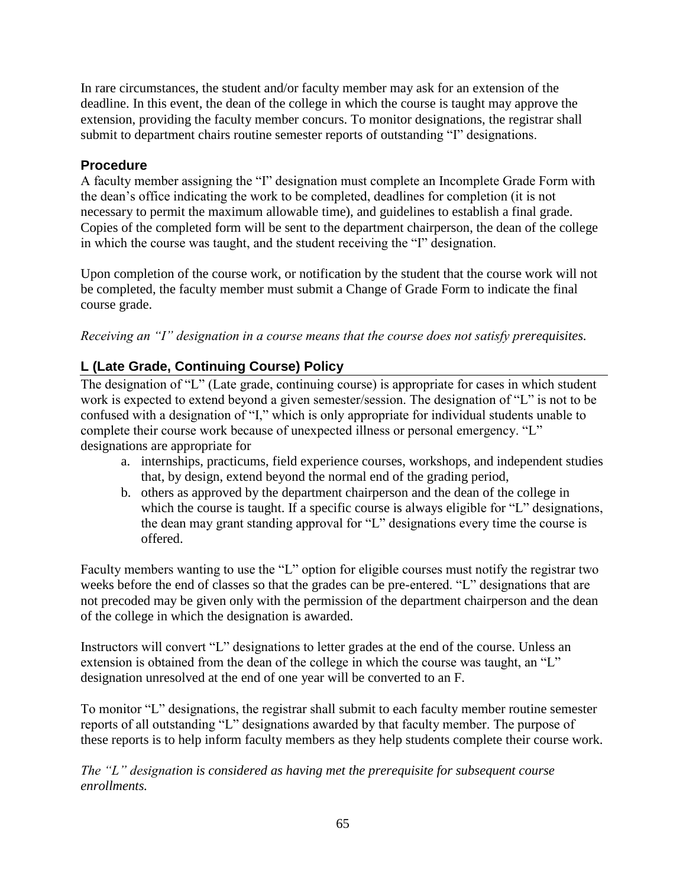In rare circumstances, the student and/or faculty member may ask for an extension of the deadline. In this event, the dean of the college in which the course is taught may approve the extension, providing the faculty member concurs. To monitor designations, the registrar shall submit to department chairs routine semester reports of outstanding "I" designations.

### Procedure

A faculty member assigning the "I" designation must complete an Incomplete Grade Form with the dean's office indicating the work to be completed, deadlines for completion (it is not necessary to permit the maximum allowable time), and guidelines to establish a final grade. Copies of the completed form will be sent to the department chairperson, the dean of the college in which the course was taught, and the student receiving the "I" designation.

Upon completion of the course work, or notification by the student that the course work will not be completed, the faculty member must submit a Change of Grade Form to indicate the final course grade.

*Receiving an "I" designation in a course means that the course does not satisfy prerequisites.*

### L (Late Grade, Continuing Course) Policy

The designation of "L" (Late grade, continuing course) is appropriate for cases in which student work is expected to extend beyond a given semester/session. The designation of "L" is not to be confused with a designation of "I," which is only appropriate for individual students unable to complete their course work because of unexpected illness or personal emergency. "L" designations are appropriate for

a. internships, practicums, field experience courses, workshops, and independent studies that, by design, extend beyond the normal end of the grading period,
b. others as approved by the department chairperson and the dean of the college in which the course is taught. If a specific course is always eligible for "L" designations, the dean may grant standing approval for "L" designations every time the course is offered.

Faculty members wanting to use the "L" option for eligible courses must notify the registrar two weeks before the end of classes so that the grades can be pre-entered. "L" designations that are not precoded may be given only with the permission of the department chairperson and the dean of the college in which the designation is awarded.

Instructors will convert "L" designations to letter grades at the end of the course. Unless an extension is obtained from the dean of the college in which the course was taught, an "L" designation unresolved at the end of one year will be converted to an F.

To monitor "L" designations, the registrar shall submit to each faculty member routine semester reports of all outstanding "L" designations awarded by that faculty member. The purpose of these reports is to help inform faculty members as they help students complete their course work.

*The "L" designation is considered as having met the prerequisite for subsequent course enrollments.*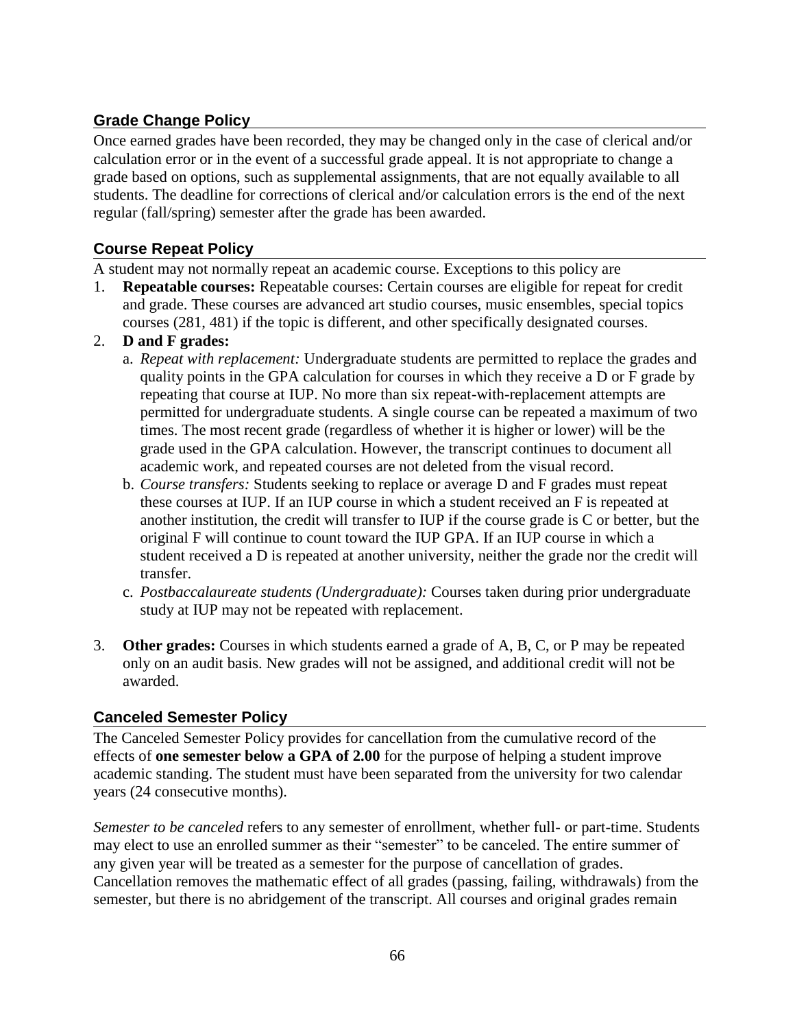## Grade Change Policy

Once earned grades have been recorded, they may be changed only in the case of clerical and/or calculation error or in the event of a successful grade appeal. It is not appropriate to change a grade based on options, such as supplemental assignments, that are not equally available to all students. The deadline for corrections of clerical and/or calculation errors is the end of the next regular (fall/spring) semester after the grade has been awarded.

## Course Repeat Policy

A student may not normally repeat an academic course. Exceptions to this policy are

1. **Repeatable courses:** Repeatable courses: Certain courses are eligible for repeat for credit and grade. These courses are advanced art studio courses, music ensembles, special topics courses (281, 481) if the topic is different, and other specifically designated courses.
2. **D and F grades:**
   a. *Repeat with replacement:* Undergraduate students are permitted to replace the grades and quality points in the GPA calculation for courses in which they receive a D or F grade by repeating that course at IUP. No more than six repeat-with-replacement attempts are permitted for undergraduate students. A single course can be repeated a maximum of two times. The most recent grade (regardless of whether it is higher or lower) will be the grade used in the GPA calculation. However, the transcript continues to document all academic work, and repeated courses are not deleted from the visual record.
   b. *Course transfers:* Students seeking to replace or average D and F grades must repeat these courses at IUP. If an IUP course in which a student received an F is repeated at another institution, the credit will transfer to IUP if the course grade is C or better, but the original F will continue to count toward the IUP GPA. If an IUP course in which a student received a D is repeated at another university, neither the grade nor the credit will transfer.
   c. *Postbaccalaureate students (Undergraduate):* Courses taken during prior undergraduate study at IUP may not be repeated with replacement.
3. **Other grades:** Courses in which students earned a grade of A, B, C, or P may be repeated only on an audit basis. New grades will not be assigned, and additional credit will not be awarded.

## Canceled Semester Policy

The Canceled Semester Policy provides for cancellation from the cumulative record of the effects of **one semester below a GPA of 2.00** for the purpose of helping a student improve academic standing. The student must have been separated from the university for two calendar years (24 consecutive months).

*Semester to be canceled* refers to any semester of enrollment, whether full- or part-time. Students may elect to use an enrolled summer as their "semester" to be canceled. The entire summer of any given year will be treated as a semester for the purpose of cancellation of grades. Cancellation removes the mathematic effect of all grades (passing, failing, withdrawals) from the semester, but there is no abridgement of the transcript. All courses and original grades remain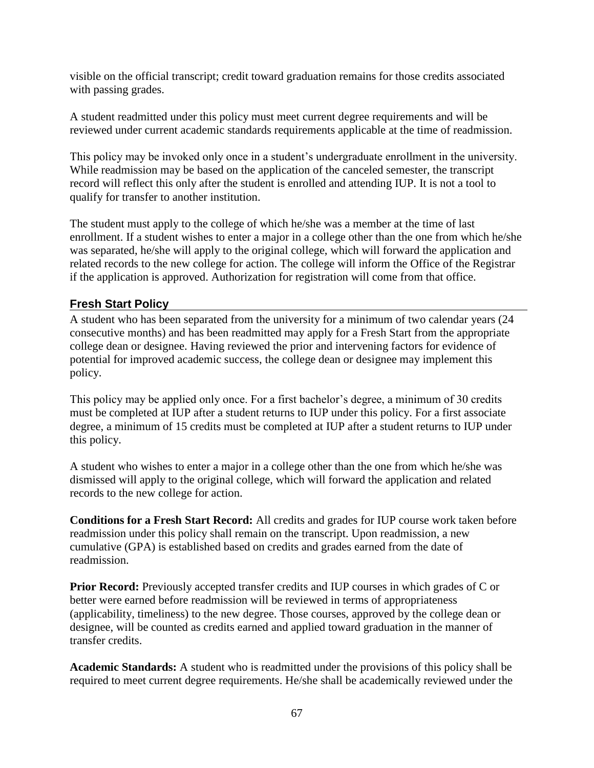visible on the official transcript; credit toward graduation remains for those credits associated with passing grades.

A student readmitted under this policy must meet current degree requirements and will be reviewed under current academic standards requirements applicable at the time of readmission.

This policy may be invoked only once in a student's undergraduate enrollment in the university. While readmission may be based on the application of the canceled semester, the transcript record will reflect this only after the student is enrolled and attending IUP. It is not a tool to qualify for transfer to another institution.

The student must apply to the college of which he/she was a member at the time of last enrollment. If a student wishes to enter a major in a college other than the one from which he/she was separated, he/she will apply to the original college, which will forward the application and related records to the new college for action. The college will inform the Office of the Registrar if the application is approved. Authorization for registration will come from that office.

### Fresh Start Policy

A student who has been separated from the university for a minimum of two calendar years (24 consecutive months) and has been readmitted may apply for a Fresh Start from the appropriate college dean or designee. Having reviewed the prior and intervening factors for evidence of potential for improved academic success, the college dean or designee may implement this policy.

This policy may be applied only once. For a first bachelor's degree, a minimum of 30 credits must be completed at IUP after a student returns to IUP under this policy. For a first associate degree, a minimum of 15 credits must be completed at IUP after a student returns to IUP under this policy.

A student who wishes to enter a major in a college other than the one from which he/she was dismissed will apply to the original college, which will forward the application and related records to the new college for action.

**Conditions for a Fresh Start Record:** All credits and grades for IUP course work taken before readmission under this policy shall remain on the transcript. Upon readmission, a new cumulative (GPA) is established based on credits and grades earned from the date of readmission.

**Prior Record:** Previously accepted transfer credits and IUP courses in which grades of C or better were earned before readmission will be reviewed in terms of appropriateness (applicability, timeliness) to the new degree. Those courses, approved by the college dean or designee, will be counted as credits earned and applied toward graduation in the manner of transfer credits.

**Academic Standards:** A student who is readmitted under the provisions of this policy shall be required to meet current degree requirements. He/she shall be academically reviewed under the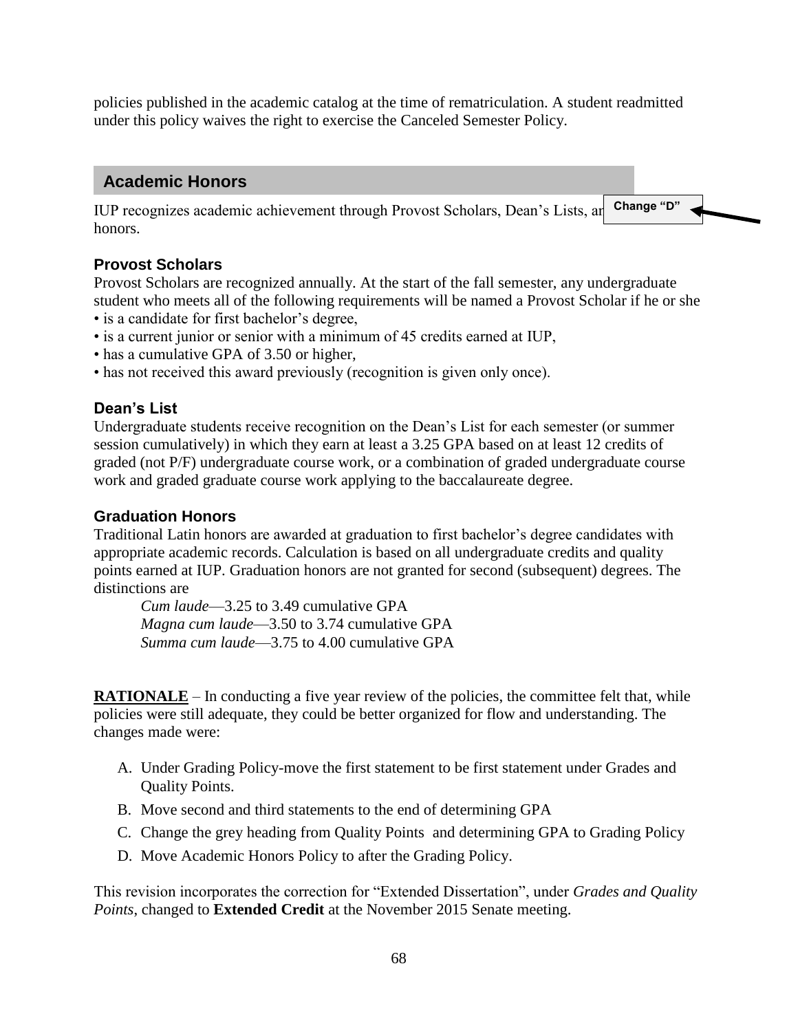policies published in the academic catalog at the time of rematriculation. A student readmitted under this policy waives the right to exercise the Canceled Semester Policy.

## Academic Honors

IUP recognizes academic achievement through Provost Scholars, Dean's Lists, ar **Change "D"** honors.

### Provost Scholars

Provost Scholars are recognized annually. At the start of the fall semester, any undergraduate student who meets all of the following requirements will be named a Provost Scholar if he or she

- is a candidate for first bachelor's degree,
- is a current junior or senior with a minimum of 45 credits earned at IUP,
- has a cumulative GPA of 3.50 or higher,
- has not received this award previously (recognition is given only once).

### Dean's List

Undergraduate students receive recognition on the Dean's List for each semester (or summer session cumulatively) in which they earn at least a 3.25 GPA based on at least 12 credits of graded (not P/F) undergraduate course work, or a combination of graded undergraduate course work and graded graduate course work applying to the baccalaureate degree.

### Graduation Honors

Traditional Latin honors are awarded at graduation to first bachelor's degree candidates with appropriate academic records. Calculation is based on all undergraduate credits and quality points earned at IUP. Graduation honors are not granted for second (subsequent) degrees. The distinctions are

*Cum laude*—3.25 to 3.49 cumulative GPA
*Magna cum laude*—3.50 to 3.74 cumulative GPA
*Summa cum laude*—3.75 to 4.00 cumulative GPA

**RATIONALE** – In conducting a five year review of the policies, the committee felt that, while policies were still adequate, they could be better organized for flow and understanding. The changes made were:

A. Under Grading Policy-move the first statement to be first statement under Grades and Quality Points.
B. Move second and third statements to the end of determining GPA
C. Change the grey heading from Quality Points and determining GPA to Grading Policy
D. Move Academic Honors Policy to after the Grading Policy.

This revision incorporates the correction for "Extended Dissertation", under *Grades and Quality Points*, changed to **Extended Credit** at the November 2015 Senate meeting.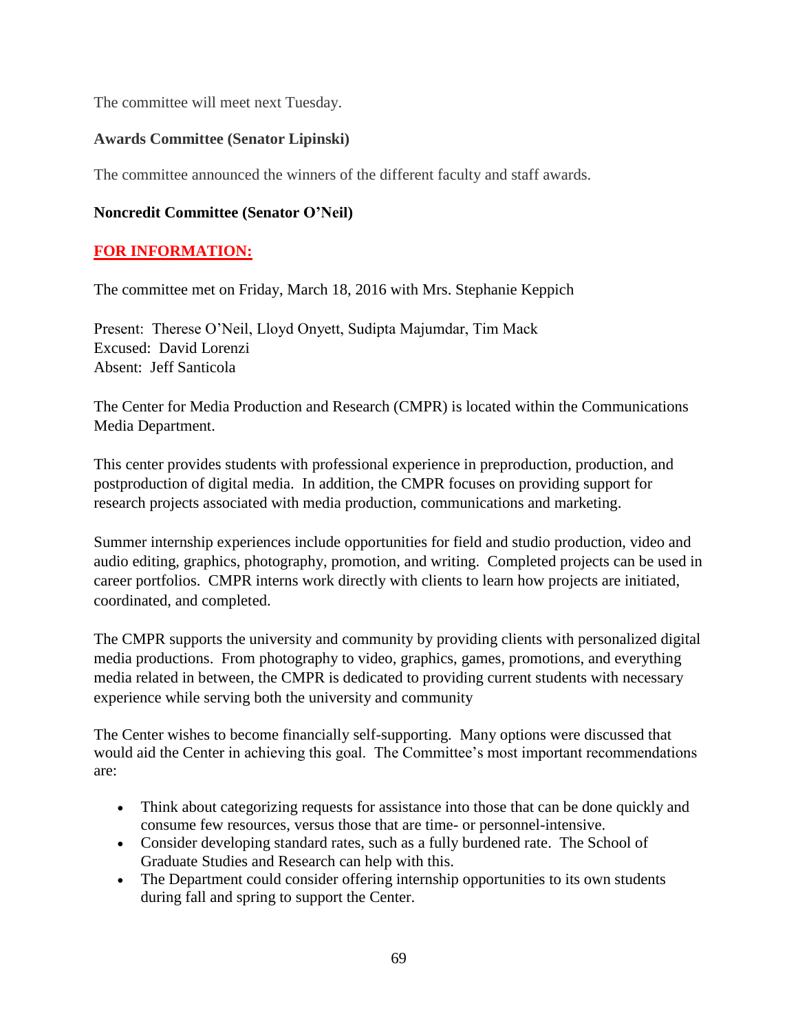The committee will meet next Tuesday.

**Awards Committee (Senator Lipinski)**

The committee announced the winners of the different faculty and staff awards.

**Noncredit Committee (Senator O'Neil)**

**FOR INFORMATION:**

The committee met on Friday, March 18, 2016 with Mrs. Stephanie Keppich

Present: Therese O'Neil, Lloyd Onyett, Sudipta Majumdar, Tim Mack
Excused: David Lorenzi
Absent: Jeff Santicola

The Center for Media Production and Research (CMPR) is located within the Communications Media Department.

This center provides students with professional experience in preproduction, production, and postproduction of digital media. In addition, the CMPR focuses on providing support for research projects associated with media production, communications and marketing.

Summer internship experiences include opportunities for field and studio production, video and audio editing, graphics, photography, promotion, and writing. Completed projects can be used in career portfolios. CMPR interns work directly with clients to learn how projects are initiated, coordinated, and completed.

The CMPR supports the university and community by providing clients with personalized digital media productions. From photography to video, graphics, games, promotions, and everything media related in between, the CMPR is dedicated to providing current students with necessary experience while serving both the university and community

The Center wishes to become financially self-supporting. Many options were discussed that would aid the Center in achieving this goal. The Committee's most important recommendations are:

- Think about categorizing requests for assistance into those that can be done quickly and consume few resources, versus those that are time- or personnel-intensive.
- Consider developing standard rates, such as a fully burdened rate. The School of Graduate Studies and Research can help with this.
- The Department could consider offering internship opportunities to its own students during fall and spring to support the Center.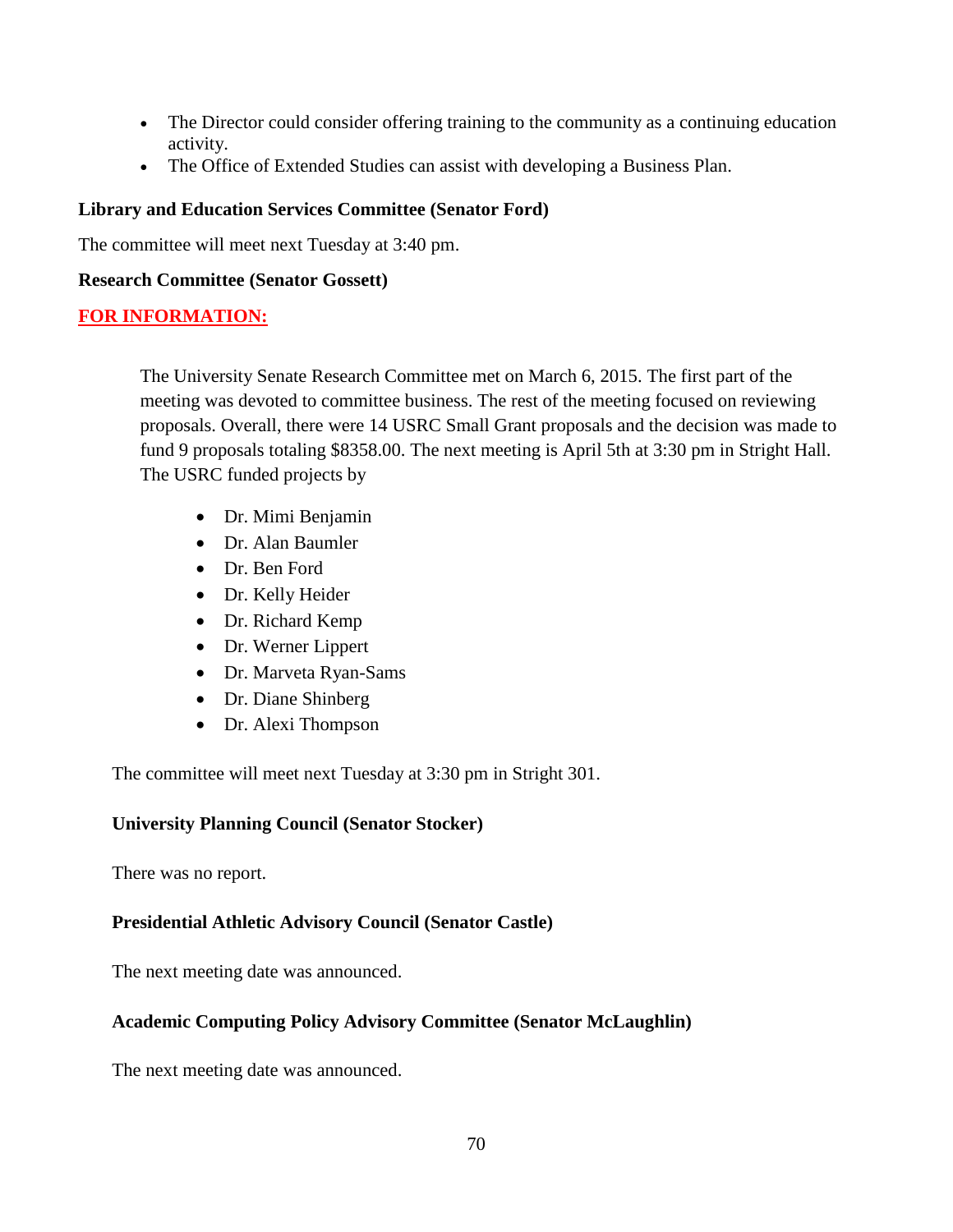- The Director could consider offering training to the community as a continuing education activity.
- The Office of Extended Studies can assist with developing a Business Plan.

**Library and Education Services Committee (Senator Ford)**

The committee will meet next Tuesday at 3:40 pm.

**Research Committee (Senator Gossett)**

**FOR INFORMATION:**

The University Senate Research Committee met on March 6, 2015. The first part of the meeting was devoted to committee business. The rest of the meeting focused on reviewing proposals. Overall, there were 14 USRC Small Grant proposals and the decision was made to fund 9 proposals totaling $8358.00. The next meeting is April 5th at 3:30 pm in Stright Hall. The USRC funded projects by

- Dr. Mimi Benjamin
- Dr. Alan Baumler
- Dr. Ben Ford
- Dr. Kelly Heider
- Dr. Richard Kemp
- Dr. Werner Lippert
- Dr. Marveta Ryan-Sams
- Dr. Diane Shinberg
- Dr. Alexi Thompson

The committee will meet next Tuesday at 3:30 pm in Stright 301.

**University Planning Council (Senator Stocker)**

There was no report.

**Presidential Athletic Advisory Council (Senator Castle)**

The next meeting date was announced.

**Academic Computing Policy Advisory Committee (Senator McLaughlin)**

The next meeting date was announced.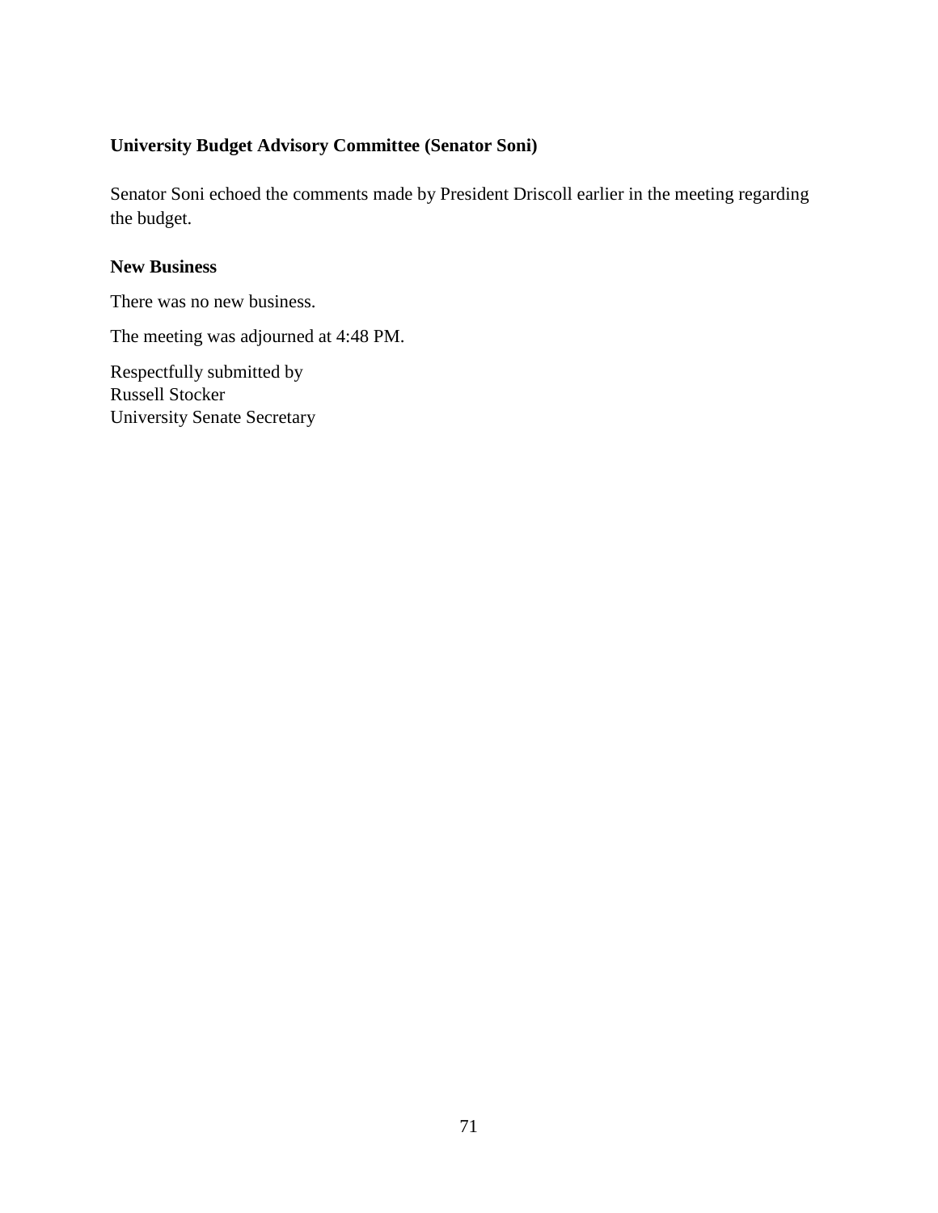**University Budget Advisory Committee (Senator Soni)**

Senator Soni echoed the comments made by President Driscoll earlier in the meeting regarding the budget.

**New Business**

There was no new business.

The meeting was adjourned at 4:48 PM.

Respectfully submitted by
Russell Stocker
University Senate Secretary